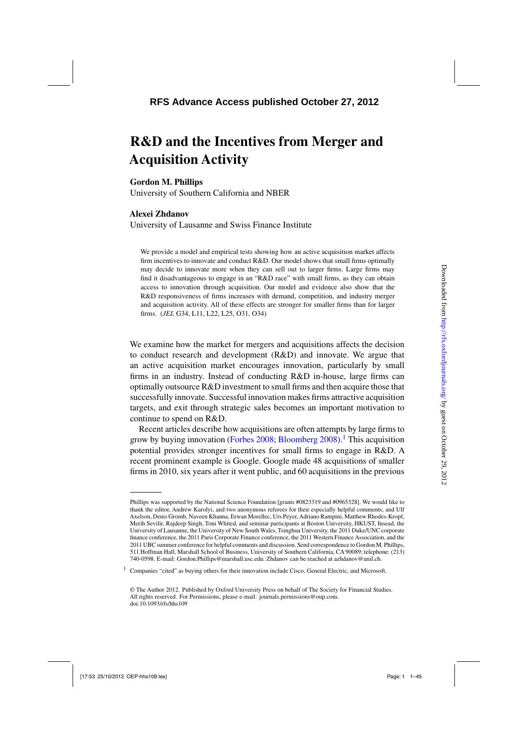# R&D and the Incentives from Merger and Acquisition Activity

**Gordon M. Phillips**
University of Southern California and NBER

**Alexei Zhdanov**
University of Lausanne and Swiss Finance Institute

We provide a model and empirical tests showing how an active acquisition market affects firm incentives to innovate and conduct R&D. Our model shows that small firms optimally may decide to innovate more when they can sell out to larger firms. Large firms may find it disadvantageous to engage in an "R&D race" with small firms, as they can obtain access to innovation through acquisition. Our model and evidence also show that the R&D responsiveness of firms increases with demand, competition, and industry merger and acquisition activity. All of these effects are stronger for smaller firms than for larger firms. (*JEL* G34, L11, L22, L25, O31, O34)

We examine how the market for mergers and acquisitions affects the decision to conduct research and development (R&D) and innovate. We argue that an active acquisition market encourages innovation, particularly by small firms in an industry. Instead of conducting R&D in-house, large firms can optimally outsource R&D investment to small firms and then acquire those that successfully innovate. Successful innovation makes firms attractive acquisition targets, and exit through strategic sales becomes an important motivation to continue to spend on R&D.

Recent articles describe how acquisitions are often attempts by large firms to grow by buying innovation (Forbes 2008; Bloomberg 2008).[1] This acquisition potential provides stronger incentives for small firms to engage in R&D. A recent prominent example is Google. Google made 48 acquisitions of smaller firms in 2010, six years after it went public, and 60 acquisitions in the previous

---

Phillips was supported by the National Science Foundation [grants #0823319 and #0965328]. We would like to thank the editor, Andrew Karolyi, and two anonymous referees for their especially helpful comments, and Ulf Axelson, Denis Gromb, Naveen Khanna, Erwan Morellec, Urs Peyer, Adriano Rampini, Matthew Rhodes-Kropf, Merih Sevilir, Rajdeep Singh, Toni Whited, and seminar participants at Boston University, HKUST, Insead, the University of Lausanne, the University of New South Wales, Tsinghua University, the 2011 Duke/UNC corporate finance conference, the 2011 Paris Corporate Finance conference, the 2011 Western Finance Association, and the 2011 UBC summer conference for helpful comments and discussion. Send correspondence to Gordon M. Phillips, 511 Hoffman Hall, Marshall School of Business, University of Southern California, CA 90089; telephone: (213) 740-0598. E-mail: Gordon.Phillips@marshall.usc.edu. Zhdanov can be reached at azhdanov@unil.ch.

[1] Companies "cited" as buying others for their innovation include Cisco, General Electric, and Microsoft.

© The Author 2012. Published by Oxford University Press on behalf of The Society for Financial Studies. All rights reserved. For Permissions, please e-mail: journals.permissions@oup.com.
doi:10.1093/rfs/hhs109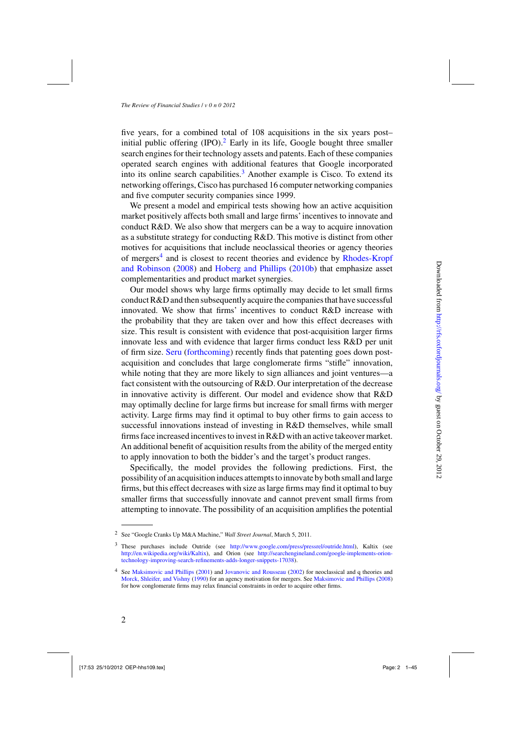five years, for a combined total of 108 acquisitions in the six years post–initial public offering (IPO).[2] Early in its life, Google bought three smaller search engines for their technology assets and patents. Each of these companies operated search engines with additional features that Google incorporated into its online search capabilities.[3] Another example is Cisco. To extend its networking offerings, Cisco has purchased 16 computer networking companies and five computer security companies since 1999.

We present a model and empirical tests showing how an active acquisition market positively affects both small and large firms' incentives to innovate and conduct R&D. We also show that mergers can be a way to acquire innovation as a substitute strategy for conducting R&D. This motive is distinct from other motives for acquisitions that include neoclassical theories or agency theories of mergers[4] and is closest to recent theories and evidence by Rhodes-Kropf and Robinson (2008) and Hoberg and Phillips (2010b) that emphasize asset complementarities and product market synergies.

Our model shows why large firms optimally may decide to let small firms conduct R&D and then subsequently acquire the companies that have successful innovated. We show that firms' incentives to conduct R&D increase with the probability that they are taken over and how this effect decreases with size. This result is consistent with evidence that post-acquisition larger firms innovate less and with evidence that larger firms conduct less R&D per unit of firm size. Seru (forthcoming) recently finds that patenting goes down post-acquisition and concludes that large conglomerate firms "stifle" innovation, while noting that they are more likely to sign alliances and joint ventures—a fact consistent with the outsourcing of R&D. Our interpretation of the decrease in innovative activity is different. Our model and evidence show that R&D may optimally decline for large firms but increase for small firms with merger activity. Large firms may find it optimal to buy other firms to gain access to successful innovations instead of investing in R&D themselves, while small firms face increased incentives to invest in R&D with an active takeover market. An additional benefit of acquisition results from the ability of the merged entity to apply innovation to both the bidder's and the target's product ranges.

Specifically, the model provides the following predictions. First, the possibility of an acquisition induces attempts to innovate by both small and large firms, but this effect decreases with size as large firms may find it optimal to buy smaller firms that successfully innovate and cannot prevent small firms from attempting to innovate. The possibility of an acquisition amplifies the potential

---

[2] See "Google Cranks Up M&A Machine," *Wall Street Journal*, March 5, 2011.

[3] These purchases include Outride (see http://www.google.com/press/pressrel/outride.html), Kaltix (see http://en.wikipedia.org/wiki/Kaltix), and Orion (see http://searchengineland.com/google-implements-orion-technology-improving-search-refinements-adds-longer-snippets-17038).

[4] See Maksimovic and Phillips (2001) and Jovanovic and Rousseau (2002) for neoclassical and q theories and Morck, Shleifer, and Vishny (1990) for an agency motivation for mergers. See Maksimovic and Phillips (2008) for how conglomerate firms may relax financial constraints in order to acquire other firms.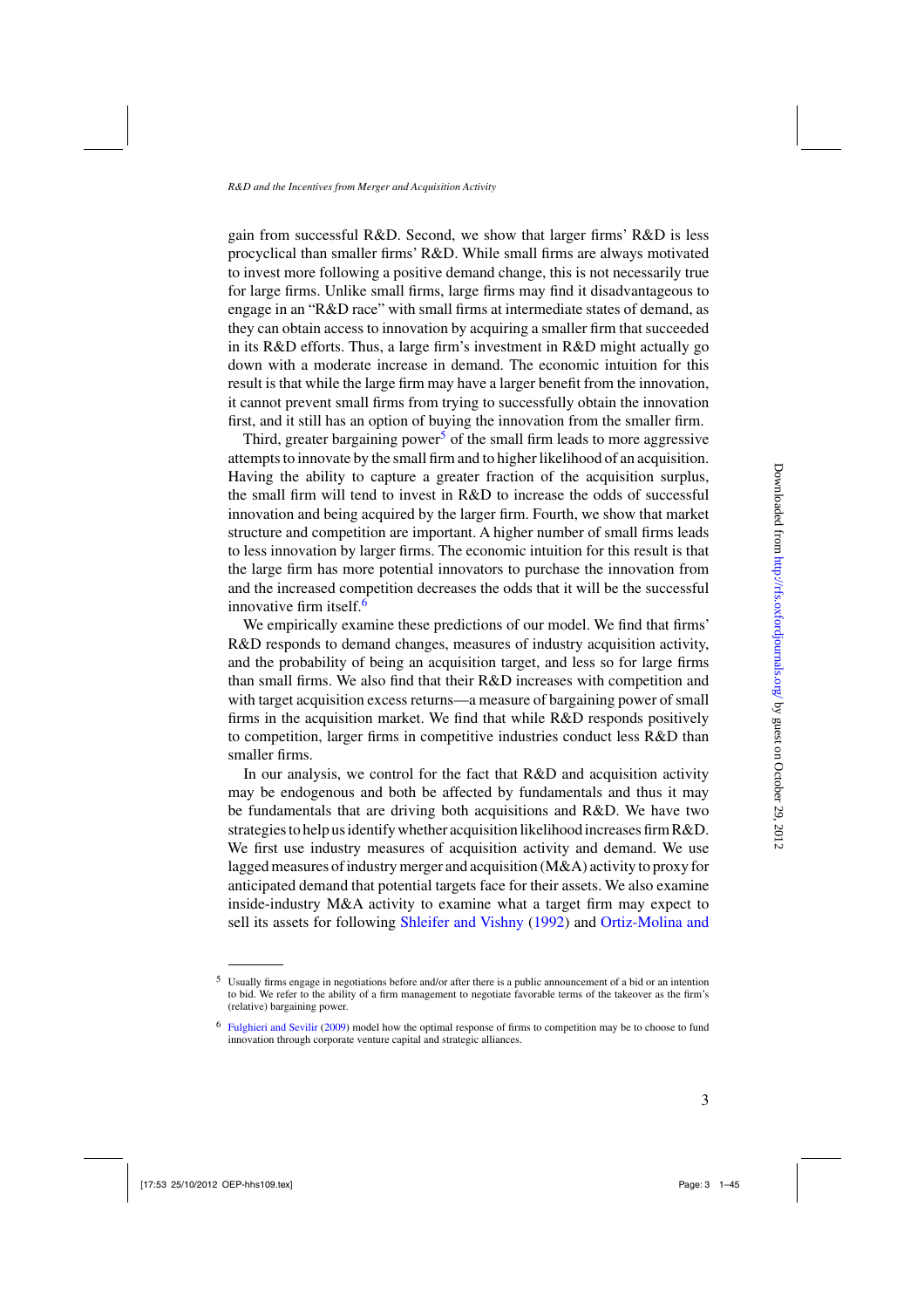gain from successful R&D. Second, we show that larger firms' R&D is less procyclical than smaller firms' R&D. While small firms are always motivated to invest more following a positive demand change, this is not necessarily true for large firms. Unlike small firms, large firms may find it disadvantageous to engage in an "R&D race" with small firms at intermediate states of demand, as they can obtain access to innovation by acquiring a smaller firm that succeeded in its R&D efforts. Thus, a large firm's investment in R&D might actually go down with a moderate increase in demand. The economic intuition for this result is that while the large firm may have a larger benefit from the innovation, it cannot prevent small firms from trying to successfully obtain the innovation first, and it still has an option of buying the innovation from the smaller firm.

Third, greater bargaining power[5] of the small firm leads to more aggressive attempts to innovate by the small firm and to higher likelihood of an acquisition. Having the ability to capture a greater fraction of the acquisition surplus, the small firm will tend to invest in R&D to increase the odds of successful innovation and being acquired by the larger firm. Fourth, we show that market structure and competition are important. A higher number of small firms leads to less innovation by larger firms. The economic intuition for this result is that the large firm has more potential innovators to purchase the innovation from and the increased competition decreases the odds that it will be the successful innovative firm itself.[6]

We empirically examine these predictions of our model. We find that firms' R&D responds to demand changes, measures of industry acquisition activity, and the probability of being an acquisition target, and less so for large firms than small firms. We also find that their R&D increases with competition and with target acquisition excess returns—a measure of bargaining power of small firms in the acquisition market. We find that while R&D responds positively to competition, larger firms in competitive industries conduct less R&D than smaller firms.

In our analysis, we control for the fact that R&D and acquisition activity may be endogenous and both be affected by fundamentals and thus it may be fundamentals that are driving both acquisitions and R&D. We have two strategies to help us identify whether acquisition likelihood increases firm R&D. We first use industry measures of acquisition activity and demand. We use lagged measures of industry merger and acquisition (M&A) activity to proxy for anticipated demand that potential targets face for their assets. We also examine inside-industry M&A activity to examine what a target firm may expect to sell its assets for following Shleifer and Vishny (1992) and Ortiz-Molina and

---

[5] Usually firms engage in negotiations before and/or after there is a public announcement of a bid or an intention to bid. We refer to the ability of a firm management to negotiate favorable terms of the takeover as the firm's (relative) bargaining power.

[6] Fulghieri and Sevilir (2009) model how the optimal response of firms to competition may be to choose to fund innovation through corporate venture capital and strategic alliances.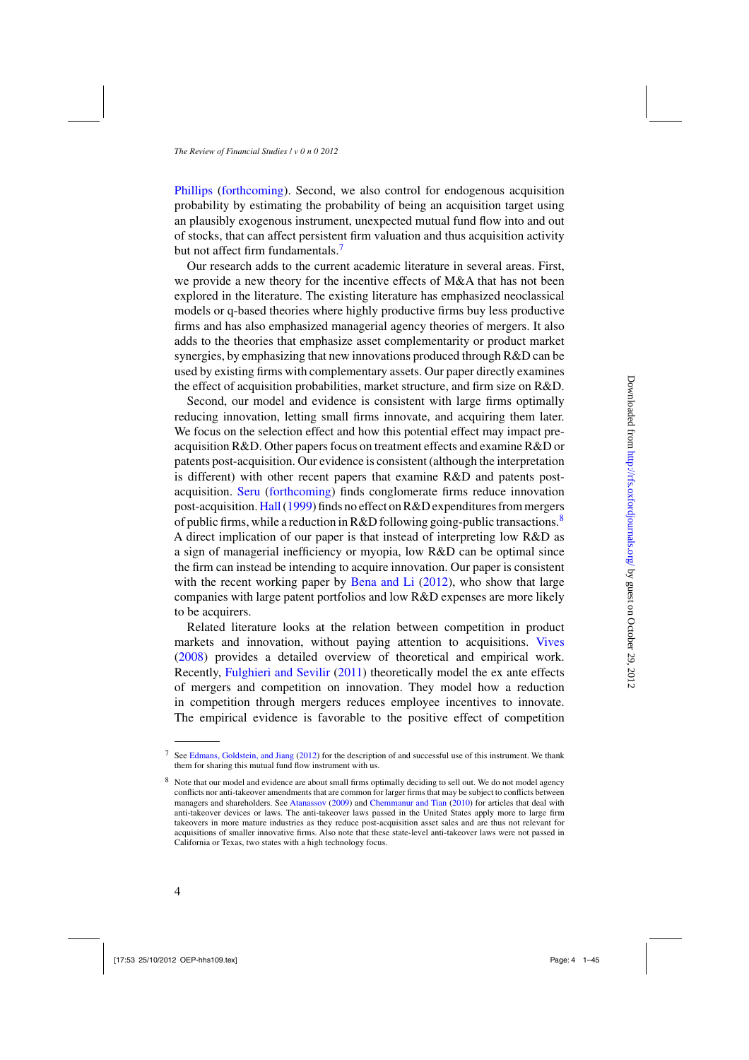Phillips (forthcoming). Second, we also control for endogenous acquisition probability by estimating the probability of being an acquisition target using an plausibly exogenous instrument, unexpected mutual fund flow into and out of stocks, that can affect persistent firm valuation and thus acquisition activity but not affect firm fundamentals.[7]

Our research adds to the current academic literature in several areas. First, we provide a new theory for the incentive effects of M&A that has not been explored in the literature. The existing literature has emphasized neoclassical models or q-based theories where highly productive firms buy less productive firms and has also emphasized managerial agency theories of mergers. It also adds to the theories that emphasize asset complementarity or product market synergies, by emphasizing that new innovations produced through R&D can be used by existing firms with complementary assets. Our paper directly examines the effect of acquisition probabilities, market structure, and firm size on R&D.

Second, our model and evidence is consistent with large firms optimally reducing innovation, letting small firms innovate, and acquiring them later. We focus on the selection effect and how this potential effect may impact pre-acquisition R&D. Other papers focus on treatment effects and examine R&D or patents post-acquisition. Our evidence is consistent (although the interpretation is different) with other recent papers that examine R&D and patents post-acquisition. Seru (forthcoming) finds conglomerate firms reduce innovation post-acquisition. Hall (1999) finds no effect on R&D expenditures from mergers of public firms, while a reduction in R&D following going-public transactions.[8] A direct implication of our paper is that instead of interpreting low R&D as a sign of managerial inefficiency or myopia, low R&D can be optimal since the firm can instead be intending to acquire innovation. Our paper is consistent with the recent working paper by Bena and Li (2012), who show that large companies with large patent portfolios and low R&D expenses are more likely to be acquirers.

Related literature looks at the relation between competition in product markets and innovation, without paying attention to acquisitions. Vives (2008) provides a detailed overview of theoretical and empirical work. Recently, Fulghieri and Sevilir (2011) theoretically model the ex ante effects of mergers and competition on innovation. They model how a reduction in competition through mergers reduces employee incentives to innovate. The empirical evidence is favorable to the positive effect of competition

---

[7] See Edmans, Goldstein, and Jiang (2012) for the description of and successful use of this instrument. We thank them for sharing this mutual fund flow instrument with us.

[8] Note that our model and evidence are about small firms optimally deciding to sell out. We do not model agency conflicts nor anti-takeover amendments that are common for larger firms that may be subject to conflicts between managers and shareholders. See Atanassov (2009) and Chemmanur and Tian (2010) for articles that deal with anti-takeover devices or laws. The anti-takeover laws passed in the United States apply more to large firm takeovers in more mature industries as they reduce post-acquisition asset sales and are thus not relevant for acquisitions of smaller innovative firms. Also note that these state-level anti-takeover laws were not passed in California or Texas, two states with a high technology focus.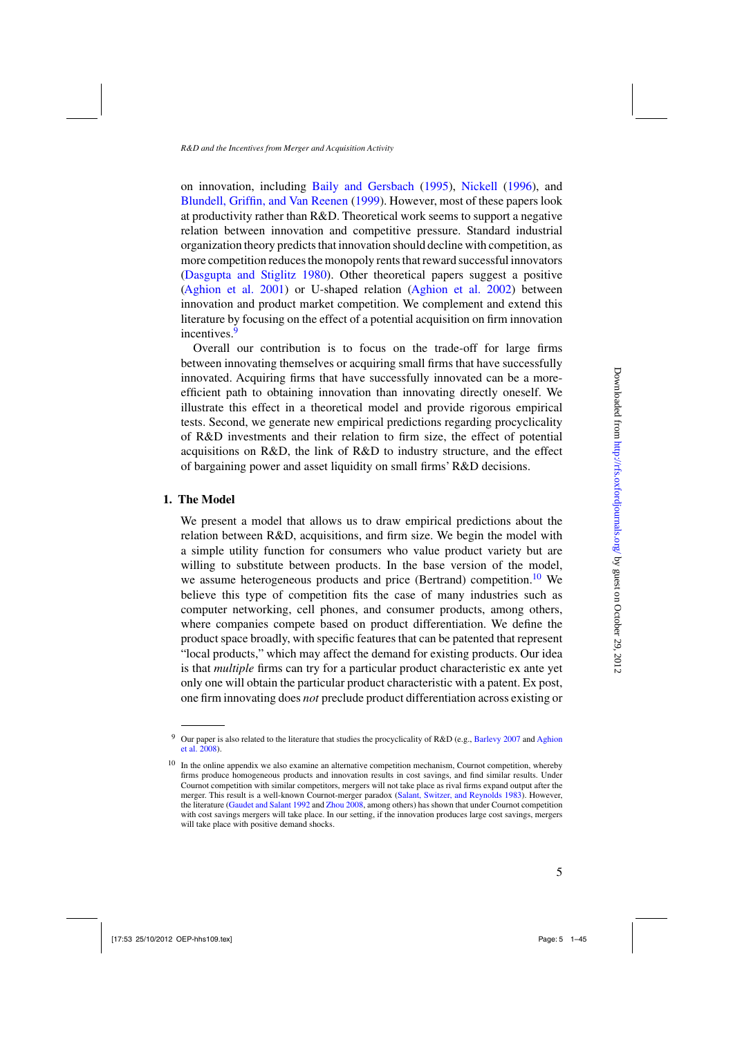on innovation, including Baily and Gersbach (1995), Nickell (1996), and Blundell, Griffin, and Van Reenen (1999). However, most of these papers look at productivity rather than R&D. Theoretical work seems to support a negative relation between innovation and competitive pressure. Standard industrial organization theory predicts that innovation should decline with competition, as more competition reduces the monopoly rents that reward successful innovators (Dasgupta and Stiglitz 1980). Other theoretical papers suggest a positive (Aghion et al. 2001) or U-shaped relation (Aghion et al. 2002) between innovation and product market competition. We complement and extend this literature by focusing on the effect of a potential acquisition on firm innovation incentives.[9]

Overall our contribution is to focus on the trade-off for large firms between innovating themselves or acquiring small firms that have successfully innovated. Acquiring firms that have successfully innovated can be a more-efficient path to obtaining innovation than innovating directly oneself. We illustrate this effect in a theoretical model and provide rigorous empirical tests. Second, we generate new empirical predictions regarding procyclicality of R&D investments and their relation to firm size, the effect of potential acquisitions on R&D, the link of R&D to industry structure, and the effect of bargaining power and asset liquidity on small firms' R&D decisions.

## 1. The Model

We present a model that allows us to draw empirical predictions about the relation between R&D, acquisitions, and firm size. We begin the model with a simple utility function for consumers who value product variety but are willing to substitute between products. In the base version of the model, we assume heterogeneous products and price (Bertrand) competition.[10] We believe this type of competition fits the case of many industries such as computer networking, cell phones, and consumer products, among others, where companies compete based on product differentiation. We define the product space broadly, with specific features that can be patented that represent "local products," which may affect the demand for existing products. Our idea is that *multiple* firms can try for a particular product characteristic ex ante yet only one will obtain the particular product characteristic with a patent. Ex post, one firm innovating does *not* preclude product differentiation across existing or

---

[9] Our paper is also related to the literature that studies the procyclicality of R&D (e.g., Barlevy 2007 and Aghion et al. 2008).

[10] In the online appendix we also examine an alternative competition mechanism, Cournot competition, whereby firms produce homogeneous products and innovation results in cost savings, and find similar results. Under Cournot competition with similar competitors, mergers will not take place as rival firms expand output after the merger. This result is a well-known Cournot-merger paradox (Salant, Switzer, and Reynolds 1983). However, the literature (Gaudet and Salant 1992 and Zhou 2008, among others) has shown that under Cournot competition with cost savings mergers will take place. In our setting, if the innovation produces large cost savings, mergers will take place with positive demand shocks.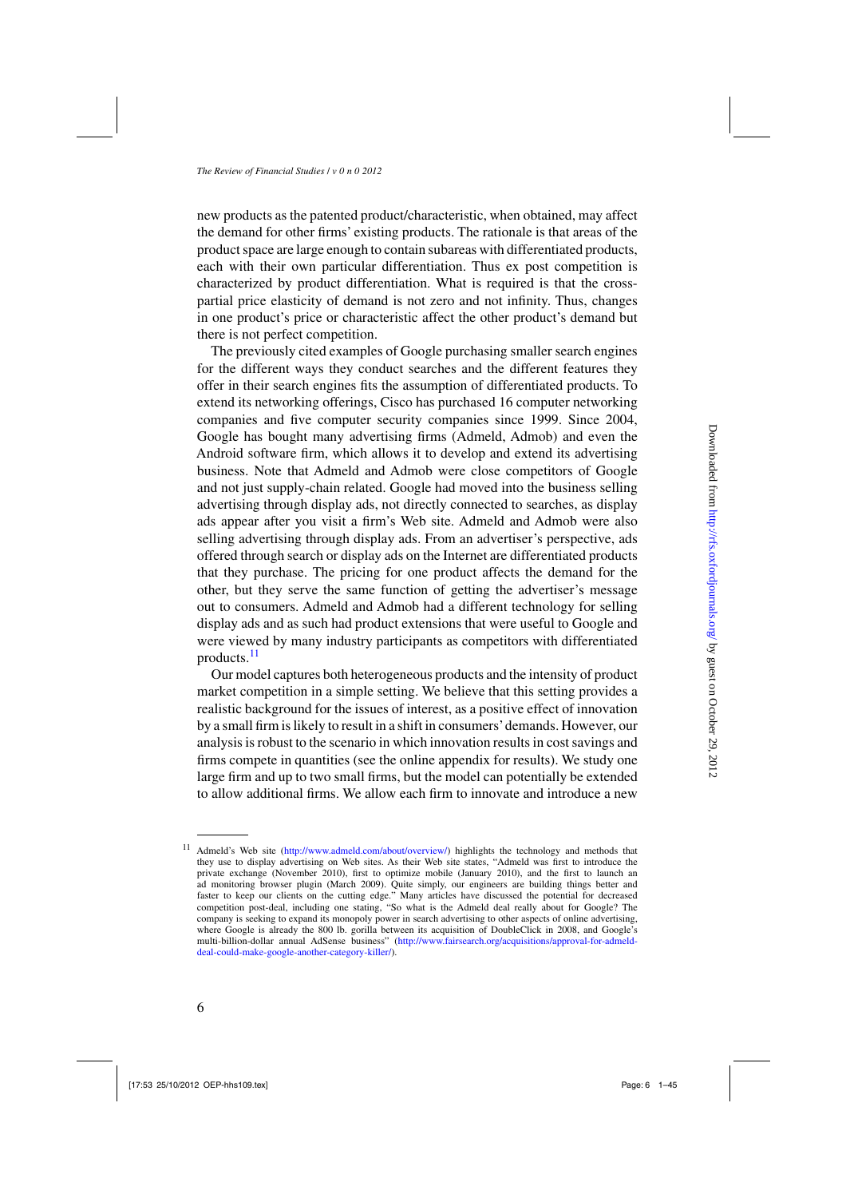new products as the patented product/characteristic, when obtained, may affect the demand for other firms' existing products. The rationale is that areas of the product space are large enough to contain subareas with differentiated products, each with their own particular differentiation. Thus ex post competition is characterized by product differentiation. What is required is that the cross-partial price elasticity of demand is not zero and not infinity. Thus, changes in one product's price or characteristic affect the other product's demand but there is not perfect competition.

The previously cited examples of Google purchasing smaller search engines for the different ways they conduct searches and the different features they offer in their search engines fits the assumption of differentiated products. To extend its networking offerings, Cisco has purchased 16 computer networking companies and five computer security companies since 1999. Since 2004, Google has bought many advertising firms (Admeld, Admob) and even the Android software firm, which allows it to develop and extend its advertising business. Note that Admeld and Admob were close competitors of Google and not just supply-chain related. Google had moved into the business selling advertising through display ads, not directly connected to searches, as display ads appear after you visit a firm's Web site. Admeld and Admob were also selling advertising through display ads. From an advertiser's perspective, ads offered through search or display ads on the Internet are differentiated products that they purchase. The pricing for one product affects the demand for the other, but they serve the same function of getting the advertiser's message out to consumers. Admeld and Admob had a different technology for selling display ads and as such had product extensions that were useful to Google and were viewed by many industry participants as competitors with differentiated products.[11]

Our model captures both heterogeneous products and the intensity of product market competition in a simple setting. We believe that this setting provides a realistic background for the issues of interest, as a positive effect of innovation by a small firm is likely to result in a shift in consumers' demands. However, our analysis is robust to the scenario in which innovation results in cost savings and firms compete in quantities (see the online appendix for results). We study one large firm and up to two small firms, but the model can potentially be extended to allow additional firms. We allow each firm to innovate and introduce a new

---

[11] Admeld's Web site (http://www.admeld.com/about/overview/) highlights the technology and methods that they use to display advertising on Web sites. As their Web site states, "Admeld was first to introduce the private exchange (November 2010), first to optimize mobile (January 2010), and the first to launch an ad monitoring browser plugin (March 2009). Quite simply, our engineers are building things better and faster to keep our clients on the cutting edge." Many articles have discussed the potential for decreased competition post-deal, including one stating, "So what is the Admeld deal really about for Google? The company is seeking to expand its monopoly power in search advertising to other aspects of online advertising, where Google is already the 800 lb. gorilla between its acquisition of DoubleClick in 2008, and Google's multi-billion-dollar annual AdSense business" (http://www.fairsearch.org/acquisitions/approval-for-admeld-deal-could-make-google-another-category-killer/).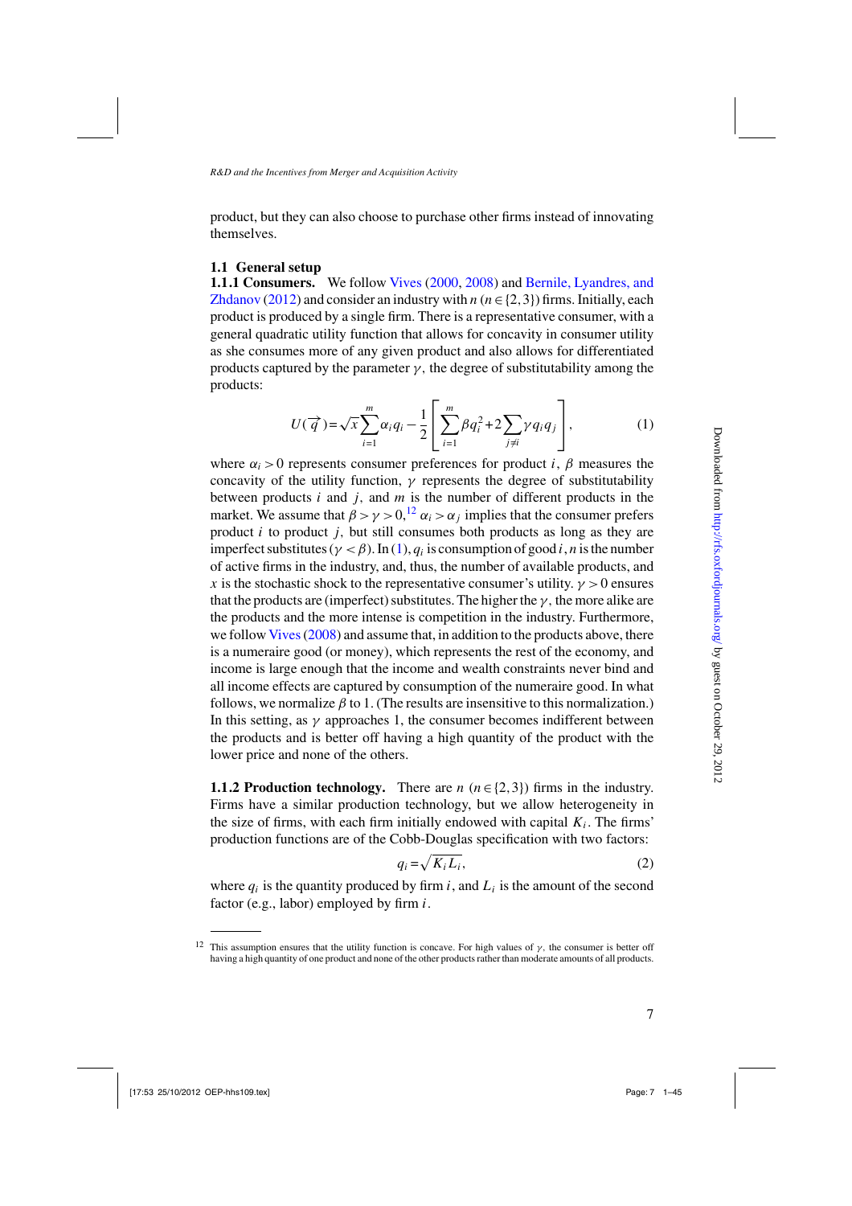product, but they can also choose to purchase other firms instead of innovating themselves.

### 1.1 General setup

**1.1.1 Consumers.** We follow Vives (2000, 2008) and Bernile, Lyandres, and Zhdanov (2012) and consider an industry with $n$ ($n \in \{2,3\}$) firms. Initially, each product is produced by a single firm. There is a representative consumer, with a general quadratic utility function that allows for concavity in consumer utility as she consumes more of any given product and also allows for differentiated products captured by the parameter $\gamma$, the degree of substitutability among the products:

$$U(\overrightarrow{q}) = \sqrt{x}\sum_{i=1}^{m}\alpha_i q_i - \frac{1}{2}\left[\sum_{i=1}^{m}\beta q_i^2 + 2\sum_{j \neq i}\gamma q_i q_j\right], \tag{1}$$

where $\alpha_i > 0$ represents consumer preferences for product $i$, $\beta$ measures the concavity of the utility function, $\gamma$ represents the degree of substitutability between products $i$ and $j$, and $m$ is the number of different products in the market. We assume that $\beta > \gamma > 0$,[12] $\alpha_i > \alpha_j$ implies that the consumer prefers product $i$ to product $j$, but still consumes both products as long as they are imperfect substitutes ($\gamma < \beta$). In (1), $q_i$ is consumption of good $i$, $n$ is the number of active firms in the industry, and, thus, the number of available products, and $x$ is the stochastic shock to the representative consumer's utility. $\gamma > 0$ ensures that the products are (imperfect) substitutes. The higher the $\gamma$, the more alike are the products and the more intense is competition in the industry. Furthermore, we follow Vives (2008) and assume that, in addition to the products above, there is a numeraire good (or money), which represents the rest of the economy, and income is large enough that the income and wealth constraints never bind and all income effects are captured by consumption of the numeraire good. In what follows, we normalize $\beta$ to 1. (The results are insensitive to this normalization.) In this setting, as $\gamma$ approaches 1, the consumer becomes indifferent between the products and is better off having a high quantity of the product with the lower price and none of the others.

**1.1.2 Production technology.** There are $n$ ($n \in \{2,3\}$) firms in the industry. Firms have a similar production technology, but we allow heterogeneity in the size of firms, with each firm initially endowed with capital $K_i$. The firms' production functions are of the Cobb-Douglas specification with two factors:

$$q_i = \sqrt{K_i L_i}, \tag{2}$$

where $q_i$ is the quantity produced by firm $i$, and $L_i$ is the amount of the second factor (e.g., labor) employed by firm $i$.

---

[12] This assumption ensures that the utility function is concave. For high values of $\gamma$, the consumer is better off having a high quantity of one product and none of the other products rather than moderate amounts of all products.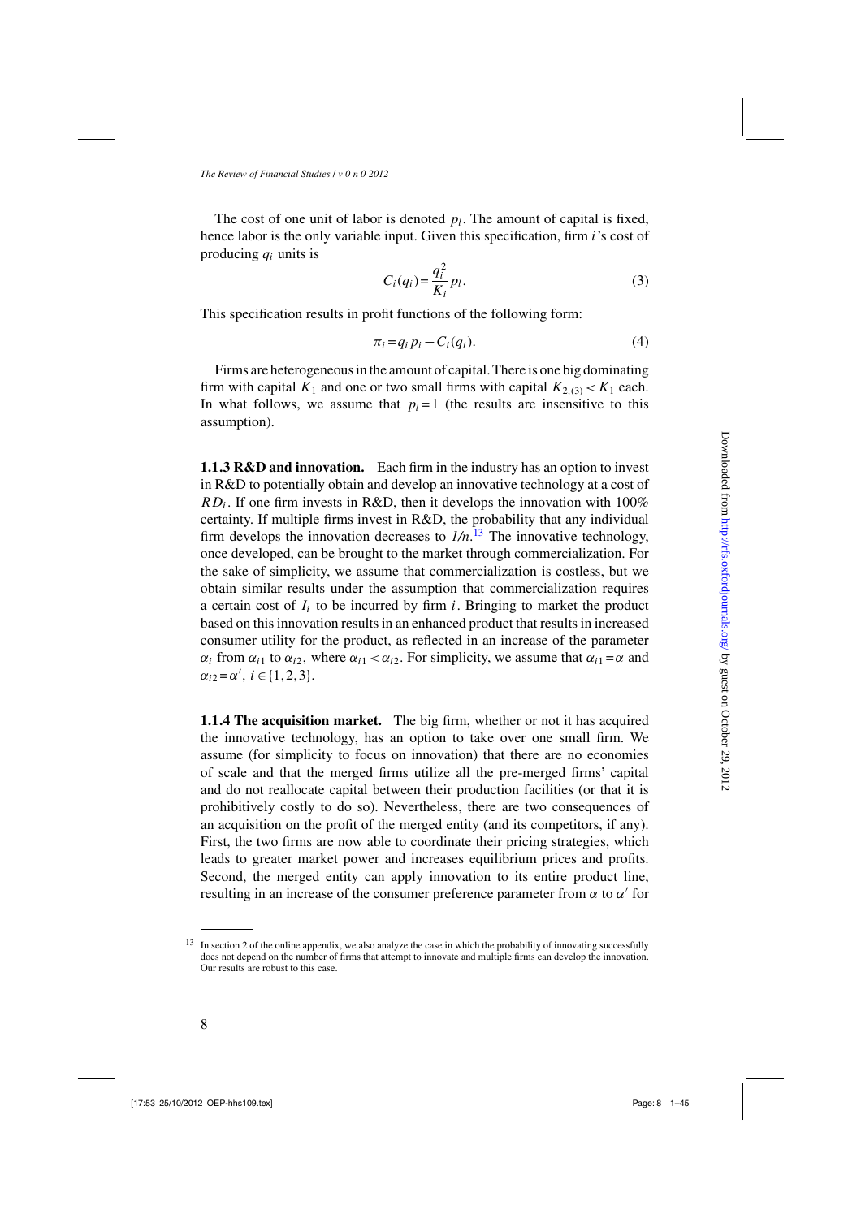The cost of one unit of labor is denoted $p_l$. The amount of capital is fixed, hence labor is the only variable input. Given this specification, firm $i$'s cost of producing $q_i$ units is

$$C_i(q_i) = \frac{q_i^2}{K_i} p_l. \tag{3}$$

This specification results in profit functions of the following form:

$$\pi_i = q_i p_i - C_i(q_i). \tag{4}$$

Firms are heterogeneous in the amount of capital. There is one big dominating firm with capital $K_1$ and one or two small firms with capital $K_{2,(3)} < K_1$ each. In what follows, we assume that $p_l = 1$ (the results are insensitive to this assumption).

**1.1.3 R&D and innovation.** Each firm in the industry has an option to invest in R&D to potentially obtain and develop an innovative technology at a cost of $RD_i$. If one firm invests in R&D, then it develops the innovation with 100% certainty. If multiple firms invest in R&D, the probability that any individual firm develops the innovation decreases to *1/n*.[13] The innovative technology, once developed, can be brought to the market through commercialization. For the sake of simplicity, we assume that commercialization is costless, but we obtain similar results under the assumption that commercialization requires a certain cost of $I_i$ to be incurred by firm $i$. Bringing to market the product based on this innovation results in an enhanced product that results in increased consumer utility for the product, as reflected in an increase of the parameter $\alpha_i$ from $\alpha_{i1}$ to $\alpha_{i2}$, where $\alpha_{i1} < \alpha_{i2}$. For simplicity, we assume that $\alpha_{i1} = \alpha$ and $\alpha_{i2} = \alpha'$, $i \in \{1, 2, 3\}$.

**1.1.4 The acquisition market.** The big firm, whether or not it has acquired the innovative technology, has an option to take over one small firm. We assume (for simplicity to focus on innovation) that there are no economies of scale and that the merged firms utilize all the pre-merged firms' capital and do not reallocate capital between their production facilities (or that it is prohibitively costly to do so). Nevertheless, there are two consequences of an acquisition on the profit of the merged entity (and its competitors, if any). First, the two firms are now able to coordinate their pricing strategies, which leads to greater market power and increases equilibrium prices and profits. Second, the merged entity can apply innovation to its entire product line, resulting in an increase of the consumer preference parameter from $\alpha$ to $\alpha'$ for

[13] In section 2 of the online appendix, we also analyze the case in which the probability of innovating successfully does not depend on the number of firms that attempt to innovate and multiple firms can develop the innovation. Our results are robust to this case.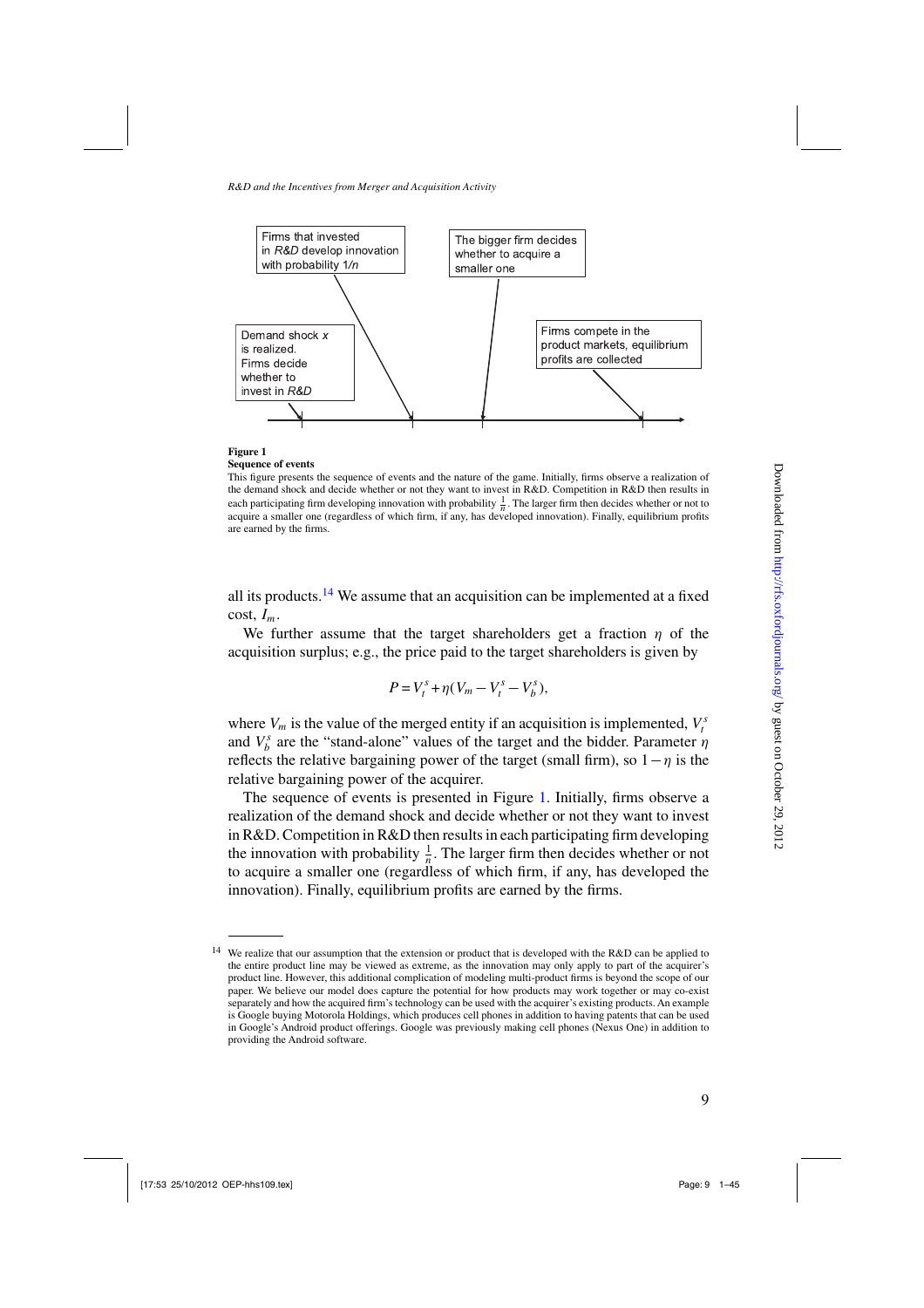Firms that invested in *R&D* develop innovation with probability 1/*n*

The bigger firm decides whether to acquire a smaller one

Demand shock *x* is realized. Firms decide whether to invest in *R&D*

Firms compete in the product markets, equilibrium profits are collected

**Figure 1**
**Sequence of events**

This figure presents the sequence of events and the nature of the game. Initially, firms observe a realization of the demand shock and decide whether or not they want to invest in R&D. Competition in R&D then results in each participating firm developing innovation with probability $\frac{1}{n}$. The larger firm then decides whether or not to acquire a smaller one (regardless of which firm, if any, has developed innovation). Finally, equilibrium profits are earned by the firms.

all its products.[14] We assume that an acquisition can be implemented at a fixed cost, $I_m$.

We further assume that the target shareholders get a fraction $\eta$ of the acquisition surplus; e.g., the price paid to the target shareholders is given by

$$P = V_t^s + \eta(V_m - V_t^s - V_b^s),$$

where $V_m$ is the value of the merged entity if an acquisition is implemented, $V_t^s$ and $V_b^s$ are the "stand-alone" values of the target and the bidder. Parameter $\eta$ reflects the relative bargaining power of the target (small firm), so $1-\eta$ is the relative bargaining power of the acquirer.

The sequence of events is presented in Figure 1. Initially, firms observe a realization of the demand shock and decide whether or not they want to invest in R&D. Competition in R&D then results in each participating firm developing the innovation with probability $\frac{1}{n}$. The larger firm then decides whether or not to acquire a smaller one (regardless of which firm, if any, has developed the innovation). Finally, equilibrium profits are earned by the firms.

---

[14] We realize that our assumption that the extension or product that is developed with the R&D can be applied to the entire product line may be viewed as extreme, as the innovation may only apply to part of the acquirer's product line. However, this additional complication of modeling multi-product firms is beyond the scope of our paper. We believe our model does capture the potential for how products may work together or may co-exist separately and how the acquired firm's technology can be used with the acquirer's existing products. An example is Google buying Motorola Holdings, which produces cell phones in addition to having patents that can be used in Google's Android product offerings. Google was previously making cell phones (Nexus One) in addition to providing the Android software.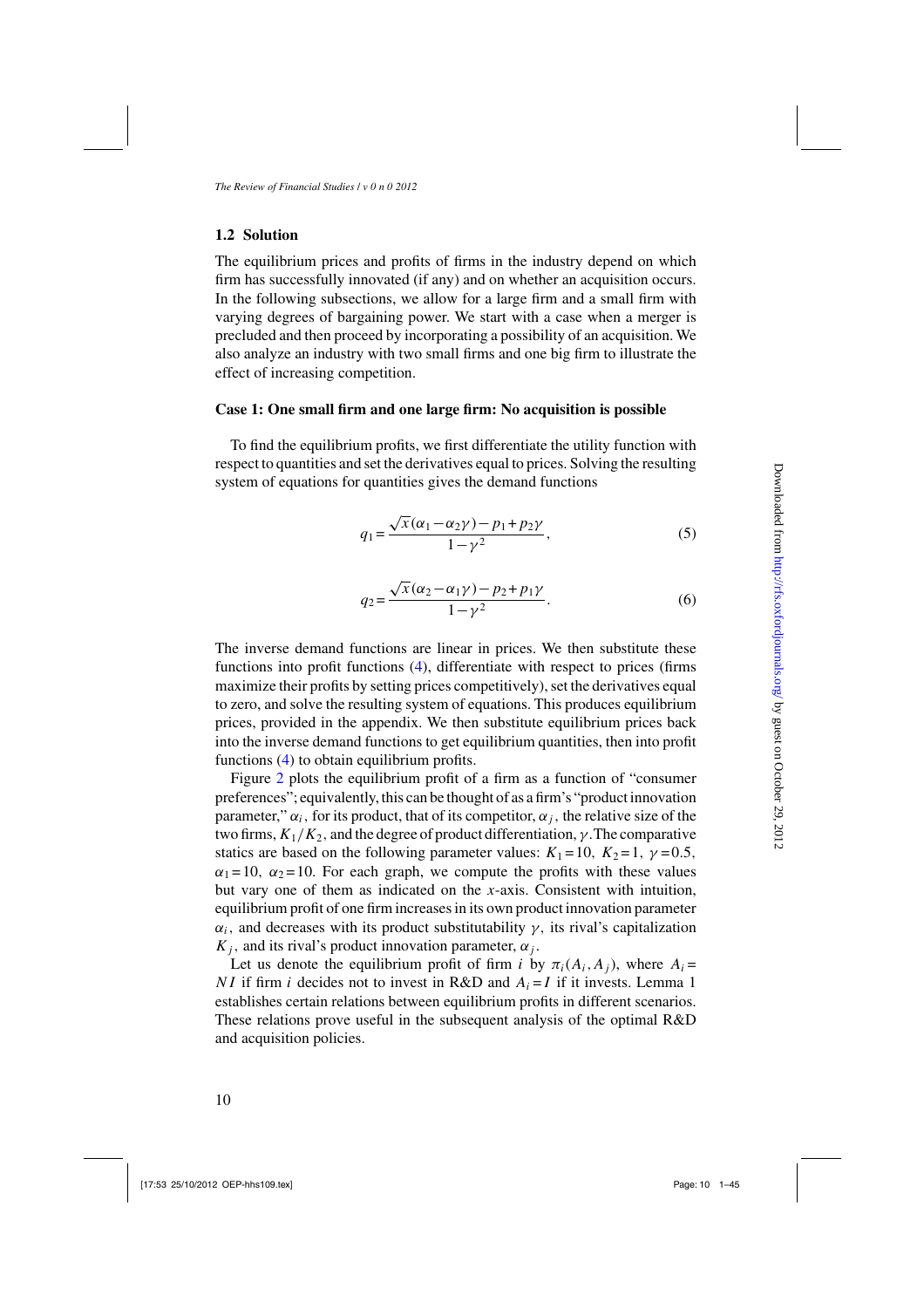## 1.2 Solution

The equilibrium prices and profits of firms in the industry depend on which firm has successfully innovated (if any) and on whether an acquisition occurs. In the following subsections, we allow for a large firm and a small firm with varying degrees of bargaining power. We start with a case when a merger is precluded and then proceed by incorporating a possibility of an acquisition. We also analyze an industry with two small firms and one big firm to illustrate the effect of increasing competition.

### Case 1: One small firm and one large firm: No acquisition is possible

To find the equilibrium profits, we first differentiate the utility function with respect to quantities and set the derivatives equal to prices. Solving the resulting system of equations for quantities gives the demand functions

$$q_1 = \frac{\sqrt{x}(\alpha_1 - \alpha_2\gamma) - p_1 + p_2\gamma}{1-\gamma^2}, \tag{5}$$

$$q_2 = \frac{\sqrt{x}(\alpha_2 - \alpha_1\gamma) - p_2 + p_1\gamma}{1-\gamma^2}. \tag{6}$$

The inverse demand functions are linear in prices. We then substitute these functions into profit functions (4), differentiate with respect to prices (firms maximize their profits by setting prices competitively), set the derivatives equal to zero, and solve the resulting system of equations. This produces equilibrium prices, provided in the appendix. We then substitute equilibrium prices back into the inverse demand functions to get equilibrium quantities, then into profit functions (4) to obtain equilibrium profits.

Figure 2 plots the equilibrium profit of a firm as a function of "consumer preferences"; equivalently, this can be thought of as a firm's "product innovation parameter," $\alpha_i$, for its product, that of its competitor, $\alpha_j$, the relative size of the two firms, $K_1/K_2$, and the degree of product differentiation, $\gamma$. The comparative statics are based on the following parameter values: $K_1 = 10$, $K_2 = 1$, $\gamma = 0.5$, $\alpha_1 = 10$, $\alpha_2 = 10$. For each graph, we compute the profits with these values but vary one of them as indicated on the $x$-axis. Consistent with intuition, equilibrium profit of one firm increases in its own product innovation parameter $\alpha_i$, and decreases with its product substitutability $\gamma$, its rival's capitalization $K_j$, and its rival's product innovation parameter, $\alpha_j$.

Let us denote the equilibrium profit of firm $i$ by $\pi_i(A_i, A_j)$, where $A_i = NI$ if firm $i$ decides not to invest in R&D and $A_i = I$ if it invests. Lemma 1 establishes certain relations between equilibrium profits in different scenarios. These relations prove useful in the subsequent analysis of the optimal R&D and acquisition policies.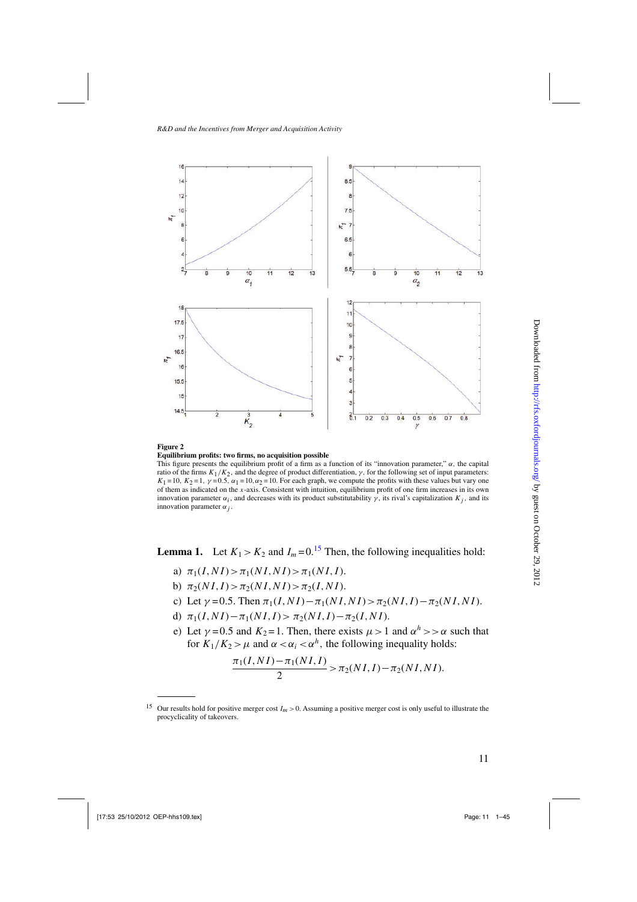**Figure 2**

**Equilibrium profits: two firms, no acquisition possible**

This figure presents the equilibrium profit of a firm as a function of its "innovation parameter," $\alpha$, the capital ratio of the firms $K_1/K_2$, and the degree of product differentiation, $\gamma$, for the following set of input parameters: $K_1=10$, $K_2=1$, $\gamma=0.5$, $\alpha_1=10, \alpha_2=10$. For each graph, we compute the profits with these values but vary one of them as indicated on the $x$-axis. Consistent with intuition, equilibrium profit of one firm increases in its own innovation parameter $\alpha_i$, and decreases with its product substitutability $\gamma$, its rival's capitalization $K_j$, and its innovation parameter $\alpha_j$.

**Lemma 1.** Let $K_1 > K_2$ and $I_m = 0$.[15] Then, the following inequalities hold:

a) $\pi_1(I, NI) > \pi_1(NI, NI) > \pi_1(NI, I)$.

b) $\pi_2(NI, I) > \pi_2(NI, NI) > \pi_2(I, NI)$.

c) Let $\gamma = 0.5$. Then $\pi_1(I, NI) - \pi_1(NI, NI) > \pi_2(NI, I) - \pi_2(NI, NI)$.

d) $\pi_1(I, NI) - \pi_1(NI, I) > \pi_2(NI, I) - \pi_2(I, NI)$.

e) Let $\gamma = 0.5$ and $K_2 = 1$. Then, there exists $\mu > 1$ and $\alpha^h >> \alpha$ such that for $K_1/K_2 > \mu$ and $\alpha < \alpha_i < \alpha^h$, the following inequality holds:

$$\frac{\pi_1(I, NI) - \pi_1(NI, I)}{2} > \pi_2(NI, I) - \pi_2(NI, NI).$$

[15] Our results hold for positive merger cost $I_m > 0$. Assuming a positive merger cost is only useful to illustrate the procyclicality of takeovers.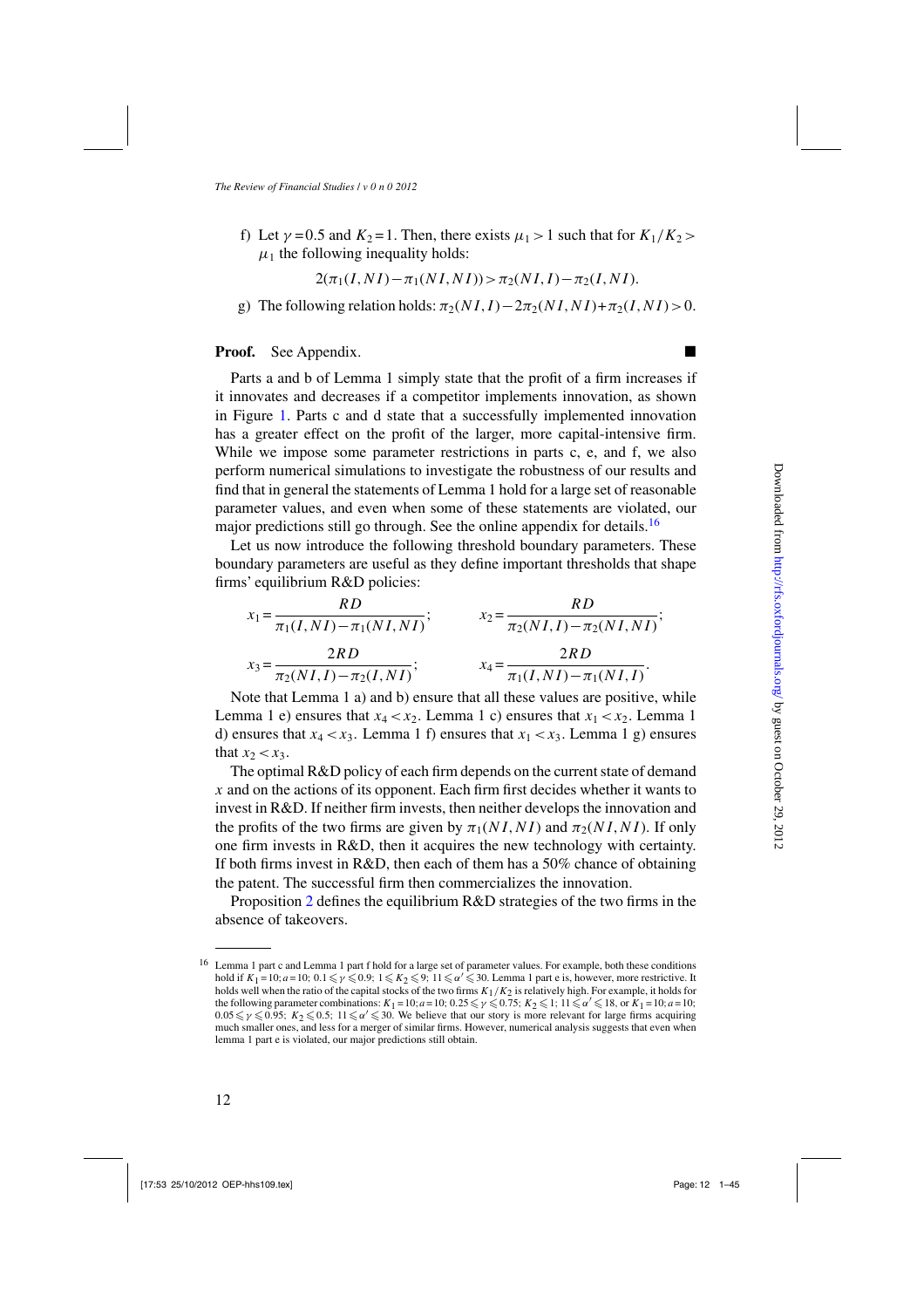f) Let $\gamma = 0.5$ and $K_2 = 1$. Then, there exists $\mu_1 > 1$ such that for $K_1/K_2 > \mu_1$ the following inequality holds:

$$2(\pi_1(I,NI) - \pi_1(NI,NI)) > \pi_2(NI,I) - \pi_2(I,NI).$$

g) The following relation holds: $\pi_2(NI,I) - 2\pi_2(NI,NI) + \pi_2(I,NI) > 0$.

**Proof.** See Appendix. ■

Parts a and b of Lemma 1 simply state that the profit of a firm increases if it innovates and decreases if a competitor implements innovation, as shown in Figure 1. Parts c and d state that a successfully implemented innovation has a greater effect on the profit of the larger, more capital-intensive firm. While we impose some parameter restrictions in parts c, e, and f, we also perform numerical simulations to investigate the robustness of our results and find that in general the statements of Lemma 1 hold for a large set of reasonable parameter values, and even when some of these statements are violated, our major predictions still go through. See the online appendix for details.[16]

Let us now introduce the following threshold boundary parameters. These boundary parameters are useful as they define important thresholds that shape firms' equilibrium R&D policies:

$$x_1 = \frac{RD}{\pi_1(I,NI) - \pi_1(NI,NI)}; \qquad x_2 = \frac{RD}{\pi_2(NI,I) - \pi_2(NI,NI)};$$

$$x_3 = \frac{2RD}{\pi_2(NI,I) - \pi_2(I,NI)}; \qquad x_4 = \frac{2RD}{\pi_1(I,NI) - \pi_1(NI,I)}.$$

Note that Lemma 1 a) and b) ensure that all these values are positive, while Lemma 1 e) ensures that $x_4 < x_2$. Lemma 1 c) ensures that $x_1 < x_2$. Lemma 1 d) ensures that $x_4 < x_3$. Lemma 1 f) ensures that $x_1 < x_3$. Lemma 1 g) ensures that $x_2 < x_3$.

The optimal R&D policy of each firm depends on the current state of demand $x$ and on the actions of its opponent. Each firm first decides whether it wants to invest in R&D. If neither firm invests, then neither develops the innovation and the profits of the two firms are given by $\pi_1(NI,NI)$ and $\pi_2(NI,NI)$. If only one firm invests in R&D, then it acquires the new technology with certainty. If both firms invest in R&D, then each of them has a 50% chance of obtaining the patent. The successful firm then commercializes the innovation.

Proposition 2 defines the equilibrium R&D strategies of the two firms in the absence of takeovers.

---

[16] Lemma 1 part c and Lemma 1 part f hold for a large set of parameter values. For example, both these conditions hold if $K_1 = 10; a = 10; 0.1 \leqslant \gamma \leqslant 0.9; 1 \leqslant K_2 \leqslant 9; 11 \leqslant \alpha' \leqslant 30$. Lemma 1 part e is, however, more restrictive. It holds well when the ratio of the capital stocks of the two firms $K_1/K_2$ is relatively high. For example, it holds for the following parameter combinations: $K_1 = 10; a = 10; 0.25 \leqslant \gamma \leqslant 0.75; K_2 \leqslant 1; 11 \leqslant \alpha' \leqslant 18$, or $K_1 = 10; a = 10; 0.05 \leqslant \gamma \leqslant 0.95; K_2 \leqslant 0.5; 11 \leqslant \alpha' \leqslant 30$. We believe that our story is more relevant for large firms acquiring much smaller ones, and less for a merger of similar firms. However, numerical analysis suggests that even when lemma 1 part e is violated, our major predictions still obtain.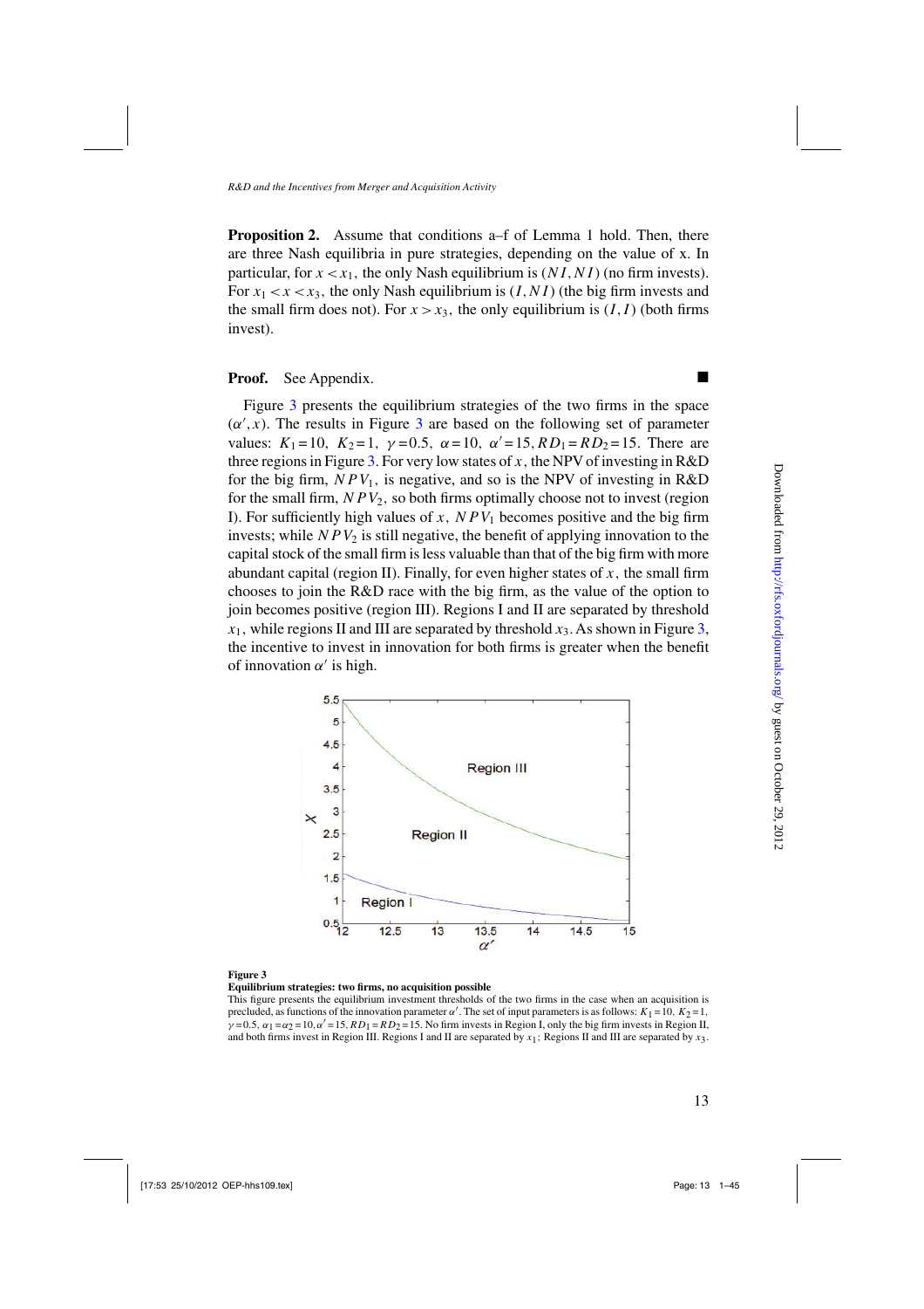**Proposition 2.** Assume that conditions a–f of Lemma 1 hold. Then, there are three Nash equilibria in pure strategies, depending on the value of x. In particular, for $x < x_1$, the only Nash equilibrium is $(NI, NI)$ (no firm invests). For $x_1 < x < x_3$, the only Nash equilibrium is $(I, NI)$ (the big firm invests and the small firm does not). For $x > x_3$, the only equilibrium is $(I, I)$ (both firms invest).

**Proof.** See Appendix. ■

Figure 3 presents the equilibrium strategies of the two firms in the space $(\alpha', x)$. The results in Figure 3 are based on the following set of parameter values: $K_1 = 10$, $K_2 = 1$, $\gamma = 0.5$, $\alpha = 10$, $\alpha' = 15$, $RD_1 = RD_2 = 15$. There are three regions in Figure 3. For very low states of $x$, the NPV of investing in R&D for the big firm, $NPV_1$, is negative, and so is the NPV of investing in R&D for the small firm, $NPV_2$, so both firms optimally choose not to invest (region I). For sufficiently high values of $x$, $NPV_1$ becomes positive and the big firm invests; while $NPV_2$ is still negative, the benefit of applying innovation to the capital stock of the small firm is less valuable than that of the big firm with more abundant capital (region II). Finally, for even higher states of $x$, the small firm chooses to join the R&D race with the big firm, as the value of the option to join becomes positive (region III). Regions I and II are separated by threshold $x_1$, while regions II and III are separated by threshold $x_3$. As shown in Figure 3, the incentive to invest in innovation for both firms is greater when the benefit of innovation $\alpha'$ is high.

**Figure 3**
**Equilibrium strategies: two firms, no acquisition possible**
This figure presents the equilibrium investment thresholds of the two firms in the case when an acquisition is precluded, as functions of the innovation parameter $\alpha'$. The set of input parameters is as follows: $K_1 = 10$, $K_2 = 1$, $\gamma = 0.5$, $\alpha_1 = \alpha_2 = 10$, $\alpha' = 15$, $RD_1 = RD_2 = 15$. No firm invests in Region I, only the big firm invests in Region II, and both firms invest in Region III. Regions I and II are separated by $x_1$; Regions II and III are separated by $x_3$.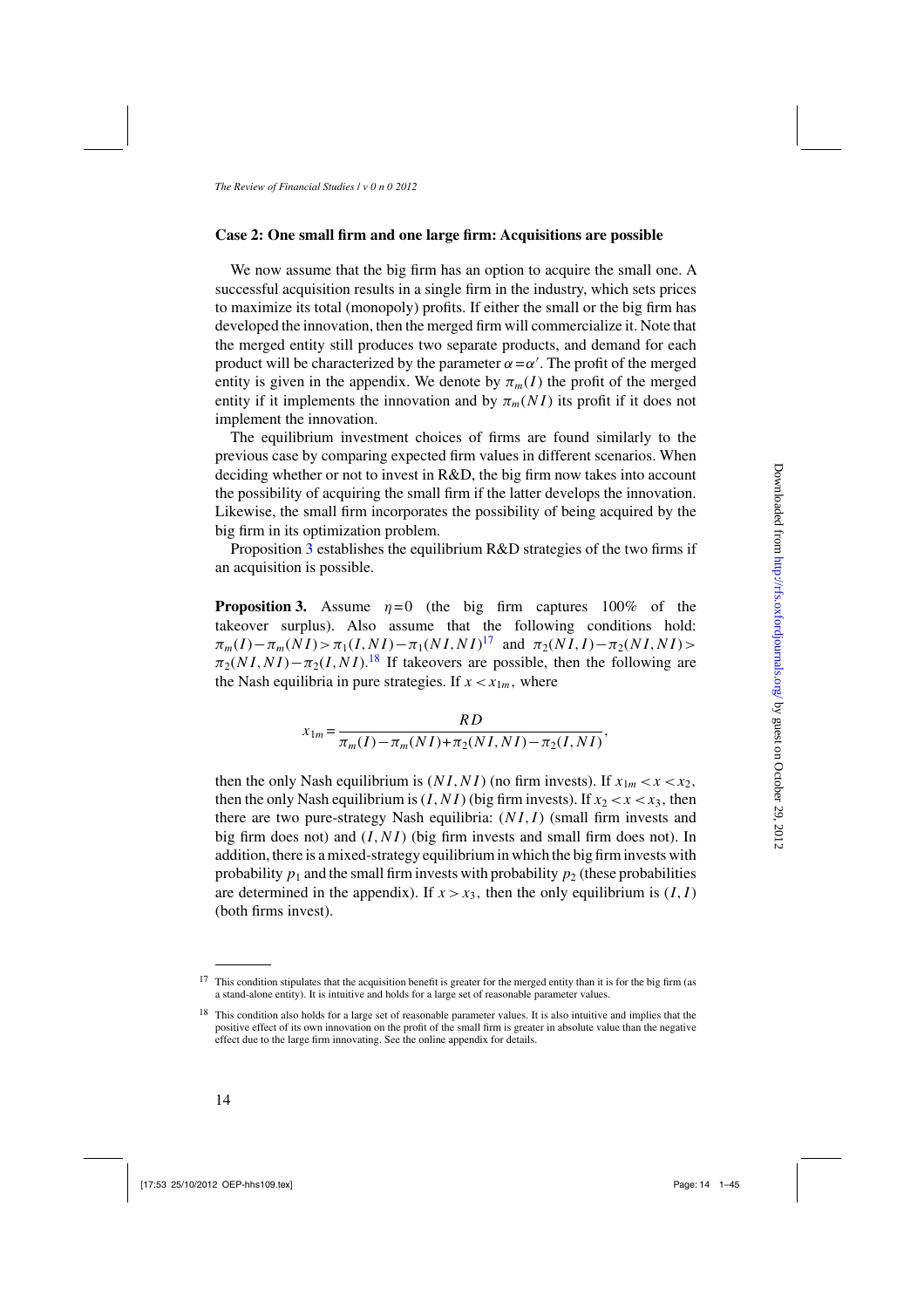### Case 2: One small firm and one large firm: Acquisitions are possible

We now assume that the big firm has an option to acquire the small one. A successful acquisition results in a single firm in the industry, which sets prices to maximize its total (monopoly) profits. If either the small or the big firm has developed the innovation, then the merged firm will commercialize it. Note that the merged entity still produces two separate products, and demand for each product will be characterized by the parameter $\alpha = \alpha'$. The profit of the merged entity is given in the appendix. We denote by $\pi_m(I)$ the profit of the merged entity if it implements the innovation and by $\pi_m(NI)$ its profit if it does not implement the innovation.

The equilibrium investment choices of firms are found similarly to the previous case by comparing expected firm values in different scenarios. When deciding whether or not to invest in R&D, the big firm now takes into account the possibility of acquiring the small firm if the latter develops the innovation. Likewise, the small firm incorporates the possibility of being acquired by the big firm in its optimization problem.

Proposition 3 establishes the equilibrium R&D strategies of the two firms if an acquisition is possible.

**Proposition 3.** Assume $\eta = 0$ (the big firm captures 100% of the takeover surplus). Also assume that the following conditions hold: $\pi_m(I) - \pi_m(NI) > \pi_1(I,NI) - \pi_1(NI,NI)$[17] and $\pi_2(NI,I) - \pi_2(NI,NI) > \pi_2(NI,NI) - \pi_2(I,NI)$.[18] If takeovers are possible, then the following are the Nash equilibria in pure strategies. If $x < x_{1m}$, where

$$x_{1m} = \frac{RD}{\pi_m(I) - \pi_m(NI) + \pi_2(NI,NI) - \pi_2(I,NI)},$$

then the only Nash equilibrium is $(NI,NI)$ (no firm invests). If $x_{1m} < x < x_2$, then the only Nash equilibrium is $(I,NI)$ (big firm invests). If $x_2 < x < x_3$, then there are two pure-strategy Nash equilibria: $(NI,I)$ (small firm invests and big firm does not) and $(I,NI)$ (big firm invests and small firm does not). In addition, there is a mixed-strategy equilibrium in which the big firm invests with probability $p_1$ and the small firm invests with probability $p_2$ (these probabilities are determined in the appendix). If $x > x_3$, then the only equilibrium is $(I,I)$ (both firms invest).

---

[17] This condition stipulates that the acquisition benefit is greater for the merged entity than it is for the big firm (as a stand-alone entity). It is intuitive and holds for a large set of reasonable parameter values.

[18] This condition also holds for a large set of reasonable parameter values. It is also intuitive and implies that the positive effect of its own innovation on the profit of the small firm is greater in absolute value than the negative effect due to the large firm innovating. See the online appendix for details.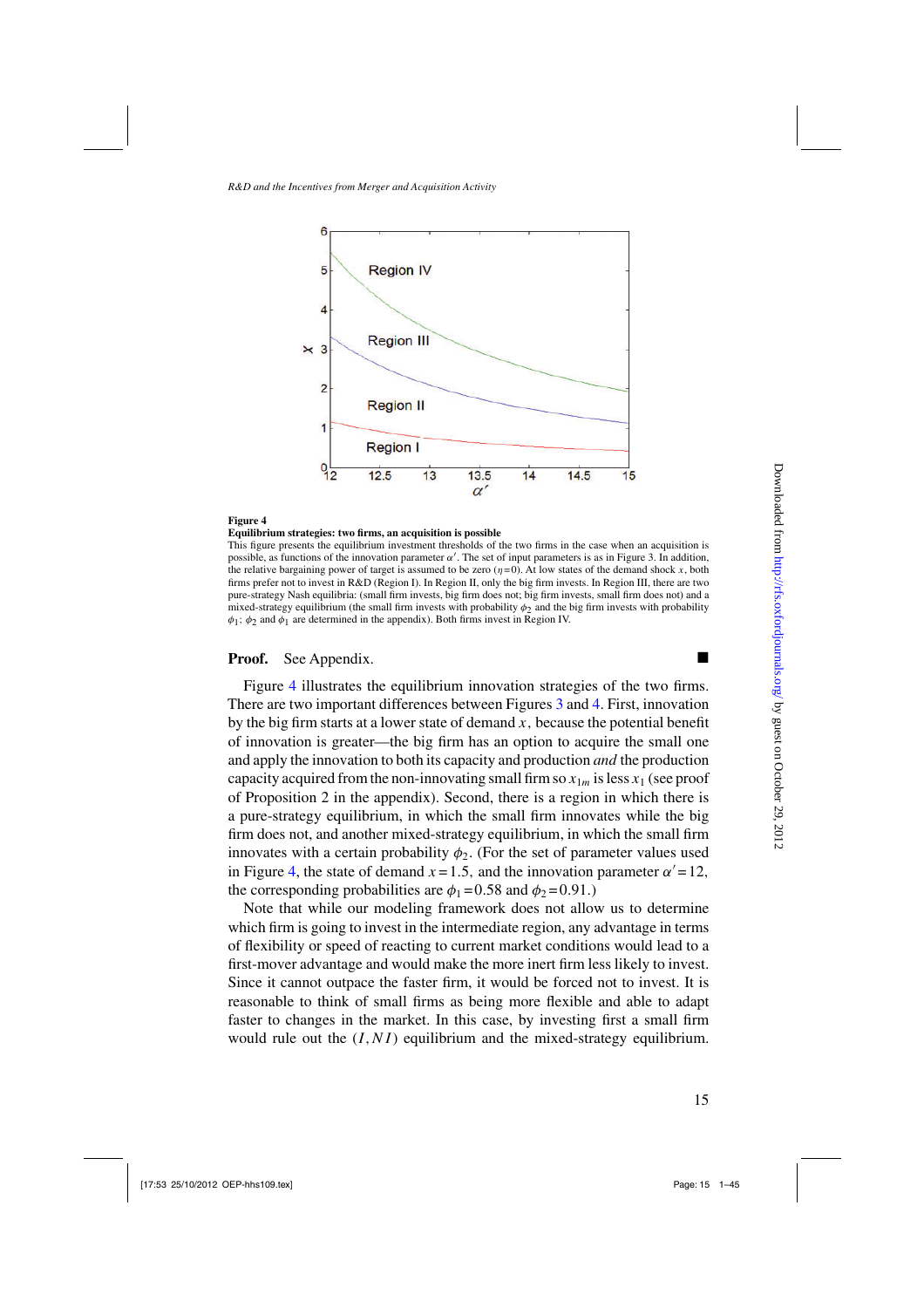**Figure 4**

**Equilibrium strategies: two firms, an acquisition is possible**

This figure presents the equilibrium investment thresholds of the two firms in the case when an acquisition is possible, as functions of the innovation parameter $\alpha'$. The set of input parameters is as in Figure 3. In addition, the relative bargaining power of target is assumed to be zero ($\eta = 0$). At low states of the demand shock $x$, both firms prefer not to invest in R&D (Region I). In Region II, only the big firm invests. In Region III, there are two pure-strategy Nash equilibria: (small firm invests, big firm does not; big firm invests, small firm does not) and a mixed-strategy equilibrium (the small firm invests with probability $\phi_2$ and the big firm invests with probability $\phi_1$; $\phi_2$ and $\phi_1$ are determined in the appendix). Both firms invest in Region IV.

**Proof.** See Appendix. ■

Figure 4 illustrates the equilibrium innovation strategies of the two firms. There are two important differences between Figures 3 and 4. First, innovation by the big firm starts at a lower state of demand $x$, because the potential benefit of innovation is greater—the big firm has an option to acquire the small one and apply the innovation to both its capacity and production *and* the production capacity acquired from the non-innovating small firm so $x_{1m}$ is less $x_1$ (see proof of Proposition 2 in the appendix). Second, there is a region in which there is a pure-strategy equilibrium, in which the small firm innovates while the big firm does not, and another mixed-strategy equilibrium, in which the small firm innovates with a certain probability $\phi_2$. (For the set of parameter values used in Figure 4, the state of demand $x = 1.5$, and the innovation parameter $\alpha' = 12$, the corresponding probabilities are $\phi_1 = 0.58$ and $\phi_2 = 0.91$.)

Note that while our modeling framework does not allow us to determine which firm is going to invest in the intermediate region, any advantage in terms of flexibility or speed of reacting to current market conditions would lead to a first-mover advantage and would make the more inert firm less likely to invest. Since it cannot outpace the faster firm, it would be forced not to invest. It is reasonable to think of small firms as being more flexible and able to adapt faster to changes in the market. In this case, by investing first a small firm would rule out the $(I, NI)$ equilibrium and the mixed-strategy equilibrium.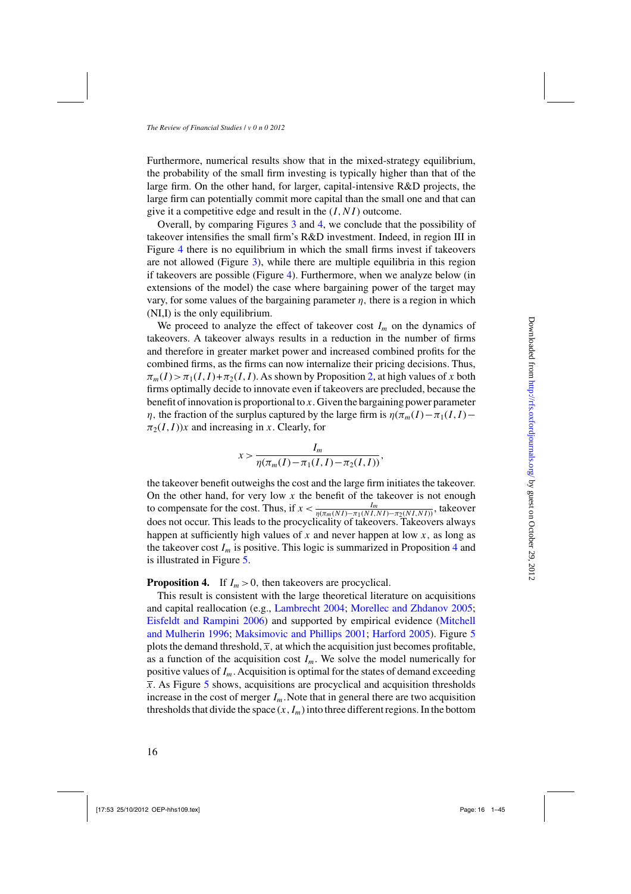Furthermore, numerical results show that in the mixed-strategy equilibrium, the probability of the small firm investing is typically higher than that of the large firm. On the other hand, for larger, capital-intensive R&D projects, the large firm can potentially commit more capital than the small one and that can give it a competitive edge and result in the $(I, NI)$ outcome.

Overall, by comparing Figures 3 and 4, we conclude that the possibility of takeover intensifies the small firm's R&D investment. Indeed, in region III in Figure 4 there is no equilibrium in which the small firms invest if takeovers are not allowed (Figure 3), while there are multiple equilibria in this region if takeovers are possible (Figure 4). Furthermore, when we analyze below (in extensions of the model) the case where bargaining power of the target may vary, for some values of the bargaining parameter $\eta$, there is a region in which (NI,I) is the only equilibrium.

We proceed to analyze the effect of takeover cost $I_m$ on the dynamics of takeovers. A takeover always results in a reduction in the number of firms and therefore in greater market power and increased combined profits for the combined firms, as the firms can now internalize their pricing decisions. Thus, $\pi_m(I) > \pi_1(I,I) + \pi_2(I,I)$. As shown by Proposition 2, at high values of $x$ both firms optimally decide to innovate even if takeovers are precluded, because the benefit of innovation is proportional to $x$. Given the bargaining power parameter $\eta$, the fraction of the surplus captured by the large firm is $\eta(\pi_m(I) - \pi_1(I,I) - \pi_2(I,I))x$ and increasing in $x$. Clearly, for

$$x > \frac{I_m}{\eta(\pi_m(I) - \pi_1(I,I) - \pi_2(I,I))},$$

the takeover benefit outweighs the cost and the large firm initiates the takeover. On the other hand, for very low $x$ the benefit of the takeover is not enough to compensate for the cost. Thus, if $x < \frac{I_m}{\eta(\pi_m(NI) - \pi_1(NI,NI) - \pi_2(NI,NI))}$, takeover does not occur. This leads to the procyclicality of takeovers. Takeovers always happen at sufficiently high values of $x$ and never happen at low $x$, as long as the takeover cost $I_m$ is positive. This logic is summarized in Proposition 4 and is illustrated in Figure 5.

**Proposition 4.** If $I_m > 0$, then takeovers are procyclical.

This result is consistent with the large theoretical literature on acquisitions and capital reallocation (e.g., Lambrecht 2004; Morellec and Zhdanov 2005; Eisfeldt and Rampini 2006) and supported by empirical evidence (Mitchell and Mulherin 1996; Maksimovic and Phillips 2001; Harford 2005). Figure 5 plots the demand threshold, $\overline{x}$, at which the acquisition just becomes profitable, as a function of the acquisition cost $I_m$. We solve the model numerically for positive values of $I_m$. Acquisition is optimal for the states of demand exceeding $\overline{x}$. As Figure 5 shows, acquisitions are procyclical and acquisition thresholds increase in the cost of merger $I_m$. Note that in general there are two acquisition thresholds that divide the space $(x, I_m)$ into three different regions. In the bottom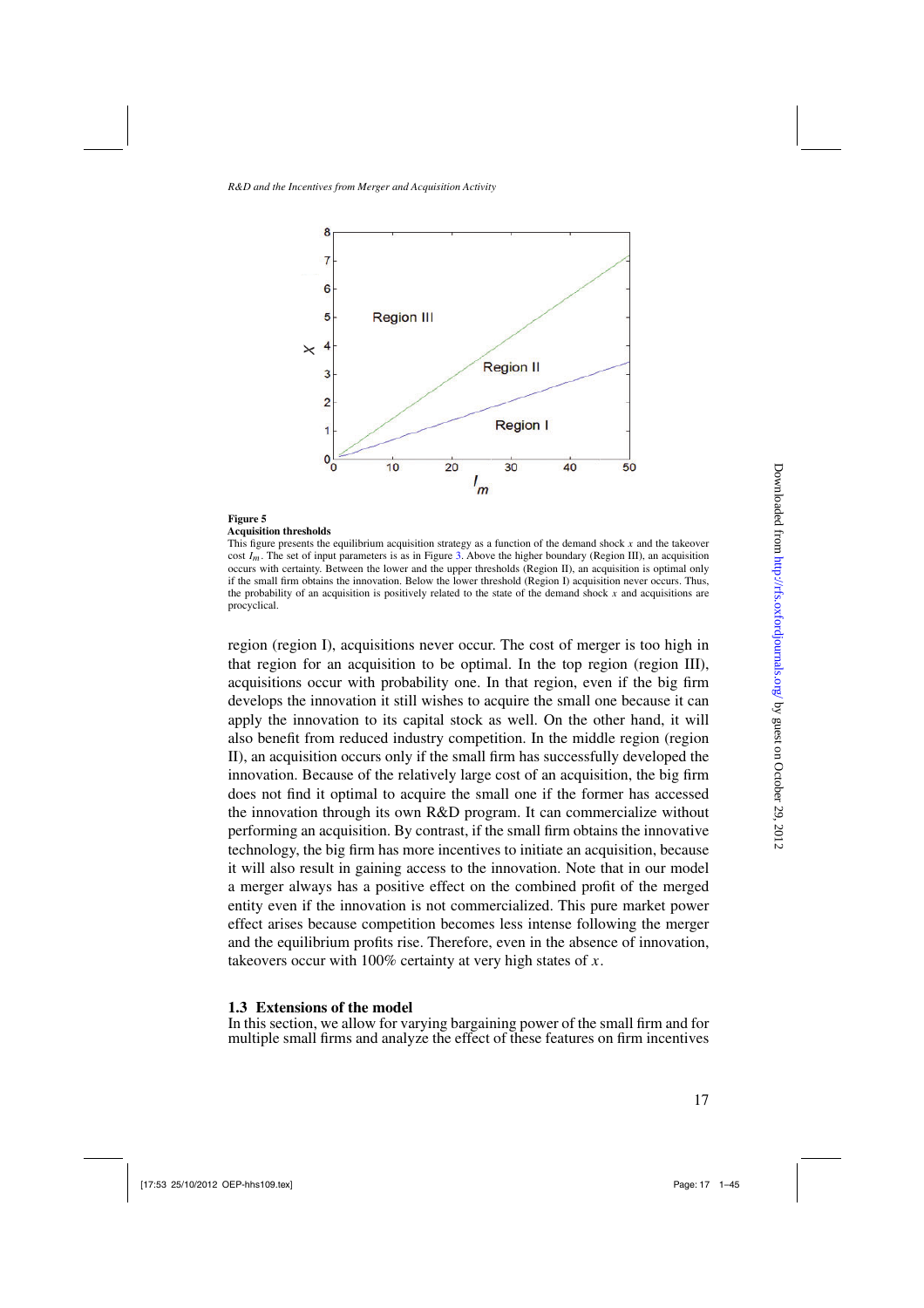**Figure 5**
**Acquisition thresholds**
This figure presents the equilibrium acquisition strategy as a function of the demand shock $x$ and the takeover cost $I_m$. The set of input parameters is as in Figure 3. Above the higher boundary (Region III), an acquisition occurs with certainty. Between the lower and the upper thresholds (Region II), an acquisition is optimal only if the small firm obtains the innovation. Below the lower threshold (Region I) acquisition never occurs. Thus, the probability of an acquisition is positively related to the state of the demand shock $x$ and acquisitions are procyclical.

region (region I), acquisitions never occur. The cost of merger is too high in that region for an acquisition to be optimal. In the top region (region III), acquisitions occur with probability one. In that region, even if the big firm develops the innovation it still wishes to acquire the small one because it can apply the innovation to its capital stock as well. On the other hand, it will also benefit from reduced industry competition. In the middle region (region II), an acquisition occurs only if the small firm has successfully developed the innovation. Because of the relatively large cost of an acquisition, the big firm does not find it optimal to acquire the small one if the former has accessed the innovation through its own R&D program. It can commercialize without performing an acquisition. By contrast, if the small firm obtains the innovative technology, the big firm has more incentives to initiate an acquisition, because it will also result in gaining access to the innovation. Note that in our model a merger always has a positive effect on the combined profit of the merged entity even if the innovation is not commercialized. This pure market power effect arises because competition becomes less intense following the merger and the equilibrium profits rise. Therefore, even in the absence of innovation, takeovers occur with 100% certainty at very high states of $x$.

### 1.3 Extensions of the model

In this section, we allow for varying bargaining power of the small firm and for multiple small firms and analyze the effect of these features on firm incentives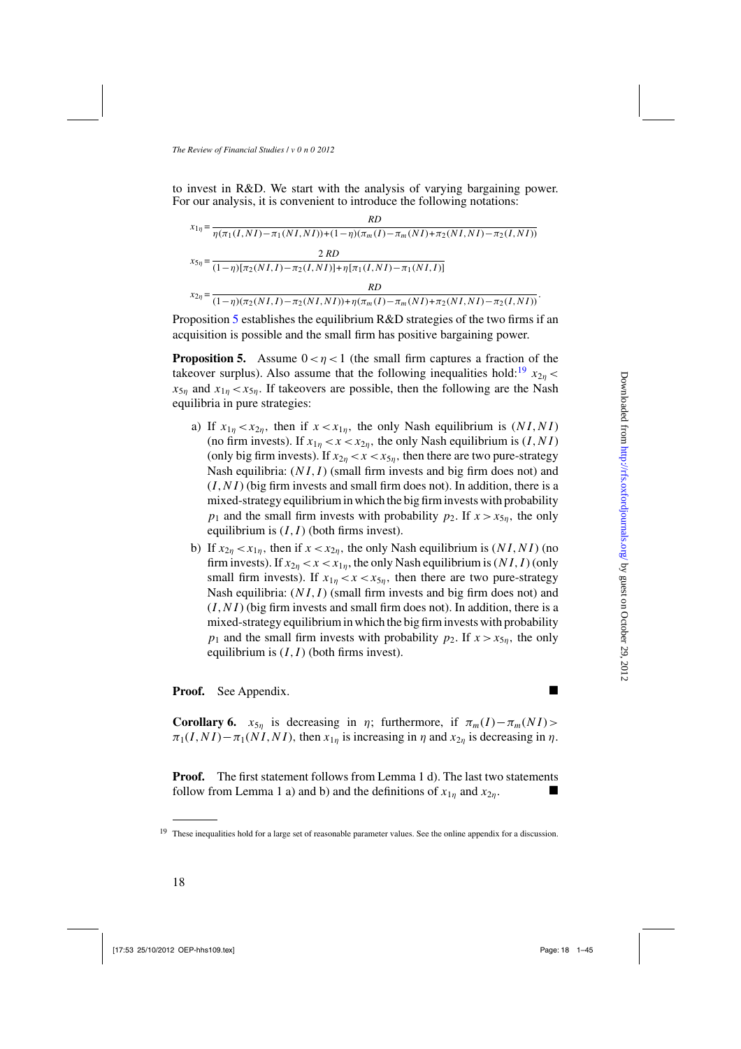to invest in R&D. We start with the analysis of varying bargaining power. For our analysis, it is convenient to introduce the following notations:

$$x_{1\eta} = \frac{RD}{\eta(\pi_1(I,NI) - \pi_1(NI,NI)) + (1-\eta)(\pi_m(I) - \pi_m(NI) + \pi_2(NI,NI) - \pi_2(I,NI))}$$

$$x_{5\eta} = \frac{2\,RD}{(1-\eta)[\pi_2(NI,I) - \pi_2(I,NI)] + \eta[\pi_1(I,NI) - \pi_1(NI,I)]}$$

$$x_{2\eta} = \frac{RD}{(1-\eta)(\pi_2(NI,I) - \pi_2(NI,NI)) + \eta(\pi_m(I) - \pi_m(NI) + \pi_2(NI,NI) - \pi_2(I,NI))}.$$

Proposition 5 establishes the equilibrium R&D strategies of the two firms if an acquisition is possible and the small firm has positive bargaining power.

**Proposition 5.** Assume $0 < \eta < 1$ (the small firm captures a fraction of the takeover surplus). Also assume that the following inequalities hold:[19] $x_{2\eta} < x_{5\eta}$ and $x_{1\eta} < x_{5\eta}$. If takeovers are possible, then the following are the Nash equilibria in pure strategies:

a) If $x_{1\eta} < x_{2\eta}$, then if $x < x_{1\eta}$, the only Nash equilibrium is $(NI,NI)$ (no firm invests). If $x_{1\eta} < x < x_{2\eta}$, the only Nash equilibrium is $(I,NI)$ (only big firm invests). If $x_{2\eta} < x < x_{5\eta}$, then there are two pure-strategy Nash equilibria: $(NI,I)$ (small firm invests and big firm does not) and $(I,NI)$ (big firm invests and small firm does not). In addition, there is a mixed-strategy equilibrium in which the big firm invests with probability $p_1$ and the small firm invests with probability $p_2$. If $x > x_{5\eta}$, the only equilibrium is $(I,I)$ (both firms invest).

b) If $x_{2\eta} < x_{1\eta}$, then if $x < x_{2\eta}$, the only Nash equilibrium is $(NI,NI)$ (no firm invests). If $x_{2\eta} < x < x_{1\eta}$, the only Nash equilibrium is $(NI,I)$ (only small firm invests). If $x_{1\eta} < x < x_{5\eta}$, then there are two pure-strategy Nash equilibria: $(NI,I)$ (small firm invests and big firm does not) and $(I,NI)$ (big firm invests and small firm does not). In addition, there is a mixed-strategy equilibrium in which the big firm invests with probability $p_1$ and the small firm invests with probability $p_2$. If $x > x_{5\eta}$, the only equilibrium is $(I,I)$ (both firms invest).

**Proof.** See Appendix. ■

**Corollary 6.** $x_{5\eta}$ is decreasing in $\eta$; furthermore, if $\pi_m(I) - \pi_m(NI) > \pi_1(I,NI) - \pi_1(NI,NI)$, then $x_{1\eta}$ is increasing in $\eta$ and $x_{2\eta}$ is decreasing in $\eta$.

**Proof.** The first statement follows from Lemma 1 d). The last two statements follow from Lemma 1 a) and b) and the definitions of $x_{1\eta}$ and $x_{2\eta}$. ■

---

[19] These inequalities hold for a large set of reasonable parameter values. See the online appendix for a discussion.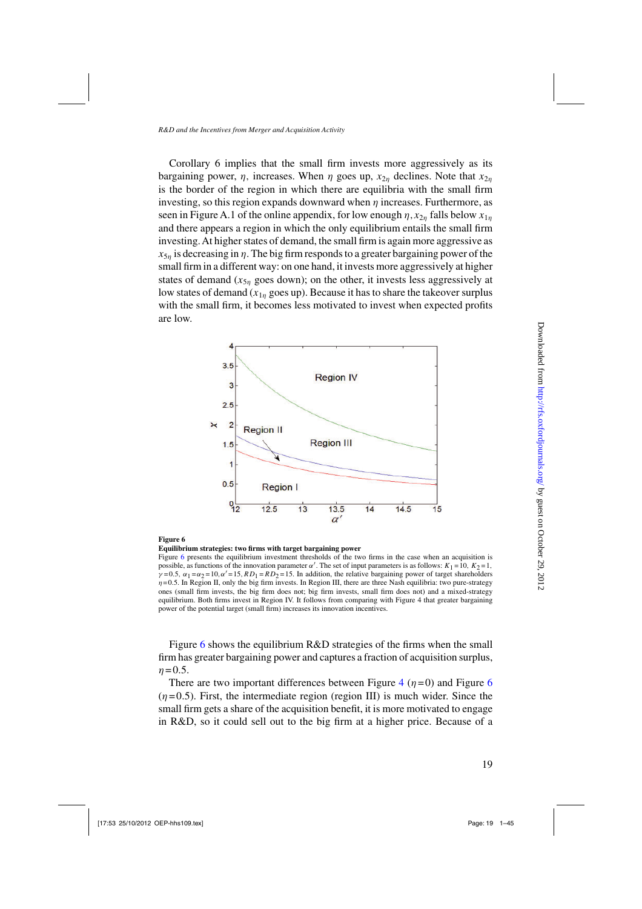Corollary 6 implies that the small firm invests more aggressively as its bargaining power, $\eta$, increases. When $\eta$ goes up, $x_{2\eta}$ declines. Note that $x_{2\eta}$ is the border of the region in which there are equilibria with the small firm investing, so this region expands downward when $\eta$ increases. Furthermore, as seen in Figure A.1 of the online appendix, for low enough $\eta$, $x_{2\eta}$ falls below $x_{1\eta}$ and there appears a region in which the only equilibrium entails the small firm investing. At higher states of demand, the small firm is again more aggressive as $x_{5\eta}$ is decreasing in $\eta$. The big firm responds to a greater bargaining power of the small firm in a different way: on one hand, it invests more aggressively at higher states of demand ($x_{5\eta}$ goes down); on the other, it invests less aggressively at low states of demand ($x_{1\eta}$ goes up). Because it has to share the takeover surplus with the small firm, it becomes less motivated to invest when expected profits are low.

**Figure 6**
**Equilibrium strategies: two firms with target bargaining power**
Figure 6 presents the equilibrium investment thresholds of the two firms in the case when an acquisition is possible, as functions of the innovation parameter $\alpha'$. The set of input parameters is as follows: $K_1=10$, $K_2=1$, $\gamma=0.5$, $\alpha_1=\alpha_2=10$, $\alpha'=15$, $RD_1=RD_2=15$. In addition, the relative bargaining power of target shareholders $\eta=0.5$. In Region II, only the big firm invests. In Region III, there are three Nash equilibria: two pure-strategy ones (small firm invests, the big firm does not; big firm invests, small firm does not) and a mixed-strategy equilibrium. Both firms invest in Region IV. It follows from comparing with Figure 4 that greater bargaining power of the potential target (small firm) increases its innovation incentives.

Figure 6 shows the equilibrium R&D strategies of the firms when the small firm has greater bargaining power and captures a fraction of acquisition surplus, $\eta=0.5$.

There are two important differences between Figure 4 ($\eta=0$) and Figure 6 ($\eta=0.5$). First, the intermediate region (region III) is much wider. Since the small firm gets a share of the acquisition benefit, it is more motivated to engage in R&D, so it could sell out to the big firm at a higher price. Because of a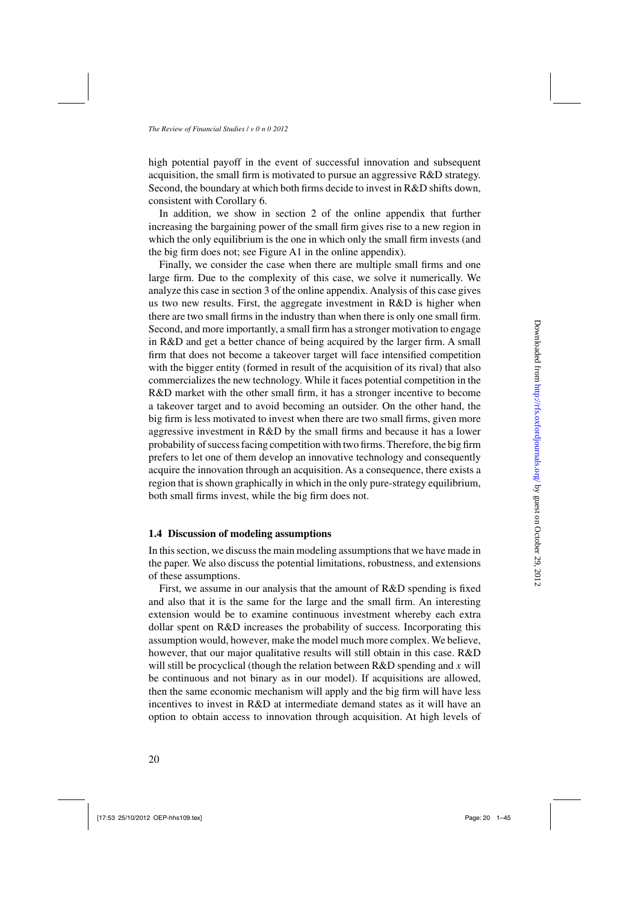high potential payoff in the event of successful innovation and subsequent acquisition, the small firm is motivated to pursue an aggressive R&D strategy. Second, the boundary at which both firms decide to invest in R&D shifts down, consistent with Corollary 6.

In addition, we show in section 2 of the online appendix that further increasing the bargaining power of the small firm gives rise to a new region in which the only equilibrium is the one in which only the small firm invests (and the big firm does not; see Figure A1 in the online appendix).

Finally, we consider the case when there are multiple small firms and one large firm. Due to the complexity of this case, we solve it numerically. We analyze this case in section 3 of the online appendix. Analysis of this case gives us two new results. First, the aggregate investment in R&D is higher when there are two small firms in the industry than when there is only one small firm. Second, and more importantly, a small firm has a stronger motivation to engage in R&D and get a better chance of being acquired by the larger firm. A small firm that does not become a takeover target will face intensified competition with the bigger entity (formed in result of the acquisition of its rival) that also commercializes the new technology. While it faces potential competition in the R&D market with the other small firm, it has a stronger incentive to become a takeover target and to avoid becoming an outsider. On the other hand, the big firm is less motivated to invest when there are two small firms, given more aggressive investment in R&D by the small firms and because it has a lower probability of success facing competition with two firms. Therefore, the big firm prefers to let one of them develop an innovative technology and consequently acquire the innovation through an acquisition. As a consequence, there exists a region that is shown graphically in which in the only pure-strategy equilibrium, both small firms invest, while the big firm does not.

### 1.4 Discussion of modeling assumptions

In this section, we discuss the main modeling assumptions that we have made in the paper. We also discuss the potential limitations, robustness, and extensions of these assumptions.

First, we assume in our analysis that the amount of R&D spending is fixed and also that it is the same for the large and the small firm. An interesting extension would be to examine continuous investment whereby each extra dollar spent on R&D increases the probability of success. Incorporating this assumption would, however, make the model much more complex. We believe, however, that our major qualitative results will still obtain in this case. R&D will still be procyclical (though the relation between R&D spending and $x$ will be continuous and not binary as in our model). If acquisitions are allowed, then the same economic mechanism will apply and the big firm will have less incentives to invest in R&D at intermediate demand states as it will have an option to obtain access to innovation through acquisition. At high levels of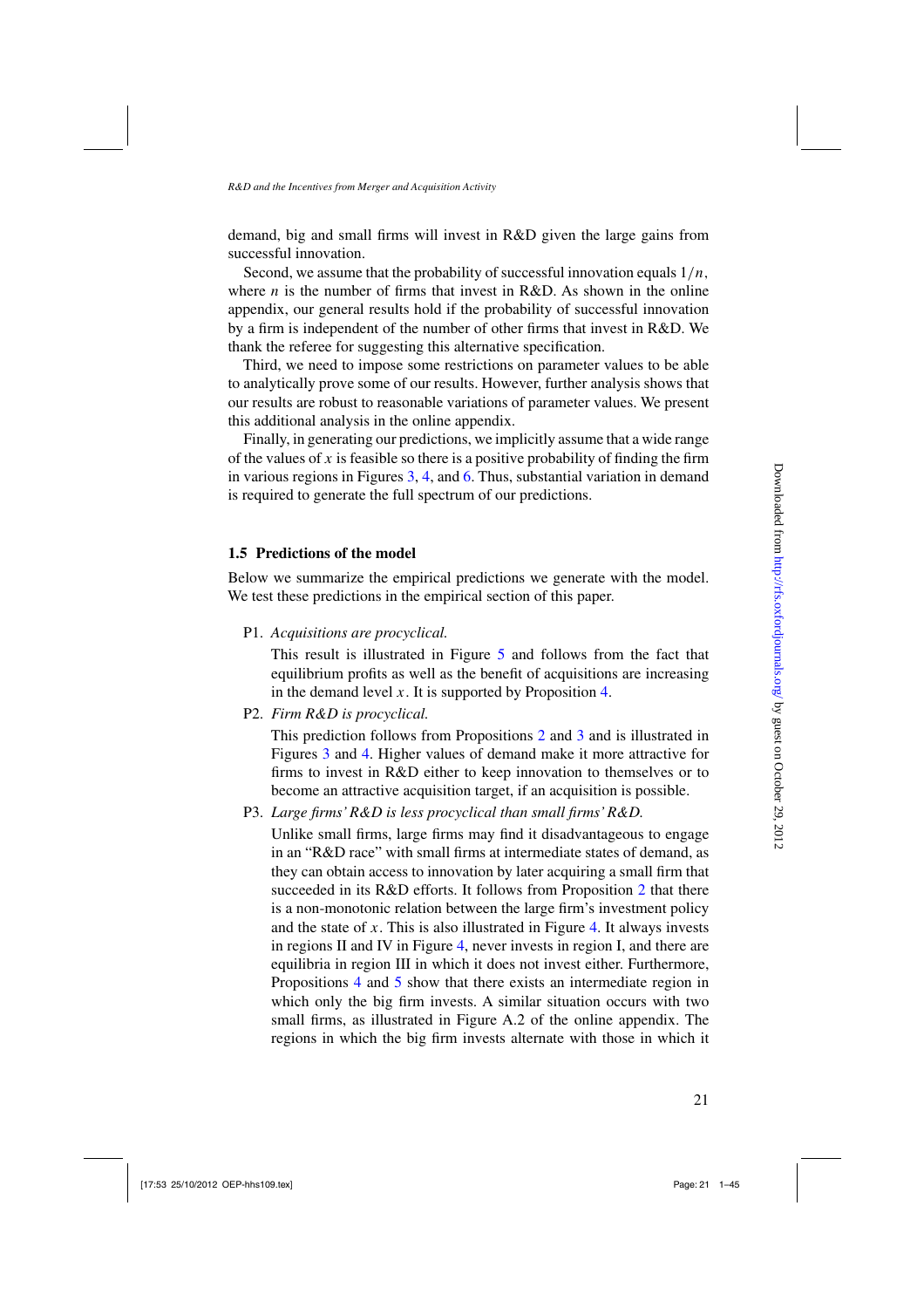demand, big and small firms will invest in R&D given the large gains from successful innovation.

Second, we assume that the probability of successful innovation equals $1/n$, where $n$ is the number of firms that invest in R&D. As shown in the online appendix, our general results hold if the probability of successful innovation by a firm is independent of the number of other firms that invest in R&D. We thank the referee for suggesting this alternative specification.

Third, we need to impose some restrictions on parameter values to be able to analytically prove some of our results. However, further analysis shows that our results are robust to reasonable variations of parameter values. We present this additional analysis in the online appendix.

Finally, in generating our predictions, we implicitly assume that a wide range of the values of $x$ is feasible so there is a positive probability of finding the firm in various regions in Figures 3, 4, and 6. Thus, substantial variation in demand is required to generate the full spectrum of our predictions.

### 1.5 Predictions of the model

Below we summarize the empirical predictions we generate with the model. We test these predictions in the empirical section of this paper.

P1. *Acquisitions are procyclical.*

This result is illustrated in Figure 5 and follows from the fact that equilibrium profits as well as the benefit of acquisitions are increasing in the demand level $x$. It is supported by Proposition 4.

P2. *Firm R&D is procyclical.*

This prediction follows from Propositions 2 and 3 and is illustrated in Figures 3 and 4. Higher values of demand make it more attractive for firms to invest in R&D either to keep innovation to themselves or to become an attractive acquisition target, if an acquisition is possible.

P3. *Large firms' R&D is less procyclical than small firms' R&D.*

Unlike small firms, large firms may find it disadvantageous to engage in an "R&D race" with small firms at intermediate states of demand, as they can obtain access to innovation by later acquiring a small firm that succeeded in its R&D efforts. It follows from Proposition 2 that there is a non-monotonic relation between the large firm's investment policy and the state of $x$. This is also illustrated in Figure 4. It always invests in regions II and IV in Figure 4, never invests in region I, and there are equilibria in region III in which it does not invest either. Furthermore, Propositions 4 and 5 show that there exists an intermediate region in which only the big firm invests. A similar situation occurs with two small firms, as illustrated in Figure A.2 of the online appendix. The regions in which the big firm invests alternate with those in which it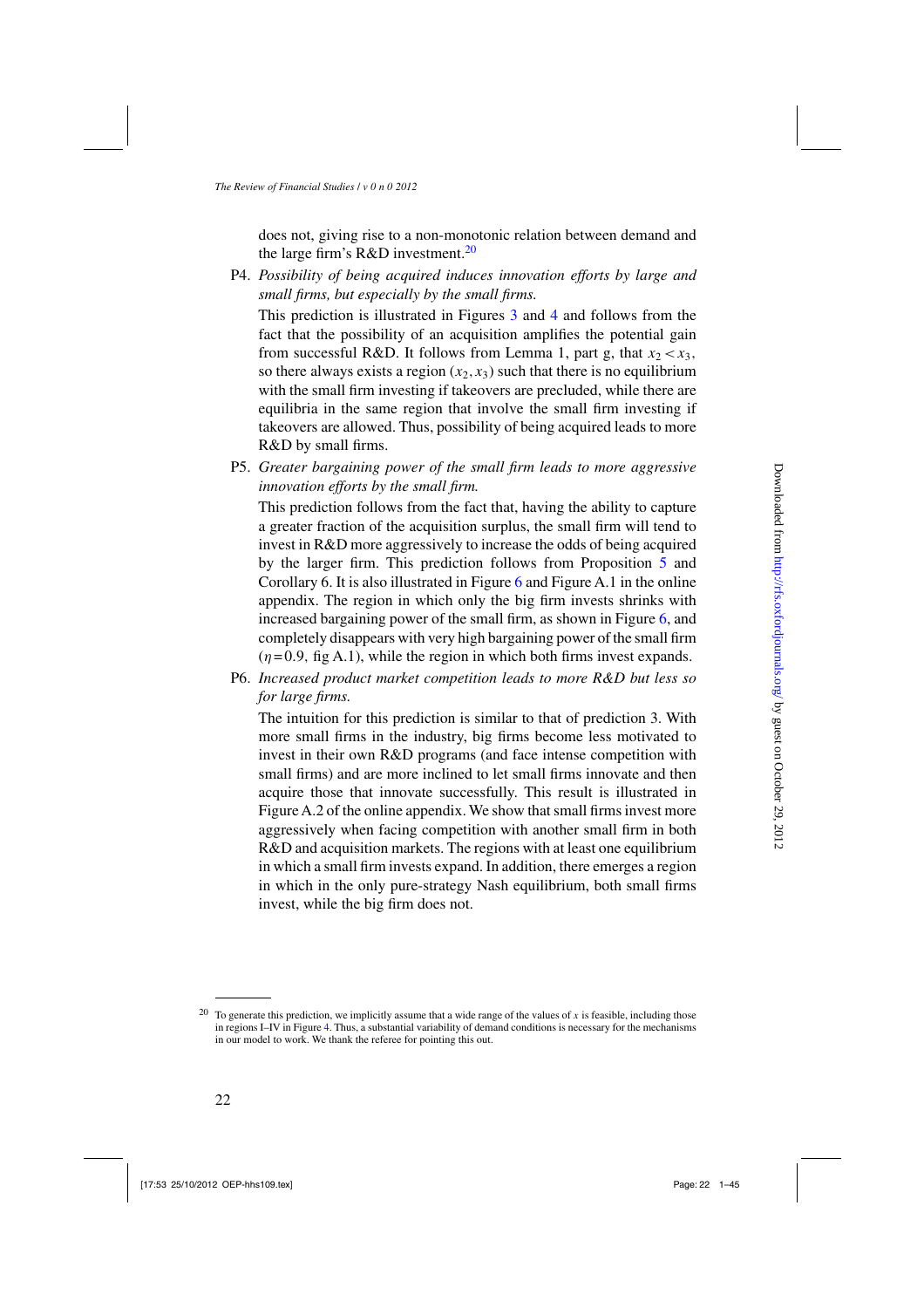does not, giving rise to a non-monotonic relation between demand and the large firm's R&D investment.[20]

P4. *Possibility of being acquired induces innovation efforts by large and small firms, but especially by the small firms.*

This prediction is illustrated in Figures 3 and 4 and follows from the fact that the possibility of an acquisition amplifies the potential gain from successful R&D. It follows from Lemma 1, part g, that $x_2 < x_3$, so there always exists a region $(x_2, x_3)$ such that there is no equilibrium with the small firm investing if takeovers are precluded, while there are equilibria in the same region that involve the small firm investing if takeovers are allowed. Thus, possibility of being acquired leads to more R&D by small firms.

P5. *Greater bargaining power of the small firm leads to more aggressive innovation efforts by the small firm.*

This prediction follows from the fact that, having the ability to capture a greater fraction of the acquisition surplus, the small firm will tend to invest in R&D more aggressively to increase the odds of being acquired by the larger firm. This prediction follows from Proposition 5 and Corollary 6. It is also illustrated in Figure 6 and Figure A.1 in the online appendix. The region in which only the big firm invests shrinks with increased bargaining power of the small firm, as shown in Figure 6, and completely disappears with very high bargaining power of the small firm ($\eta = 0.9$, fig A.1), while the region in which both firms invest expands.

P6. *Increased product market competition leads to more R&D but less so for large firms.*

The intuition for this prediction is similar to that of prediction 3. With more small firms in the industry, big firms become less motivated to invest in their own R&D programs (and face intense competition with small firms) and are more inclined to let small firms innovate and then acquire those that innovate successfully. This result is illustrated in Figure A.2 of the online appendix. We show that small firms invest more aggressively when facing competition with another small firm in both R&D and acquisition markets. The regions with at least one equilibrium in which a small firm invests expand. In addition, there emerges a region in which in the only pure-strategy Nash equilibrium, both small firms invest, while the big firm does not.

[20] To generate this prediction, we implicitly assume that a wide range of the values of $x$ is feasible, including those in regions I–IV in Figure 4. Thus, a substantial variability of demand conditions is necessary for the mechanisms in our model to work. We thank the referee for pointing this out.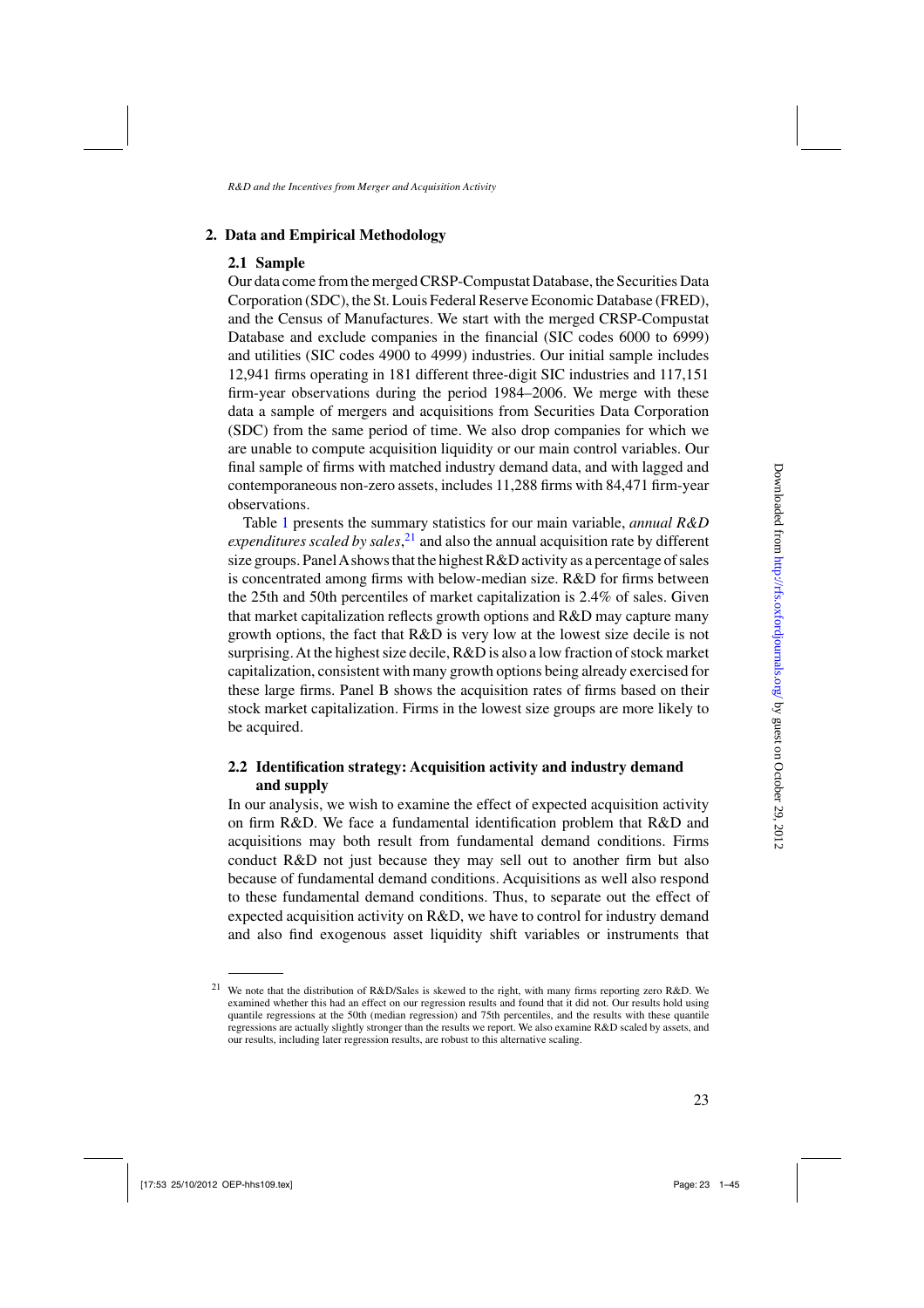## 2. Data and Empirical Methodology

### 2.1 Sample

Our data come from the merged CRSP-Compustat Database, the Securities Data Corporation (SDC), the St. Louis Federal Reserve Economic Database (FRED), and the Census of Manufactures. We start with the merged CRSP-Compustat Database and exclude companies in the financial (SIC codes 6000 to 6999) and utilities (SIC codes 4900 to 4999) industries. Our initial sample includes 12,941 firms operating in 181 different three-digit SIC industries and 117,151 firm-year observations during the period 1984–2006. We merge with these data a sample of mergers and acquisitions from Securities Data Corporation (SDC) from the same period of time. We also drop companies for which we are unable to compute acquisition liquidity or our main control variables. Our final sample of firms with matched industry demand data, and with lagged and contemporaneous non-zero assets, includes 11,288 firms with 84,471 firm-year observations.

Table 1 presents the summary statistics for our main variable, *annual R&D expenditures scaled by sales*,[21] and also the annual acquisition rate by different size groups. Panel A shows that the highest R&D activity as a percentage of sales is concentrated among firms with below-median size. R&D for firms between the 25th and 50th percentiles of market capitalization is 2.4% of sales. Given that market capitalization reflects growth options and R&D may capture many growth options, the fact that R&D is very low at the lowest size decile is not surprising. At the highest size decile, R&D is also a low fraction of stock market capitalization, consistent with many growth options being already exercised for these large firms. Panel B shows the acquisition rates of firms based on their stock market capitalization. Firms in the lowest size groups are more likely to be acquired.

### 2.2 Identification strategy: Acquisition activity and industry demand and supply

In our analysis, we wish to examine the effect of expected acquisition activity on firm R&D. We face a fundamental identification problem that R&D and acquisitions may both result from fundamental demand conditions. Firms conduct R&D not just because they may sell out to another firm but also because of fundamental demand conditions. Acquisitions as well also respond to these fundamental demand conditions. Thus, to separate out the effect of expected acquisition activity on R&D, we have to control for industry demand and also find exogenous asset liquidity shift variables or instruments that

---

[21] We note that the distribution of R&D/Sales is skewed to the right, with many firms reporting zero R&D. We examined whether this had an effect on our regression results and found that it did not. Our results hold using quantile regressions at the 50th (median regression) and 75th percentiles, and the results with these quantile regressions are actually slightly stronger than the results we report. We also examine R&D scaled by assets, and our results, including later regression results, are robust to this alternative scaling.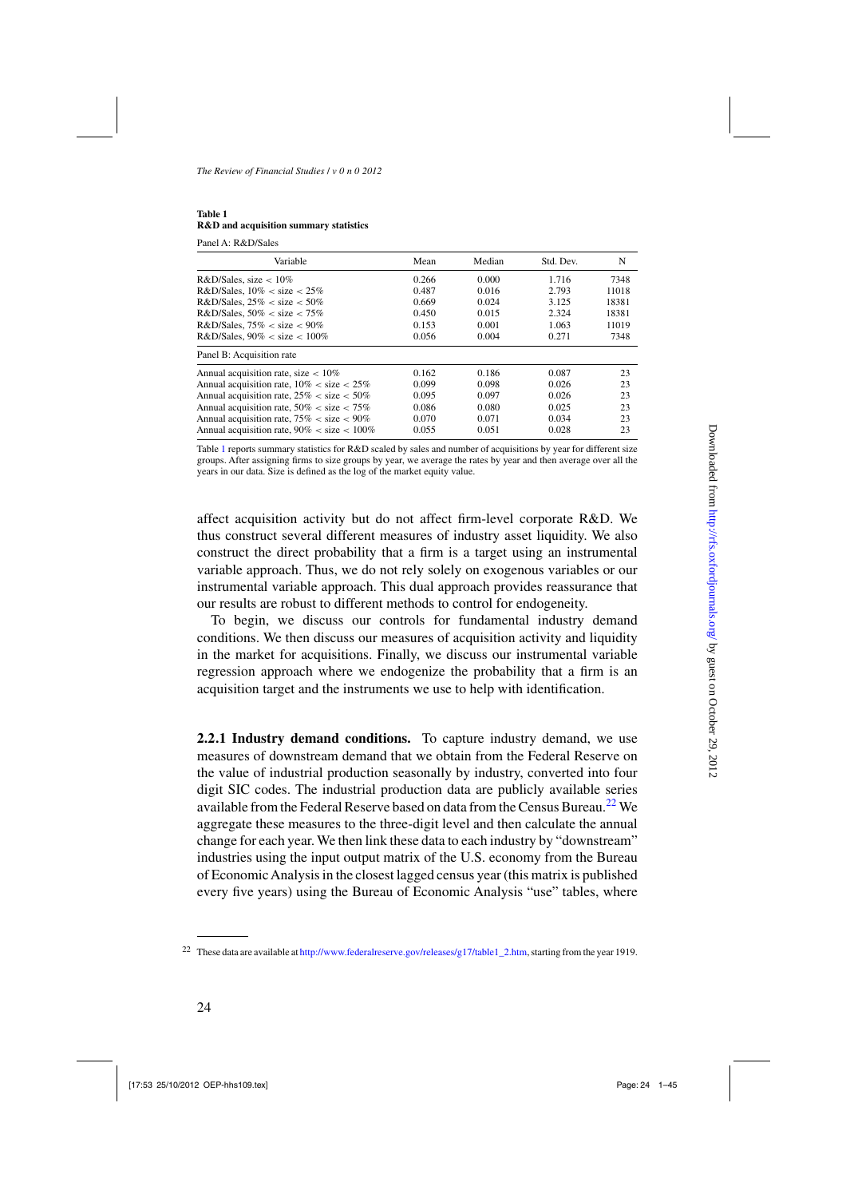**Table 1**
**R&D and acquisition summary statistics**

Panel A: R&D/Sales

| Variable | Mean | Median | Std. Dev. | N |
|---|---|---|---|---|
| R&D/Sales, size < 10% | 0.266 | 0.000 | 1.716 | 7348 |
| R&D/Sales, 10% < size < 25% | 0.487 | 0.016 | 2.793 | 11018 |
| R&D/Sales, 25% < size < 50% | 0.669 | 0.024 | 3.125 | 18381 |
| R&D/Sales, 50% < size < 75% | 0.450 | 0.015 | 2.324 | 18381 |
| R&D/Sales, 75% < size < 90% | 0.153 | 0.001 | 1.063 | 11019 |
| R&D/Sales, 90% < size < 100% | 0.056 | 0.004 | 0.271 | 7348 |
| Panel B: Acquisition rate | | | | |
| Annual acquisition rate, size < 10% | 0.162 | 0.186 | 0.087 | 23 |
| Annual acquisition rate, 10% < size < 25% | 0.099 | 0.098 | 0.026 | 23 |
| Annual acquisition rate, 25% < size < 50% | 0.095 | 0.097 | 0.026 | 23 |
| Annual acquisition rate, 50% < size < 75% | 0.086 | 0.080 | 0.025 | 23 |
| Annual acquisition rate, 75% < size < 90% | 0.070 | 0.071 | 0.034 | 23 |
| Annual acquisition rate, 90% < size < 100% | 0.055 | 0.051 | 0.028 | 23 |

Table 1 reports summary statistics for R&D scaled by sales and number of acquisitions by year for different size groups. After assigning firms to size groups by year, we average the rates by year and then average over all the years in our data. Size is defined as the log of the market equity value.

affect acquisition activity but do not affect firm-level corporate R&D. We thus construct several different measures of industry asset liquidity. We also construct the direct probability that a firm is a target using an instrumental variable approach. Thus, we do not rely solely on exogenous variables or our instrumental variable approach. This dual approach provides reassurance that our results are robust to different methods to control for endogeneity.

To begin, we discuss our controls for fundamental industry demand conditions. We then discuss our measures of acquisition activity and liquidity in the market for acquisitions. Finally, we discuss our instrumental variable regression approach where we endogenize the probability that a firm is an acquisition target and the instruments we use to help with identification.

**2.2.1 Industry demand conditions.** To capture industry demand, we use measures of downstream demand that we obtain from the Federal Reserve on the value of industrial production seasonally by industry, converted into four digit SIC codes. The industrial production data are publicly available series available from the Federal Reserve based on data from the Census Bureau.[22] We aggregate these measures to the three-digit level and then calculate the annual change for each year. We then link these data to each industry by "downstream" industries using the input output matrix of the U.S. economy from the Bureau of Economic Analysis in the closest lagged census year (this matrix is published every five years) using the Bureau of Economic Analysis "use" tables, where

[22] These data are available at http://www.federalreserve.gov/releases/g17/table1_2.htm, starting from the year 1919.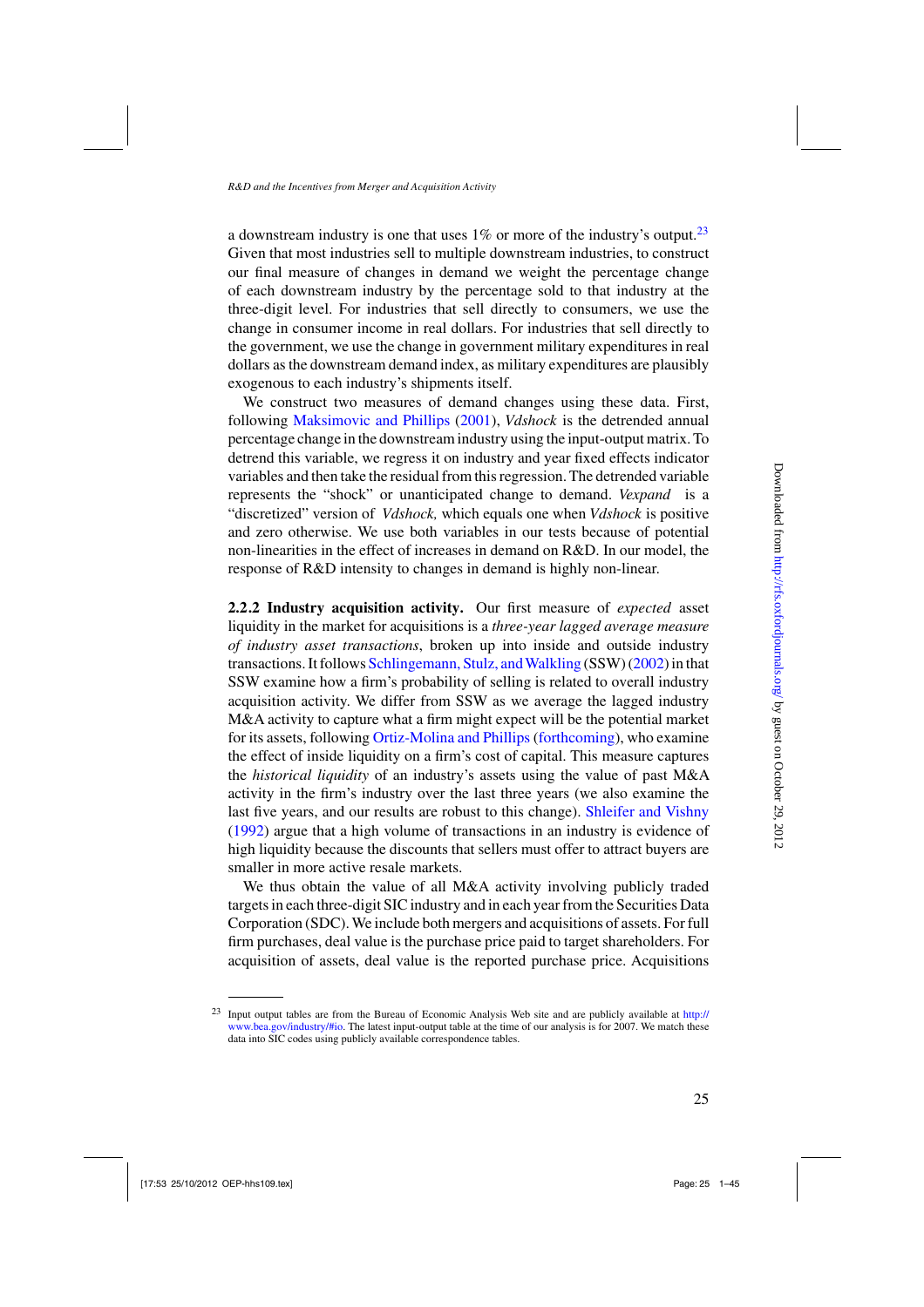a downstream industry is one that uses 1% or more of the industry's output.[23] Given that most industries sell to multiple downstream industries, to construct our final measure of changes in demand we weight the percentage change of each downstream industry by the percentage sold to that industry at the three-digit level. For industries that sell directly to consumers, we use the change in consumer income in real dollars. For industries that sell directly to the government, we use the change in government military expenditures in real dollars as the downstream demand index, as military expenditures are plausibly exogenous to each industry's shipments itself.

We construct two measures of demand changes using these data. First, following Maksimovic and Phillips (2001), *Vdshock* is the detrended annual percentage change in the downstream industry using the input-output matrix. To detrend this variable, we regress it on industry and year fixed effects indicator variables and then take the residual from this regression. The detrended variable represents the "shock" or unanticipated change to demand. *Vexpand* is a "discretized" version of *Vdshock,* which equals one when *Vdshock* is positive and zero otherwise. We use both variables in our tests because of potential non-linearities in the effect of increases in demand on R&D. In our model, the response of R&D intensity to changes in demand is highly non-linear.

**2.2.2 Industry acquisition activity.** Our first measure of *expected* asset liquidity in the market for acquisitions is a *three-year lagged average measure of industry asset transactions*, broken up into inside and outside industry transactions. It follows Schlingemann, Stulz, and Walkling (SSW) (2002) in that SSW examine how a firm's probability of selling is related to overall industry acquisition activity. We differ from SSW as we average the lagged industry M&A activity to capture what a firm might expect will be the potential market for its assets, following Ortiz-Molina and Phillips (forthcoming), who examine the effect of inside liquidity on a firm's cost of capital. This measure captures the *historical liquidity* of an industry's assets using the value of past M&A activity in the firm's industry over the last three years (we also examine the last five years, and our results are robust to this change). Shleifer and Vishny (1992) argue that a high volume of transactions in an industry is evidence of high liquidity because the discounts that sellers must offer to attract buyers are smaller in more active resale markets.

We thus obtain the value of all M&A activity involving publicly traded targets in each three-digit SIC industry and in each year from the Securities Data Corporation (SDC). We include both mergers and acquisitions of assets. For full firm purchases, deal value is the purchase price paid to target shareholders. For acquisition of assets, deal value is the reported purchase price. Acquisitions

[23] Input output tables are from the Bureau of Economic Analysis Web site and are publicly available at http://www.bea.gov/industry/#io. The latest input-output table at the time of our analysis is for 2007. We match these data into SIC codes using publicly available correspondence tables.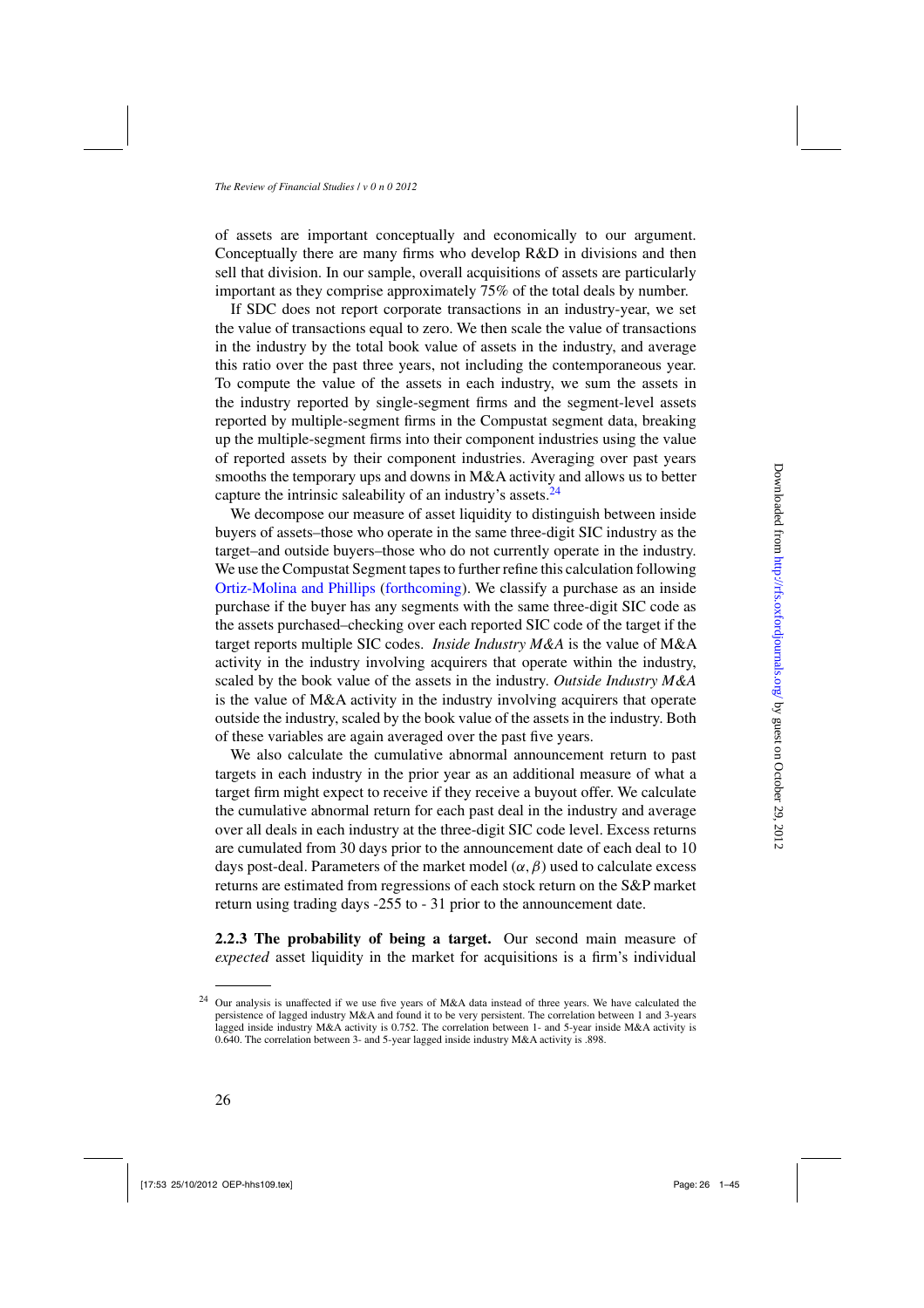of assets are important conceptually and economically to our argument. Conceptually there are many firms who develop R&D in divisions and then sell that division. In our sample, overall acquisitions of assets are particularly important as they comprise approximately 75% of the total deals by number.

If SDC does not report corporate transactions in an industry-year, we set the value of transactions equal to zero. We then scale the value of transactions in the industry by the total book value of assets in the industry, and average this ratio over the past three years, not including the contemporaneous year. To compute the value of the assets in each industry, we sum the assets in the industry reported by single-segment firms and the segment-level assets reported by multiple-segment firms in the Compustat segment data, breaking up the multiple-segment firms into their component industries using the value of reported assets by their component industries. Averaging over past years smooths the temporary ups and downs in M&A activity and allows us to better capture the intrinsic saleability of an industry's assets.[24]

We decompose our measure of asset liquidity to distinguish between inside buyers of assets–those who operate in the same three-digit SIC industry as the target–and outside buyers–those who do not currently operate in the industry. We use the Compustat Segment tapes to further refine this calculation following Ortiz-Molina and Phillips (forthcoming). We classify a purchase as an inside purchase if the buyer has any segments with the same three-digit SIC code as the assets purchased–checking over each reported SIC code of the target if the target reports multiple SIC codes. *Inside Industry M&A* is the value of M&A activity in the industry involving acquirers that operate within the industry, scaled by the book value of the assets in the industry. *Outside Industry M&A* is the value of M&A activity in the industry involving acquirers that operate outside the industry, scaled by the book value of the assets in the industry. Both of these variables are again averaged over the past five years.

We also calculate the cumulative abnormal announcement return to past targets in each industry in the prior year as an additional measure of what a target firm might expect to receive if they receive a buyout offer. We calculate the cumulative abnormal return for each past deal in the industry and average over all deals in each industry at the three-digit SIC code level. Excess returns are cumulated from 30 days prior to the announcement date of each deal to 10 days post-deal. Parameters of the market model ($\alpha, \beta$) used to calculate excess returns are estimated from regressions of each stock return on the S&P market return using trading days -255 to - 31 prior to the announcement date.

**2.2.3 The probability of being a target.** Our second main measure of *expected* asset liquidity in the market for acquisitions is a firm's individual

[24] Our analysis is unaffected if we use five years of M&A data instead of three years. We have calculated the persistence of lagged industry M&A and found it to be very persistent. The correlation between 1 and 3-years lagged inside industry M&A activity is 0.752. The correlation between 1- and 5-year inside M&A activity is 0.640. The correlation between 3- and 5-year lagged inside industry M&A activity is .898.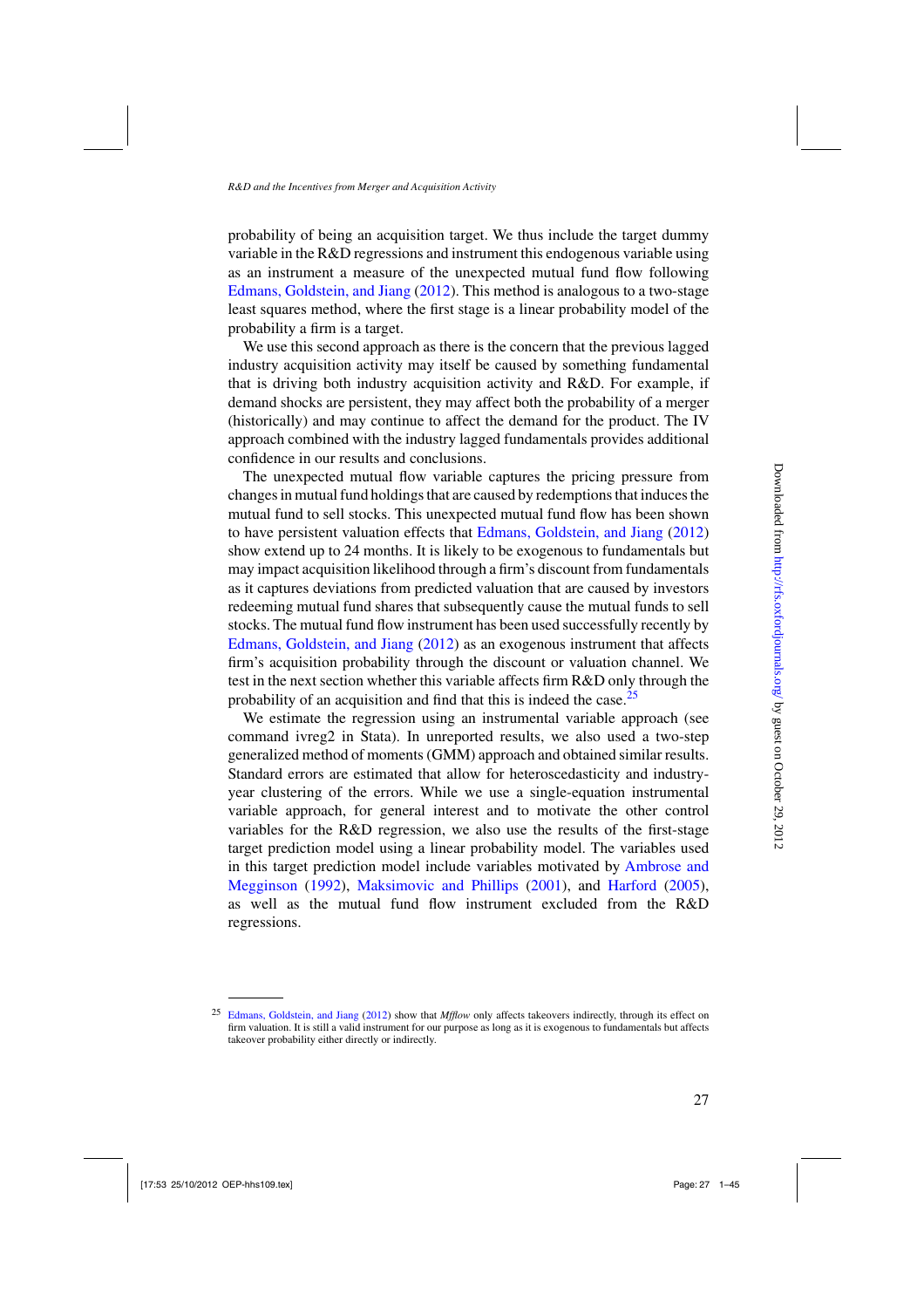probability of being an acquisition target. We thus include the target dummy variable in the R&D regressions and instrument this endogenous variable using as an instrument a measure of the unexpected mutual fund flow following Edmans, Goldstein, and Jiang (2012). This method is analogous to a two-stage least squares method, where the first stage is a linear probability model of the probability a firm is a target.

We use this second approach as there is the concern that the previous lagged industry acquisition activity may itself be caused by something fundamental that is driving both industry acquisition activity and R&D. For example, if demand shocks are persistent, they may affect both the probability of a merger (historically) and may continue to affect the demand for the product. The IV approach combined with the industry lagged fundamentals provides additional confidence in our results and conclusions.

The unexpected mutual flow variable captures the pricing pressure from changes in mutual fund holdings that are caused by redemptions that induces the mutual fund to sell stocks. This unexpected mutual fund flow has been shown to have persistent valuation effects that Edmans, Goldstein, and Jiang (2012) show extend up to 24 months. It is likely to be exogenous to fundamentals but may impact acquisition likelihood through a firm's discount from fundamentals as it captures deviations from predicted valuation that are caused by investors redeeming mutual fund shares that subsequently cause the mutual funds to sell stocks. The mutual fund flow instrument has been used successfully recently by Edmans, Goldstein, and Jiang (2012) as an exogenous instrument that affects firm's acquisition probability through the discount or valuation channel. We test in the next section whether this variable affects firm R&D only through the probability of an acquisition and find that this is indeed the case.[25]

We estimate the regression using an instrumental variable approach (see command ivreg2 in Stata). In unreported results, we also used a two-step generalized method of moments (GMM) approach and obtained similar results. Standard errors are estimated that allow for heteroscedasticity and industry-year clustering of the errors. While we use a single-equation instrumental variable approach, for general interest and to motivate the other control variables for the R&D regression, we also use the results of the first-stage target prediction model using a linear probability model. The variables used in this target prediction model include variables motivated by Ambrose and Megginson (1992), Maksimovic and Phillips (2001), and Harford (2005), as well as the mutual fund flow instrument excluded from the R&D regressions.

[25] Edmans, Goldstein, and Jiang (2012) show that *Mfflow* only affects takeovers indirectly, through its effect on firm valuation. It is still a valid instrument for our purpose as long as it is exogenous to fundamentals but affects takeover probability either directly or indirectly.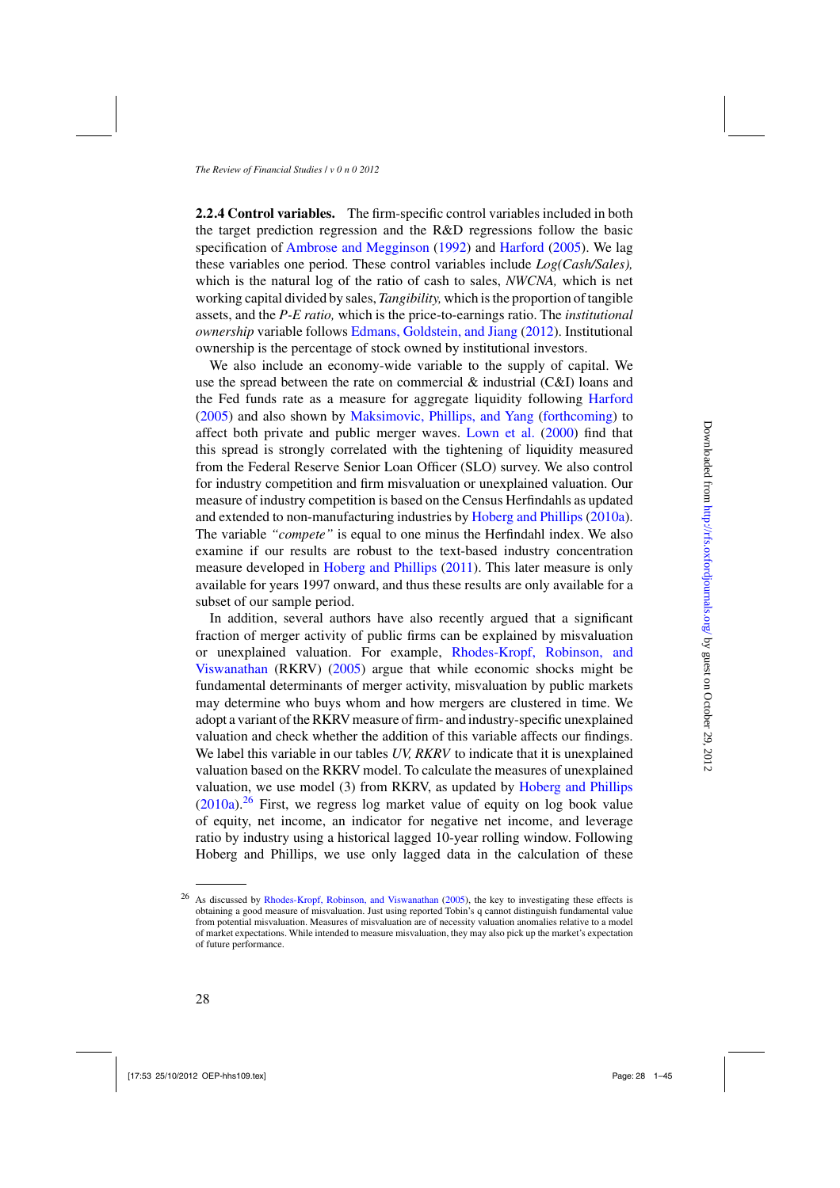**2.2.4 Control variables.** The firm-specific control variables included in both the target prediction regression and the R&D regressions follow the basic specification of Ambrose and Megginson (1992) and Harford (2005). We lag these variables one period. These control variables include *Log(Cash/Sales),* which is the natural log of the ratio of cash to sales, *NWCNA,* which is net working capital divided by sales, *Tangibility,* which is the proportion of tangible assets, and the *P-E ratio,* which is the price-to-earnings ratio. The *institutional ownership* variable follows Edmans, Goldstein, and Jiang (2012). Institutional ownership is the percentage of stock owned by institutional investors.

We also include an economy-wide variable to the supply of capital. We use the spread between the rate on commercial & industrial (C&I) loans and the Fed funds rate as a measure for aggregate liquidity following Harford (2005) and also shown by Maksimovic, Phillips, and Yang (forthcoming) to affect both private and public merger waves. Lown et al. (2000) find that this spread is strongly correlated with the tightening of liquidity measured from the Federal Reserve Senior Loan Officer (SLO) survey. We also control for industry competition and firm misvaluation or unexplained valuation. Our measure of industry competition is based on the Census Herfindahls as updated and extended to non-manufacturing industries by Hoberg and Phillips (2010a). The variable *"compete"* is equal to one minus the Herfindahl index. We also examine if our results are robust to the text-based industry concentration measure developed in Hoberg and Phillips (2011). This later measure is only available for years 1997 onward, and thus these results are only available for a subset of our sample period.

In addition, several authors have also recently argued that a significant fraction of merger activity of public firms can be explained by misvaluation or unexplained valuation. For example, Rhodes-Kropf, Robinson, and Viswanathan (RKRV) (2005) argue that while economic shocks might be fundamental determinants of merger activity, misvaluation by public markets may determine who buys whom and how mergers are clustered in time. We adopt a variant of the RKRV measure of firm- and industry-specific unexplained valuation and check whether the addition of this variable affects our findings. We label this variable in our tables *UV, RKRV* to indicate that it is unexplained valuation based on the RKRV model. To calculate the measures of unexplained valuation, we use model (3) from RKRV, as updated by Hoberg and Phillips (2010a).[26] First, we regress log market value of equity on log book value of equity, net income, an indicator for negative net income, and leverage ratio by industry using a historical lagged 10-year rolling window. Following Hoberg and Phillips, we use only lagged data in the calculation of these

[26] As discussed by Rhodes-Kropf, Robinson, and Viswanathan (2005), the key to investigating these effects is obtaining a good measure of misvaluation. Just using reported Tobin's q cannot distinguish fundamental value from potential misvaluation. Measures of misvaluation are of necessity valuation anomalies relative to a model of market expectations. While intended to measure misvaluation, they may also pick up the market's expectation of future performance.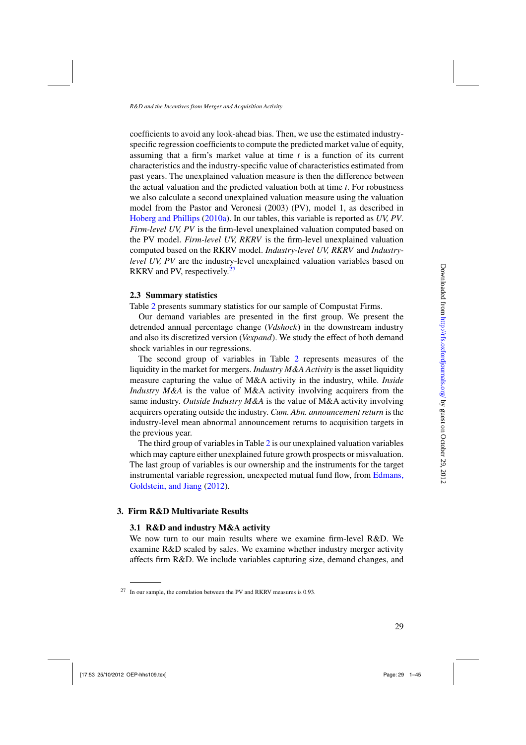coefficients to avoid any look-ahead bias. Then, we use the estimated industry-specific regression coefficients to compute the predicted market value of equity, assuming that a firm's market value at time $t$ is a function of its current characteristics and the industry-specific value of characteristics estimated from past years. The unexplained valuation measure is then the difference between the actual valuation and the predicted valuation both at time $t$. For robustness we also calculate a second unexplained valuation measure using the valuation model from the Pastor and Veronesi (2003) (PV), model 1, as described in Hoberg and Phillips (2010a). In our tables, this variable is reported as *UV, PV*. *Firm-level UV, PV* is the firm-level unexplained valuation computed based on the PV model. *Firm-level UV, RKRV* is the firm-level unexplained valuation computed based on the RKRV model. *Industry-level UV, RKRV* and *Industry-level UV, PV* are the industry-level unexplained valuation variables based on RKRV and PV, respectively.[27]

### 2.3 Summary statistics

Table 2 presents summary statistics for our sample of Compustat Firms.

Our demand variables are presented in the first group. We present the detrended annual percentage change (*Vdshock*) in the downstream industry and also its discretized version (*Vexpand*). We study the effect of both demand shock variables in our regressions.

The second group of variables in Table 2 represents measures of the liquidity in the market for mergers. *Industry M&A Activity* is the asset liquidity measure capturing the value of M&A activity in the industry, while. *Inside Industry M&A* is the value of M&A activity involving acquirers from the same industry. *Outside Industry M&A* is the value of M&A activity involving acquirers operating outside the industry. *Cum. Abn. announcement return* is the industry-level mean abnormal announcement returns to acquisition targets in the previous year.

The third group of variables in Table 2 is our unexplained valuation variables which may capture either unexplained future growth prospects or misvaluation. The last group of variables is our ownership and the instruments for the target instrumental variable regression, unexpected mutual fund flow, from Edmans, Goldstein, and Jiang (2012).

## 3. Firm R&D Multivariate Results

### 3.1 R&D and industry M&A activity

We now turn to our main results where we examine firm-level R&D. We examine R&D scaled by sales. We examine whether industry merger activity affects firm R&D. We include variables capturing size, demand changes, and

---

[27] In our sample, the correlation between the PV and RKRV measures is 0.93.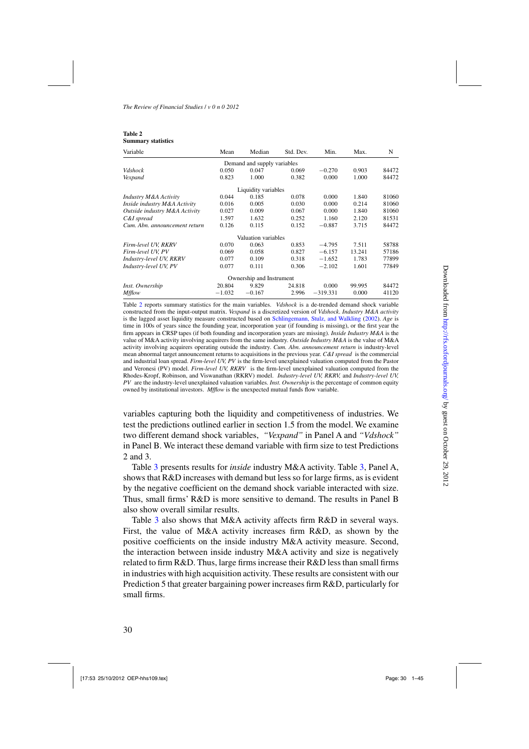**Table 2**
**Summary statistics**

| Variable | Mean | Median | Std. Dev. | Min. | Max. | N |
|---|---|---|---|---|---|---|
| | | Demand and supply variables | | | | |
| *Vdshock* | 0.050 | 0.047 | 0.069 | −0.270 | 0.903 | 84472 |
| *Vexpand* | 0.823 | 1.000 | 0.382 | 0.000 | 1.000 | 84472 |
| | | Liquidity variables | | | | |
| *Industry M&A Activity* | 0.044 | 0.185 | 0.078 | 0.000 | 1.840 | 81060 |
| *Inside industry M&A Activity* | 0.016 | 0.005 | 0.030 | 0.000 | 0.214 | 81060 |
| *Outside industry M&A Activity* | 0.027 | 0.009 | 0.067 | 0.000 | 1.840 | 81060 |
| *C&I spread* | 1.597 | 1.632 | 0.252 | 1.160 | 2.120 | 81531 |
| *Cum. Abn. announcement return* | 0.126 | 0.115 | 0.152 | −0.887 | 3.715 | 84472 |
| | | Valuation variables | | | | |
| *Firm-level UV, RKRV* | 0.070 | 0.063 | 0.853 | −4.795 | 7.511 | 58788 |
| *Firm-level UV, PV* | 0.069 | 0.058 | 0.827 | −6.157 | 13.241 | 57186 |
| *Industry-level UV, RKRV* | 0.077 | 0.109 | 0.318 | −1.652 | 1.783 | 77899 |
| *Industry-level UV, PV* | 0.077 | 0.111 | 0.306 | −2.102 | 1.601 | 77849 |
| | | Ownership and Instrument | | | | |
| *Inst. Ownership* | 20.804 | 9.829 | 24.818 | 0.000 | 99.995 | 84472 |
| *Mfflow* | −1.032 | −0.167 | 2.996 | −319.331 | 0.000 | 41120 |

Table 2 reports summary statistics for the main variables. *Vdshock* is a de-trended demand shock variable constructed from the input-output matrix. *Vexpand* is a discretized version of *Vdshock*. *Industry M&A activity* is the lagged asset liquidity measure constructed based on Schlingemann, Stulz, and Walkling (2002). *Age* is time in 100s of years since the founding year, incorporation year (if founding is missing), or the first year the firm appears in CRSP tapes (if both founding and incorporation years are missing). *Inside Industry M&A* is the value of M&A activity involving acquirers from the same industry. *Outside Industry M&A* is the value of M&A activity involving acquirers operating outside the industry. *Cum. Abn. announcement return* is industry-level mean abnormal target announcement returns to acquisitions in the previous year. *C&I spread* is the commercial and industrial loan spread. *Firm-level UV, PV* is the firm-level unexplained valuation computed from the Pastor and Veronesi (PV) model. *Firm-level UV, RKRV* is the firm-level unexplained valuation computed from the Rhodes-Kropf, Robinson, and Viswanathan (RKRV) model. *Industry-level UV, RKRV,* and *Industry-level UV, PV* are the industry-level unexplained valuation variables. *Inst. Ownership* is the percentage of common equity owned by institutional investors. *Mfflow* is the unexpected mutual funds flow variable.

variables capturing both the liquidity and competitiveness of industries. We test the predictions outlined earlier in section 1.5 from the model. We examine two different demand shock variables, *"Vexpand"* in Panel A and *"Vdshock"* in Panel B. We interact these demand variable with firm size to test Predictions 2 and 3.

Table 3 presents results for *inside* industry M&A activity. Table 3, Panel A, shows that R&D increases with demand but less so for large firms, as is evident by the negative coefficient on the demand shock variable interacted with size. Thus, small firms' R&D is more sensitive to demand. The results in Panel B also show overall similar results.

Table 3 also shows that M&A activity affects firm R&D in several ways. First, the value of M&A activity increases firm R&D, as shown by the positive coefficients on the inside industry M&A activity measure. Second, the interaction between inside industry M&A activity and size is negatively related to firm R&D. Thus, large firms increase their R&D less than small firms in industries with high acquisition activity. These results are consistent with our Prediction 5 that greater bargaining power increases firm R&D, particularly for small firms.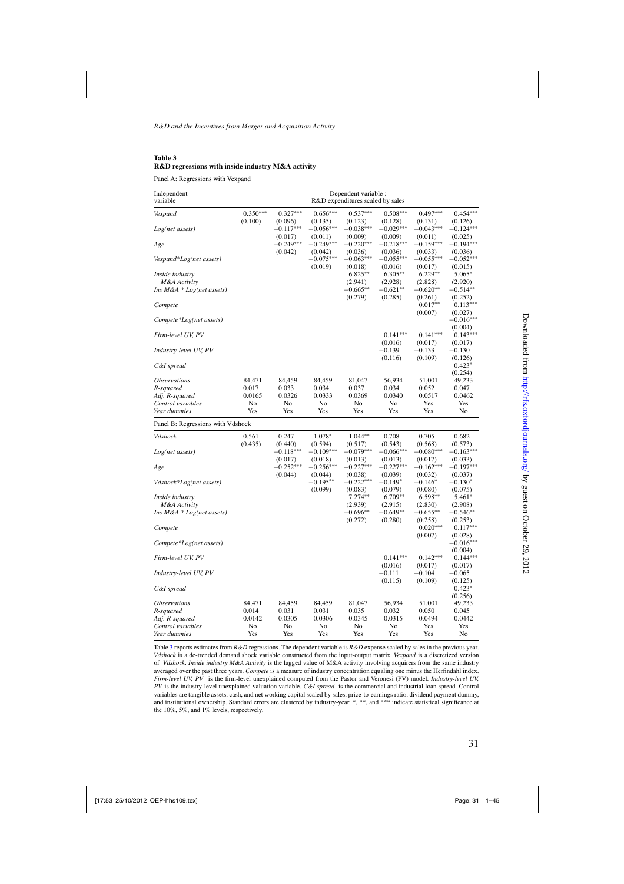**Table 3**
**R&D regressions with inside industry M&A activity**

Panel A: Regressions with Vexpand

| Independent variable | Dependent variable : R&D expenditures scaled by sales | | | | | | |
|---|---|---|---|---|---|---|---|
| *Vexpand* | 0.350*** | 0.327*** | 0.656*** | 0.537*** | 0.508*** | 0.497*** | 0.454*** |
| | (0.100) | (0.096) | (0.135) | (0.123) | (0.128) | (0.131) | (0.126) |
| *Log(net assets)* | | −0.117*** | −0.056*** | −0.038*** | −0.029*** | −0.043*** | −0.124*** |
| | | (0.017) | (0.011) | (0.009) | (0.009) | (0.011) | (0.025) |
| *Age* | | −0.249*** | −0.249*** | −0.220*** | −0.218*** | −0.159*** | −0.194*** |
| | | (0.042) | (0.042) | (0.036) | (0.036) | (0.033) | (0.036) |
| *Vexpand\*Log(net assets)* | | | −0.075*** | −0.063*** | −0.055*** | −0.055*** | −0.052*** |
| | | | (0.019) | (0.018) | (0.016) | (0.017) | (0.015) |
| *Inside industry M&A Activity* | | | | 6.825** | 6.305** | 6.229** | 5.065* |
| | | | | (2.941) | (2.928) | (2.828) | (2.920) |
| *Ins M&A \* Log(net assets)* | | | | −0.665** | −0.621** | −0.620** | −0.514** |
| | | | | (0.279) | (0.285) | (0.261) | (0.252) |
| *Compete* | | | | | | 0.017** | 0.113*** |
| | | | | | | (0.007) | (0.027) |
| *Compete\*Log(net assets)* | | | | | | | −0.016*** |
| | | | | | | | (0.004) |
| *Firm-level UV, PV* | | | | | 0.141*** | 0.141*** | 0.143*** |
| | | | | | (0.016) | (0.017) | (0.017) |
| *Industry-level UV, PV* | | | | | −0.139 | −0.133 | −0.130 |
| | | | | | (0.116) | (0.109) | (0.126) |
| *C&I spread* | | | | | | | 0.423* |
| | | | | | | | (0.254) |
| *Observations* | 84,471 | 84,459 | 84,459 | 81,047 | 56,934 | 51,001 | 49,233 |
| *R-squared* | 0.017 | 0.033 | 0.034 | 0.037 | 0.034 | 0.052 | 0.047 |
| *Adj. R-squared* | 0.0165 | 0.0326 | 0.0333 | 0.0369 | 0.0340 | 0.0517 | 0.0462 |
| *Control variables* | No | No | No | No | No | Yes | Yes |
| *Year dummies* | Yes | Yes | Yes | Yes | Yes | Yes | No |

Panel B: Regressions with Vdshock

| Independent variable | | | | | | | |
|---|---|---|---|---|---|---|---|
| *Vdshock* | 0.561 | 0.247 | 1.078* | 1.044** | 0.708 | 0.705 | 0.682 |
| | (0.435) | (0.440) | (0.594) | (0.517) | (0.543) | (0.568) | (0.573) |
| *Log(net assets)* | | −0.118*** | −0.109*** | −0.079*** | −0.066*** | −0.080*** | −0.163*** |
| | | (0.017) | (0.018) | (0.013) | (0.013) | (0.017) | (0.033) |
| *Age* | | −0.252*** | −0.256*** | −0.227*** | −0.227*** | −0.162*** | −0.197*** |
| | | (0.044) | (0.044) | (0.038) | (0.039) | (0.032) | (0.037) |
| *Vdshock\*Log(net assets)* | | | −0.195** | −0.222*** | −0.149* | −0.146* | −0.130* |
| | | | (0.099) | (0.083) | (0.079) | (0.080) | (0.075) |
| *Inside industry M&A Activity* | | | | 7.274** | 6.709** | 6.598** | 5.461* |
| | | | | (2.939) | (2.915) | (2.830) | (2.908) |
| *Ins M&A \* Log(net assets)* | | | | −0.696** | −0.649** | −0.655** | −0.546** |
| | | | | (0.272) | (0.280) | (0.258) | (0.253) |
| *Compete* | | | | | | 0.020*** | 0.117*** |
| | | | | | | (0.007) | (0.028) |
| *Compete\*Log(net assets)* | | | | | | | −0.016*** |
| | | | | | | | (0.004) |
| *Firm-level UV, PV* | | | | | 0.141*** | 0.142*** | 0.144*** |
| | | | | | (0.016) | (0.017) | (0.017) |
| *Industry-level UV, PV* | | | | | −0.111 | −0.104 | −0.065 |
| | | | | | (0.115) | (0.109) | (0.125) |
| *C&I spread* | | | | | | | 0.423* |
| | | | | | | | (0.256) |
| *Observations* | 84,471 | 84,459 | 84,459 | 81,047 | 56,934 | 51,001 | 49,233 |
| *R-squared* | 0.014 | 0.031 | 0.031 | 0.035 | 0.032 | 0.050 | 0.045 |
| *Adj. R-squared* | 0.0142 | 0.0305 | 0.0306 | 0.0345 | 0.0315 | 0.0494 | 0.0442 |
| *Control variables* | No | No | No | No | No | Yes | Yes |
| *Year dummies* | Yes | Yes | Yes | Yes | Yes | Yes | No |

Table 3 reports estimates from *R&D* regressions. The dependent variable is *R&D* expense scaled by sales in the previous year. *Vdshock* is a de-trended demand shock variable constructed from the input-output matrix. *Vexpand* is a discretized version of *Vdshock*. *Inside industry M&A Activity* is the lagged value of M&A activity involving acquirers from the same industry averaged over the past three years. *Compete* is a measure of industry concentration equaling one minus the Herfindahl index. *Firm-level UV, PV* is the firm-level unexplained computed from the Pastor and Veronesi (PV) model. *Industry-level UV, PV* is the industry-level unexplained valuation variable. *C&I spread* is the commercial and industrial loan spread. Control variables are tangible assets, cash, and net working capital scaled by sales, price-to-earnings ratio, dividend payment dummy, and institutional ownership. Standard errors are clustered by industry-year. *, **, and *** indicate statistical significance at the 10%, 5%, and 1% levels, respectively.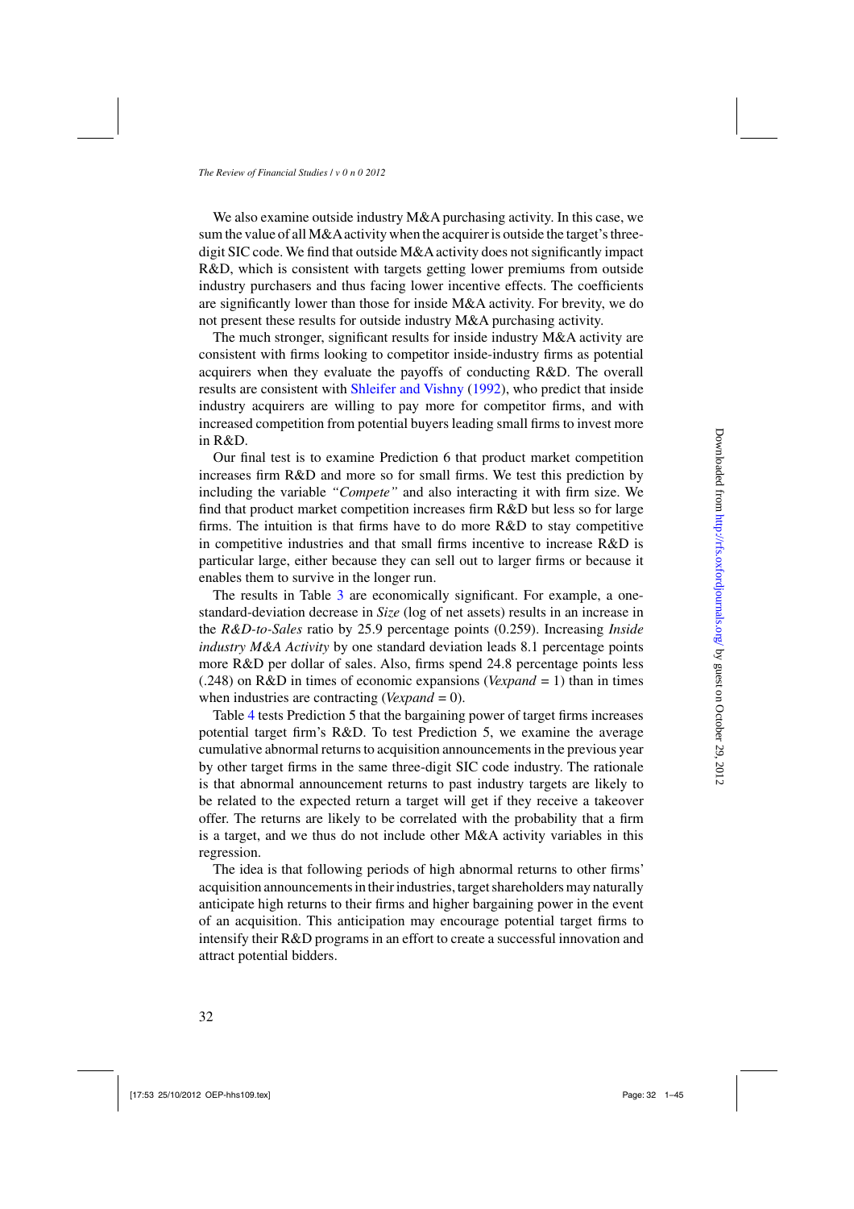We also examine outside industry M&A purchasing activity. In this case, we sum the value of all M&A activity when the acquirer is outside the target's three-digit SIC code. We find that outside M&A activity does not significantly impact R&D, which is consistent with targets getting lower premiums from outside industry purchasers and thus facing lower incentive effects. The coefficients are significantly lower than those for inside M&A activity. For brevity, we do not present these results for outside industry M&A purchasing activity.

The much stronger, significant results for inside industry M&A activity are consistent with firms looking to competitor inside-industry firms as potential acquirers when they evaluate the payoffs of conducting R&D. The overall results are consistent with Shleifer and Vishny (1992), who predict that inside industry acquirers are willing to pay more for competitor firms, and with increased competition from potential buyers leading small firms to invest more in R&D.

Our final test is to examine Prediction 6 that product market competition increases firm R&D and more so for small firms. We test this prediction by including the variable *"Compete"* and also interacting it with firm size. We find that product market competition increases firm R&D but less so for large firms. The intuition is that firms have to do more R&D to stay competitive in competitive industries and that small firms incentive to increase R&D is particular large, either because they can sell out to larger firms or because it enables them to survive in the longer run.

The results in Table 3 are economically significant. For example, a one-standard-deviation decrease in *Size* (log of net assets) results in an increase in the *R&D-to-Sales* ratio by 25.9 percentage points (0.259). Increasing *Inside industry M&A Activity* by one standard deviation leads 8.1 percentage points more R&D per dollar of sales. Also, firms spend 24.8 percentage points less (.248) on R&D in times of economic expansions (*Vexpand* = 1) than in times when industries are contracting (*Vexpand* = 0).

Table 4 tests Prediction 5 that the bargaining power of target firms increases potential target firm's R&D. To test Prediction 5, we examine the average cumulative abnormal returns to acquisition announcements in the previous year by other target firms in the same three-digit SIC code industry. The rationale is that abnormal announcement returns to past industry targets are likely to be related to the expected return a target will get if they receive a takeover offer. The returns are likely to be correlated with the probability that a firm is a target, and we thus do not include other M&A activity variables in this regression.

The idea is that following periods of high abnormal returns to other firms' acquisition announcements in their industries, target shareholders may naturally anticipate high returns to their firms and higher bargaining power in the event of an acquisition. This anticipation may encourage potential target firms to intensify their R&D programs in an effort to create a successful innovation and attract potential bidders.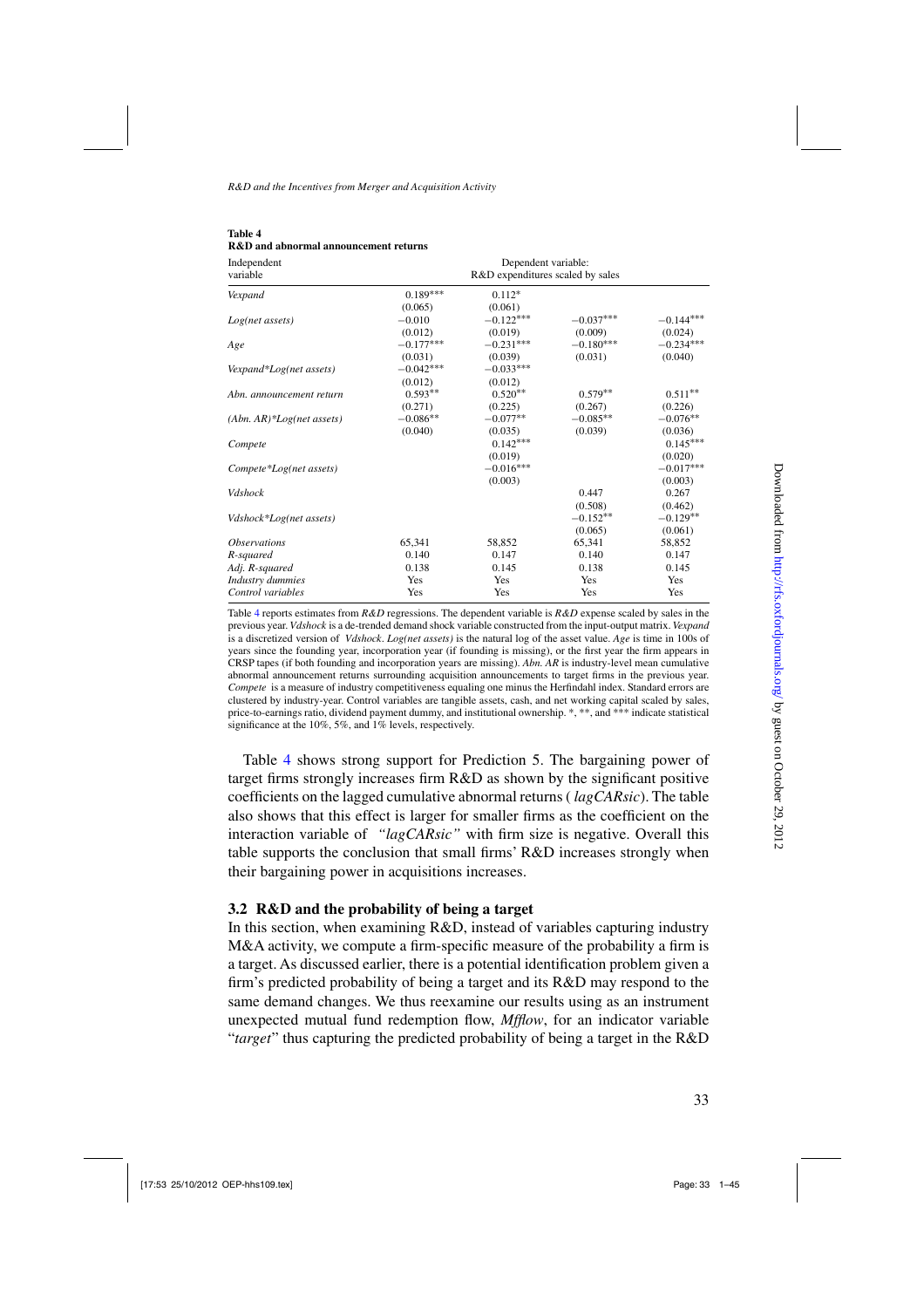**Table 4**
**R&D and abnormal announcement returns**

| Independent variable | Dependent variable: R&D expenditures scaled by sales | | | |
|---|---|---|---|---|
| *Vexpand* | 0.189*** | 0.112* | | |
| | (0.065) | (0.061) | | |
| *Log(net assets)* | −0.010 | −0.122*** | −0.037*** | −0.144*** |
| | (0.012) | (0.019) | (0.009) | (0.024) |
| *Age* | −0.177*** | −0.231*** | −0.180*** | −0.234*** |
| | (0.031) | (0.039) | (0.031) | (0.040) |
| *Vexpand\*Log(net assets)* | −0.042*** | −0.033*** | | |
| | (0.012) | (0.012) | | |
| *Abn. announcement return* | 0.593** | 0.520** | 0.579** | 0.511** |
| | (0.271) | (0.225) | (0.267) | (0.226) |
| *(Abn. AR)\*Log(net assets)* | −0.086** | −0.077** | −0.085** | −0.076** |
| | (0.040) | (0.035) | (0.039) | (0.036) |
| *Compete* | | 0.142*** | | 0.145*** |
| | | (0.019) | | (0.020) |
| *Compete\*Log(net assets)* | | −0.016*** | | −0.017*** |
| | | (0.003) | | (0.003) |
| *Vdshock* | | | 0.447 | 0.267 |
| | | | (0.508) | (0.462) |
| *Vdshock\*Log(net assets)* | | | −0.152** | −0.129** |
| | | | (0.065) | (0.061) |
| *Observations* | 65,341 | 58,852 | 65,341 | 58,852 |
| *R-squared* | 0.140 | 0.147 | 0.140 | 0.147 |
| *Adj. R-squared* | 0.138 | 0.145 | 0.138 | 0.145 |
| *Industry dummies* | Yes | Yes | Yes | Yes |
| *Control variables* | Yes | Yes | Yes | Yes |

Table 4 reports estimates from *R&D* regressions. The dependent variable is *R&D* expense scaled by sales in the previous year. *Vdshock* is a de-trended demand shock variable constructed from the input-output matrix. *Vexpand* is a discretized version of *Vdshock*. *Log(net assets)* is the natural log of the asset value. *Age* is time in 100s of years since the founding year, incorporation year (if founding is missing), or the first year the firm appears in CRSP tapes (if both founding and incorporation years are missing). *Abn. AR* is industry-level mean cumulative abnormal announcement returns surrounding acquisition announcements to target firms in the previous year. *Compete* is a measure of industry competitiveness equaling one minus the Herfindahl index. Standard errors are clustered by industry-year. Control variables are tangible assets, cash, and net working capital scaled by sales, price-to-earnings ratio, dividend payment dummy, and institutional ownership. *, **, and *** indicate statistical significance at the 10%, 5%, and 1% levels, respectively.

Table 4 shows strong support for Prediction 5. The bargaining power of target firms strongly increases firm R&D as shown by the significant positive coefficients on the lagged cumulative abnormal returns ( *lagCARsic*). The table also shows that this effect is larger for smaller firms as the coefficient on the interaction variable of *"lagCARsic"* with firm size is negative. Overall this table supports the conclusion that small firms' R&D increases strongly when their bargaining power in acquisitions increases.

### 3.2 R&D and the probability of being a target

In this section, when examining R&D, instead of variables capturing industry M&A activity, we compute a firm-specific measure of the probability a firm is a target. As discussed earlier, there is a potential identification problem given a firm's predicted probability of being a target and its R&D may respond to the same demand changes. We thus reexamine our results using as an instrument unexpected mutual fund redemption flow, *Mfflow*, for an indicator variable "*target*" thus capturing the predicted probability of being a target in the R&D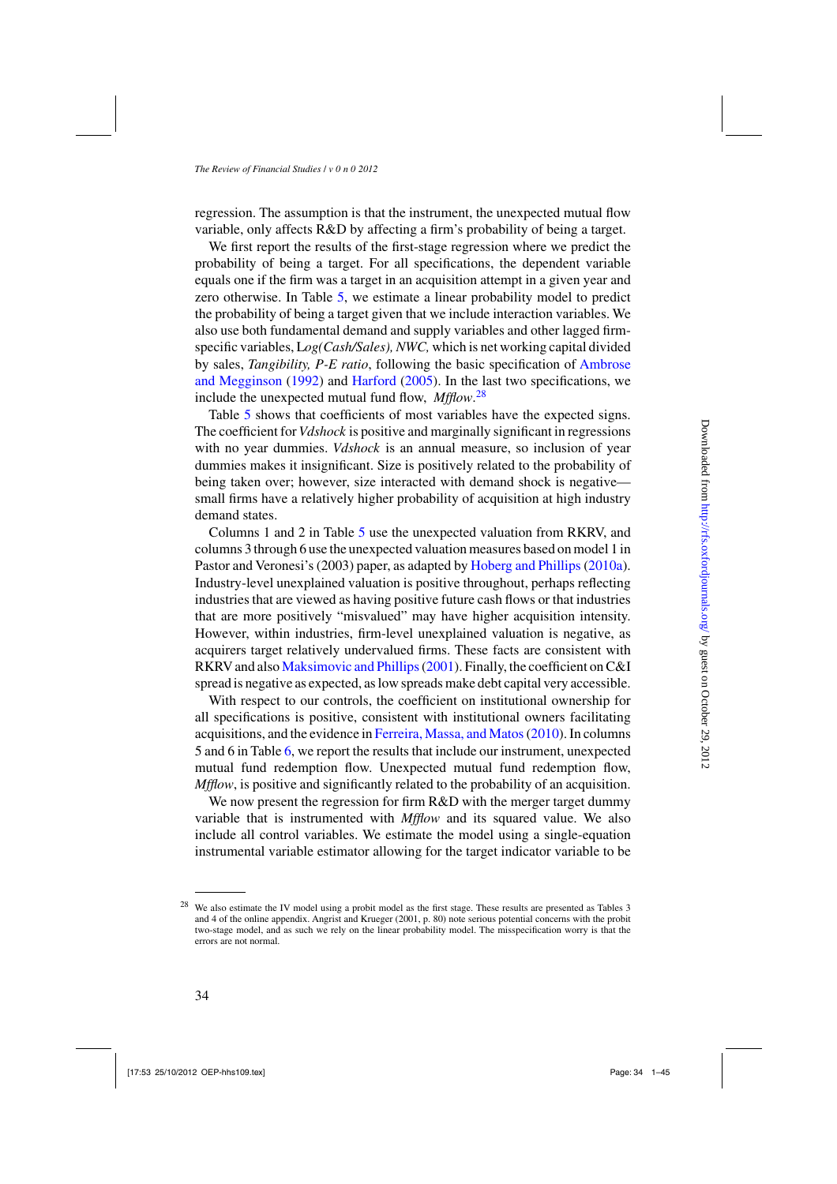regression. The assumption is that the instrument, the unexpected mutual flow variable, only affects R&D by affecting a firm's probability of being a target.

We first report the results of the first-stage regression where we predict the probability of being a target. For all specifications, the dependent variable equals one if the firm was a target in an acquisition attempt in a given year and zero otherwise. In Table 5, we estimate a linear probability model to predict the probability of being a target given that we include interaction variables. We also use both fundamental demand and supply variables and other lagged firm-specific variables, L*og(Cash/Sales), NWC,* which is net working capital divided by sales, *Tangibility, P-E ratio*, following the basic specification of Ambrose and Megginson (1992) and Harford (2005). In the last two specifications, we include the unexpected mutual fund flow, *Mfflow*.[28]

Table 5 shows that coefficients of most variables have the expected signs. The coefficient for *Vdshock* is positive and marginally significant in regressions with no year dummies. *Vdshock* is an annual measure, so inclusion of year dummies makes it insignificant. Size is positively related to the probability of being taken over; however, size interacted with demand shock is negative—small firms have a relatively higher probability of acquisition at high industry demand states.

Columns 1 and 2 in Table 5 use the unexpected valuation from RKRV, and columns 3 through 6 use the unexpected valuation measures based on model 1 in Pastor and Veronesi's (2003) paper, as adapted by Hoberg and Phillips (2010a). Industry-level unexplained valuation is positive throughout, perhaps reflecting industries that are viewed as having positive future cash flows or that industries that are more positively "misvalued" may have higher acquisition intensity. However, within industries, firm-level unexplained valuation is negative, as acquirers target relatively undervalued firms. These facts are consistent with RKRV and also Maksimovic and Phillips (2001). Finally, the coefficient on C&I spread is negative as expected, as low spreads make debt capital very accessible.

With respect to our controls, the coefficient on institutional ownership for all specifications is positive, consistent with institutional owners facilitating acquisitions, and the evidence in Ferreira, Massa, and Matos (2010). In columns 5 and 6 in Table 6, we report the results that include our instrument, unexpected mutual fund redemption flow. Unexpected mutual fund redemption flow, *Mfflow*, is positive and significantly related to the probability of an acquisition.

We now present the regression for firm R&D with the merger target dummy variable that is instrumented with *Mfflow* and its squared value. We also include all control variables. We estimate the model using a single-equation instrumental variable estimator allowing for the target indicator variable to be

---

[28] We also estimate the IV model using a probit model as the first stage. These results are presented as Tables 3 and 4 of the online appendix. Angrist and Krueger (2001, p. 80) note serious potential concerns with the probit two-stage model, and as such we rely on the linear probability model. The misspecification worry is that the errors are not normal.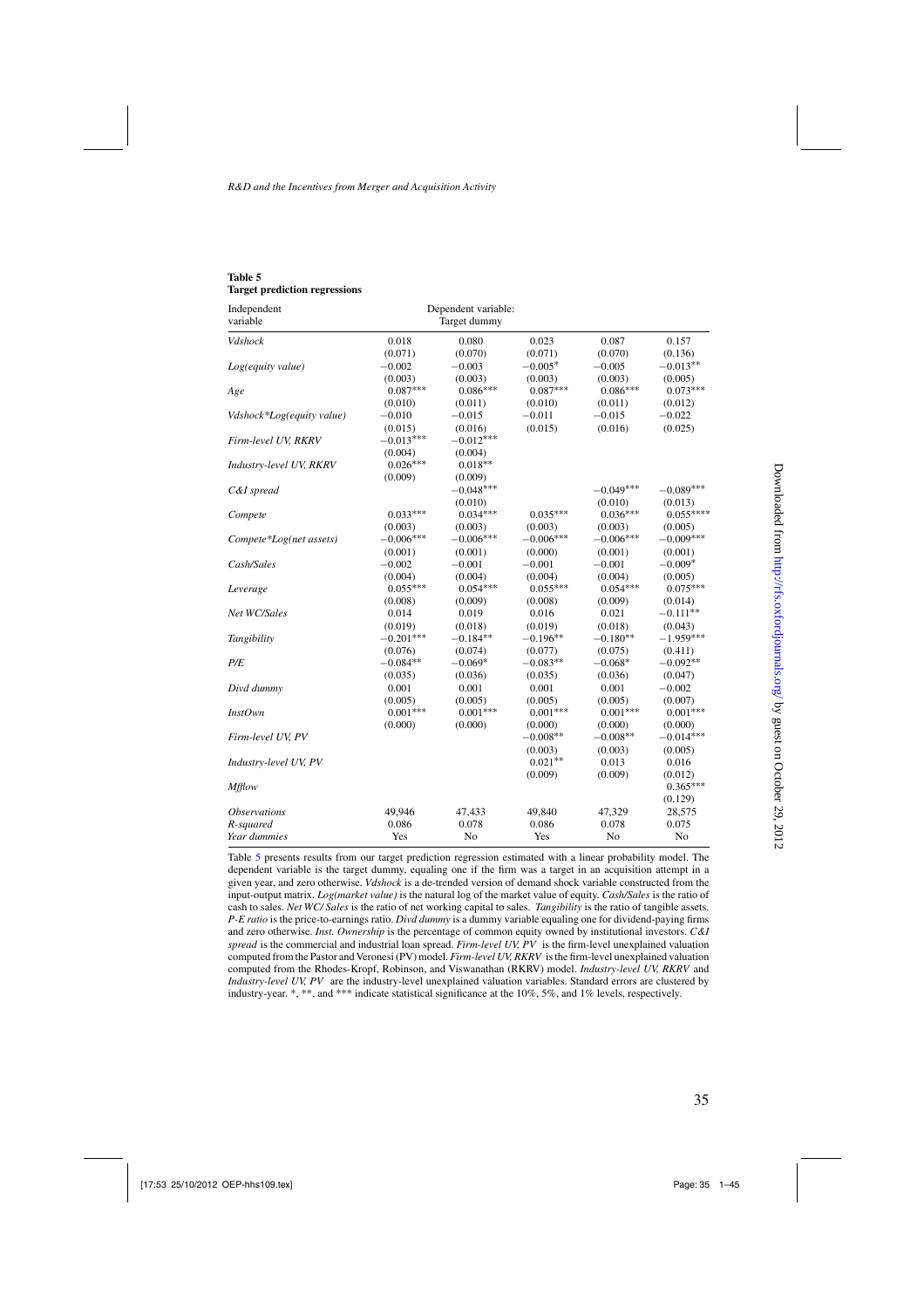**Table 5**
**Target prediction regressions**

| Independent variable | Dependent variable: Target dummy | | | | |
|---|---|---|---|---|---|
| *Vdshock* | 0.018 | 0.080 | 0.023 | 0.087 | 0.157 |
| | (0.071) | (0.070) | (0.071) | (0.070) | (0.136) |
| *Log(equity value)* | −0.002 | −0.003 | −0.005* | −0.005 | −0.013** |
| | (0.003) | (0.003) | (0.003) | (0.003) | (0.005) |
| *Age* | 0.087*** | 0.086*** | 0.087*** | 0.086*** | 0.073*** |
| | (0.010) | (0.011) | (0.010) | (0.011) | (0.012) |
| *Vdshock\*Log(equity value)* | −0.010 | −0.015 | −0.011 | −0.015 | −0.022 |
| | (0.015) | (0.016) | (0.015) | (0.016) | (0.025) |
| *Firm-level UV, RKRV* | −0.013*** | −0.012*** | | | |
| | (0.004) | (0.004) | | | |
| *Industry-level UV, RKRV* | 0.026*** | 0.018** | | | |
| | (0.009) | (0.009) | | | |
| *C&I spread* | | −0.048*** | | −0.049*** | −0.089*** |
| | | (0.010) | | (0.010) | (0.013) |
| *Compete* | 0.033*** | 0.034*** | 0.035*** | 0.036*** | 0.055**** |
| | (0.003) | (0.003) | (0.003) | (0.003) | (0.005) |
| *Compete\*Log(net assets)* | −0.006*** | −0.006*** | −0.006*** | −0.006*** | −0.009*** |
| | (0.001) | (0.001) | (0.000) | (0.001) | (0.001) |
| *Cash/Sales* | −0.002 | −0.001 | −0.001 | −0.001 | −0.009* |
| | (0.004) | (0.004) | (0.004) | (0.004) | (0.005) |
| *Leverage* | 0.055*** | 0.054*** | 0.055*** | 0.054*** | 0.075*** |
| | (0.008) | (0.009) | (0.008) | (0.009) | (0.014) |
| *Net WC/Sales* | 0.014 | 0.019 | 0.016 | 0.021 | −0.111** |
| | (0.019) | (0.018) | (0.019) | (0.018) | (0.043) |
| *Tangibility* | −0.201*** | −0.184** | −0.196** | −0.180** | −1.959*** |
| | (0.076) | (0.074) | (0.077) | (0.075) | (0.411) |
| *P/E* | −0.084** | −0.069* | −0.083** | −0.068* | −0.092** |
| | (0.035) | (0.036) | (0.035) | (0.036) | (0.047) |
| *Divd dummy* | 0.001 | 0.001 | 0.001 | 0.001 | −0.002 |
| | (0.005) | (0.005) | (0.005) | (0.005) | (0.007) |
| *InstOwn* | 0.001*** | 0.001*** | 0.001*** | 0.001*** | 0.001*** |
| | (0.000) | (0.000) | (0.000) | (0.000) | (0.000) |
| *Firm-level UV, PV* | | | −0.008** | −0.008** | −0.014*** |
| | | | (0.003) | (0.003) | (0.005) |
| *Industry-level UV, PV* | | | 0.021** | 0.013 | 0.016 |
| | | | (0.009) | (0.009) | (0.012) |
| *Mfflow* | | | | | 0.365*** |
| | | | | | (0.129) |
| *Observations* | 49,946 | 47,433 | 49,840 | 47,329 | 28,575 |
| *R-squared* | 0.086 | 0.078 | 0.086 | 0.078 | 0.075 |
| *Year dummies* | Yes | No | Yes | No | No |

Table 5 presents results from our target prediction regression estimated with a linear probability model. The dependent variable is the target dummy, equaling one if the firm was a target in an acquisition attempt in a given year, and zero otherwise. *Vdshock* is a de-trended version of demand shock variable constructed from the input-output matrix. *Log(market value)* is the natural log of the market value of equity. *Cash/Sales* is the ratio of cash to sales. *Net WC/ Sales* is the ratio of net working capital to sales. *Tangibility* is the ratio of tangible assets. *P-E ratio* is the price-to-earnings ratio. *Divd dummy* is a dummy variable equaling one for dividend-paying firms and zero otherwise. *Inst. Ownership* is the percentage of common equity owned by institutional investors. *C&I spread* is the commercial and industrial loan spread. *Firm-level UV, PV* is the firm-level unexplained valuation computed from the Pastor and Veronesi (PV) model. *Firm-level UV, RKRV* is the firm-level unexplained valuation computed from the Rhodes-Kropf, Robinson, and Viswanathan (RKRV) model. *Industry-level UV, RKRV* and *Industry-level UV, PV* are the industry-level unexplained valuation variables. Standard errors are clustered by industry-year. \*, \*\*, and \*\*\* indicate statistical significance at the 10%, 5%, and 1% levels, respectively.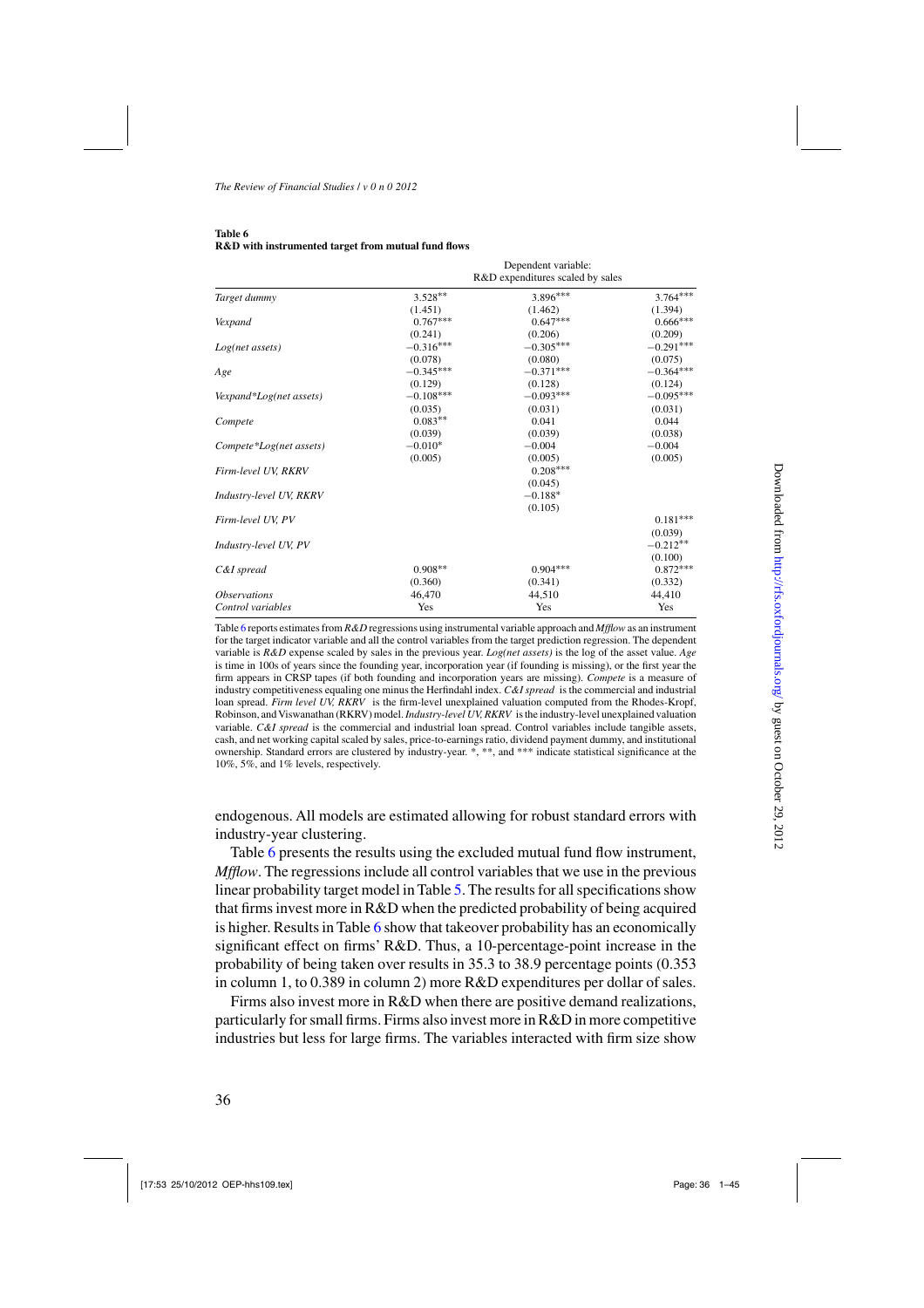**Table 6**
**R&D with instrumented target from mutual fund flows**

| | Dependent variable: R&D expenditures scaled by sales | | |
|---|---|---|---|
| *Target dummy* | 3.528** | 3.896*** | 3.764*** |
| | (1.451) | (1.462) | (1.394) |
| *Vexpand* | 0.767*** | 0.647*** | 0.666*** |
| | (0.241) | (0.206) | (0.209) |
| *Log(net assets)* | −0.316*** | −0.305*** | −0.291*** |
| | (0.078) | (0.080) | (0.075) |
| *Age* | −0.345*** | −0.371*** | −0.364*** |
| | (0.129) | (0.128) | (0.124) |
| *Vexpand\*Log(net assets)* | −0.108*** | −0.093*** | −0.095*** |
| | (0.035) | (0.031) | (0.031) |
| *Compete* | 0.083** | 0.041 | 0.044 |
| | (0.039) | (0.039) | (0.038) |
| *Compete\*Log(net assets)* | −0.010* | −0.004 | −0.004 |
| | (0.005) | (0.005) | (0.005) |
| *Firm-level UV, RKRV* | | 0.208*** | |
| | | (0.045) | |
| *Industry-level UV, RKRV* | | −0.188* | |
| | | (0.105) | |
| *Firm-level UV, PV* | | | 0.181*** |
| | | | (0.039) |
| *Industry-level UV, PV* | | | −0.212** |
| | | | (0.100) |
| *C&I spread* | 0.908** | 0.904*** | 0.872*** |
| | (0.360) | (0.341) | (0.332) |
| *Observations* | 46,470 | 44,510 | 44,410 |
| *Control variables* | Yes | Yes | Yes |

Table 6 reports estimates from *R&D* regressions using instrumental variable approach and *Mfflow* as an instrument for the target indicator variable and all the control variables from the target prediction regression. The dependent variable is *R&D* expense scaled by sales in the previous year. *Log(net assets)* is the log of the asset value. *Age* is time in 100s of years since the founding year, incorporation year (if founding is missing), or the first year the firm appears in CRSP tapes (if both founding and incorporation years are missing). *Compete* is a measure of industry competitiveness equaling one minus the Herfindahl index. *C&I spread* is the commercial and industrial loan spread. *Firm level UV, RKRV* is the firm-level unexplained valuation computed from the Rhodes-Kropf, Robinson, and Viswanathan (RKRV) model. *Industry-level UV, RKRV* is the industry-level unexplained valuation variable. *C&I spread* is the commercial and industrial loan spread. Control variables include tangible assets, cash, and net working capital scaled by sales, price-to-earnings ratio, dividend payment dummy, and institutional ownership. Standard errors are clustered by industry-year. *, **, and *** indicate statistical significance at the 10%, 5%, and 1% levels, respectively.

endogenous. All models are estimated allowing for robust standard errors with industry-year clustering.

Table 6 presents the results using the excluded mutual fund flow instrument, *Mfflow*. The regressions include all control variables that we use in the previous linear probability target model in Table 5. The results for all specifications show that firms invest more in R&D when the predicted probability of being acquired is higher. Results in Table 6 show that takeover probability has an economically significant effect on firms' R&D. Thus, a 10-percentage-point increase in the probability of being taken over results in 35.3 to 38.9 percentage points (0.353 in column 1, to 0.389 in column 2) more R&D expenditures per dollar of sales.

Firms also invest more in R&D when there are positive demand realizations, particularly for small firms. Firms also invest more in R&D in more competitive industries but less for large firms. The variables interacted with firm size show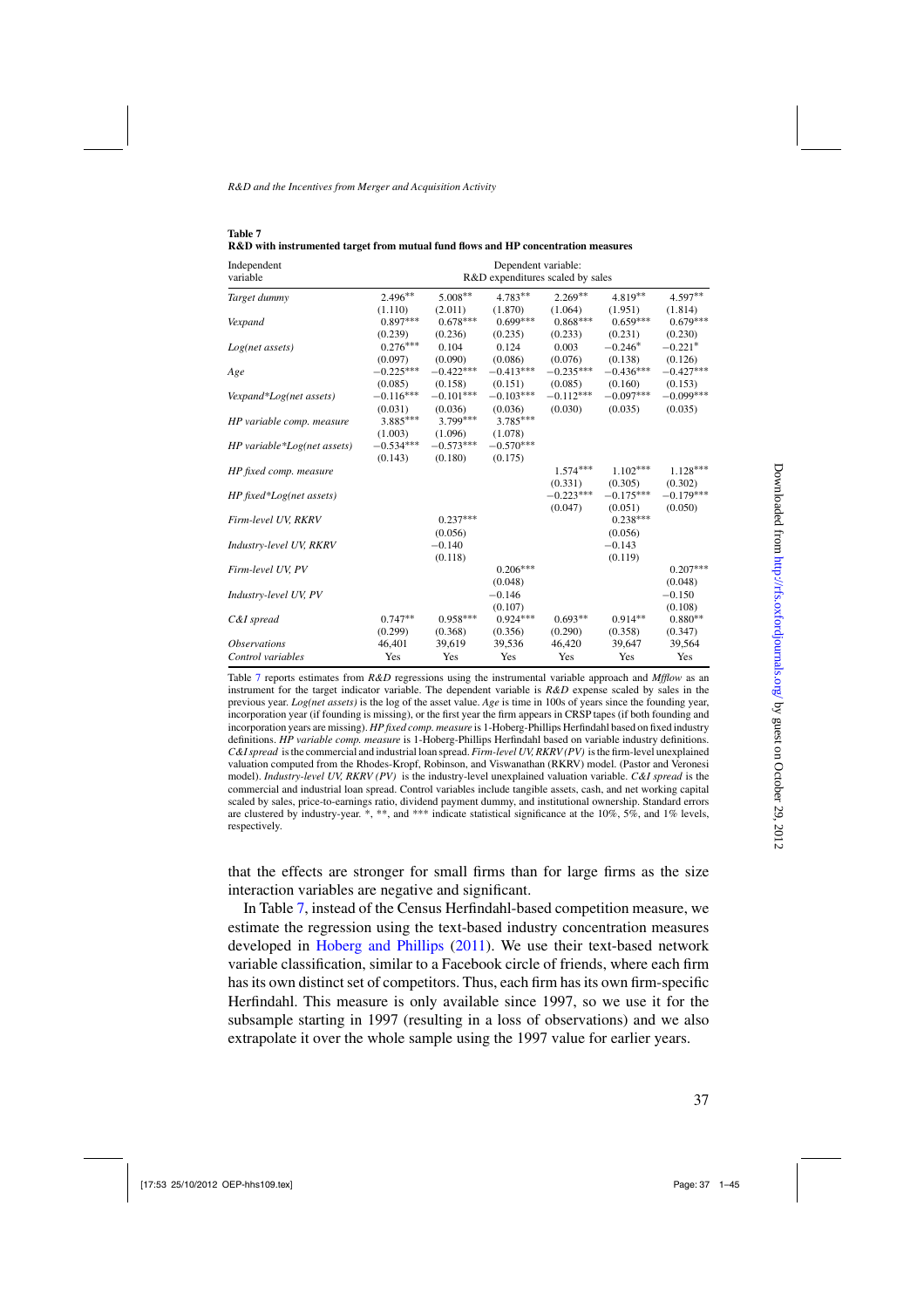**Table 7**
**R&D with instrumented target from mutual fund flows and HP concentration measures**

| Independent variable | Dependent variable: R&D expenditures scaled by sales | | | | | |
|---|---|---|---|---|---|---|
| *Target dummy* | 2.496** | 5.008** | 4.783** | 2.269** | 4.819** | 4.597** |
| | (1.110) | (2.011) | (1.870) | (1.064) | (1.951) | (1.814) |
| *Vexpand* | 0.897*** | 0.678*** | 0.699*** | 0.868*** | 0.659*** | 0.679*** |
| | (0.239) | (0.236) | (0.235) | (0.233) | (0.231) | (0.230) |
| *Log(net assets)* | 0.276*** | 0.104 | 0.124 | 0.003 | −0.246* | −0.221* |
| | (0.097) | (0.090) | (0.086) | (0.076) | (0.138) | (0.126) |
| *Age* | −0.225*** | −0.422*** | −0.413*** | −0.235*** | −0.436*** | −0.427*** |
| | (0.085) | (0.158) | (0.151) | (0.085) | (0.160) | (0.153) |
| *Vexpand\*Log(net assets)* | −0.116*** | −0.101*** | −0.103*** | −0.112*** | −0.097*** | −0.099*** |
| | (0.031) | (0.036) | (0.036) | (0.030) | (0.035) | (0.035) |
| *HP variable comp. measure* | 3.885*** | 3.799*** | 3.785*** | | | |
| | (1.003) | (1.096) | (1.078) | | | |
| *HP variable\*Log(net assets)* | −0.534*** | −0.573*** | −0.570*** | | | |
| | (0.143) | (0.180) | (0.175) | | | |
| *HP fixed comp. measure* | | | | 1.574*** | 1.102*** | 1.128*** |
| | | | | (0.331) | (0.305) | (0.302) |
| *HP fixed\*Log(net assets)* | | | | −0.223*** | −0.175*** | −0.179*** |
| | | | | (0.047) | (0.051) | (0.050) |
| *Firm-level UV, RKRV* | | 0.237*** | | | 0.238*** | |
| | | (0.056) | | | (0.056) | |
| *Industry-level UV, RKRV* | | −0.140 | | | −0.143 | |
| | | (0.118) | | | (0.119) | |
| *Firm-level UV, PV* | | | 0.206*** | | | 0.207*** |
| | | | (0.048) | | | (0.048) |
| *Industry-level UV, PV* | | | −0.146 | | | −0.150 |
| | | | (0.107) | | | (0.108) |
| *C&I spread* | 0.747** | 0.958*** | 0.924*** | 0.693** | 0.914** | 0.880** |
| | (0.299) | (0.368) | (0.356) | (0.290) | (0.358) | (0.347) |
| *Observations* | 46,401 | 39,619 | 39,536 | 46,420 | 39,647 | 39,564 |
| *Control variables* | Yes | Yes | Yes | Yes | Yes | Yes |

Table 7 reports estimates from *R&D* regressions using the instrumental variable approach and *Mfflow* as an instrument for the target indicator variable. The dependent variable is *R&D* expense scaled by sales in the previous year. *Log(net assets)* is the log of the asset value. *Age* is time in 100s of years since the founding year, incorporation year (if founding is missing), or the first year the firm appears in CRSP tapes (if both founding and incorporation years are missing). *HP fixed comp. measure* is 1-Hoberg-Phillips Herfindahl based on fixed industry definitions. *HP variable comp. measure* is 1-Hoberg-Phillips Herfindahl based on variable industry definitions. *C&I spread* is the commercial and industrial loan spread. *Firm-level UV, RKRV (PV)* is the firm-level unexplained valuation computed from the Rhodes-Kropf, Robinson, and Viswanathan (RKRV) model. (Pastor and Veronesi model). *Industry-level UV, RKRV (PV)* is the industry-level unexplained valuation variable. *C&I spread* is the commercial and industrial loan spread. Control variables include tangible assets, cash, and net working capital scaled by sales, price-to-earnings ratio, dividend payment dummy, and institutional ownership. Standard errors are clustered by industry-year. *, **, and *** indicate statistical significance at the 10%, 5%, and 1% levels, respectively.

that the effects are stronger for small firms than for large firms as the size interaction variables are negative and significant.

In Table 7, instead of the Census Herfindahl-based competition measure, we estimate the regression using the text-based industry concentration measures developed in Hoberg and Phillips (2011). We use their text-based network variable classification, similar to a Facebook circle of friends, where each firm has its own distinct set of competitors. Thus, each firm has its own firm-specific Herfindahl. This measure is only available since 1997, so we use it for the subsample starting in 1997 (resulting in a loss of observations) and we also extrapolate it over the whole sample using the 1997 value for earlier years.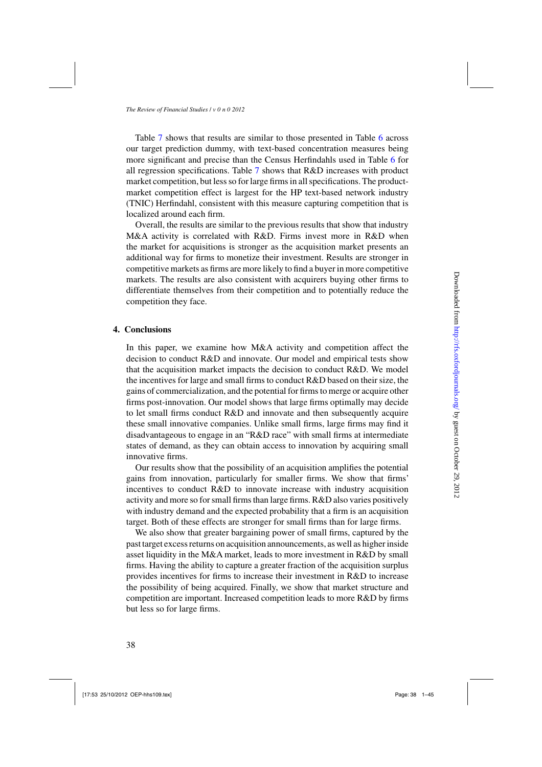Table 7 shows that results are similar to those presented in Table 6 across our target prediction dummy, with text-based concentration measures being more significant and precise than the Census Herfindahls used in Table 6 for all regression specifications. Table 7 shows that R&D increases with product market competition, but less so for large firms in all specifications. The product-market competition effect is largest for the HP text-based network industry (TNIC) Herfindahl, consistent with this measure capturing competition that is localized around each firm.

Overall, the results are similar to the previous results that show that industry M&A activity is correlated with R&D. Firms invest more in R&D when the market for acquisitions is stronger as the acquisition market presents an additional way for firms to monetize their investment. Results are stronger in competitive markets as firms are more likely to find a buyer in more competitive markets. The results are also consistent with acquirers buying other firms to differentiate themselves from their competition and to potentially reduce the competition they face.

## 4. Conclusions

In this paper, we examine how M&A activity and competition affect the decision to conduct R&D and innovate. Our model and empirical tests show that the acquisition market impacts the decision to conduct R&D. We model the incentives for large and small firms to conduct R&D based on their size, the gains of commercialization, and the potential for firms to merge or acquire other firms post-innovation. Our model shows that large firms optimally may decide to let small firms conduct R&D and innovate and then subsequently acquire these small innovative companies. Unlike small firms, large firms may find it disadvantageous to engage in an "R&D race" with small firms at intermediate states of demand, as they can obtain access to innovation by acquiring small innovative firms.

Our results show that the possibility of an acquisition amplifies the potential gains from innovation, particularly for smaller firms. We show that firms' incentives to conduct R&D to innovate increase with industry acquisition activity and more so for small firms than large firms. R&D also varies positively with industry demand and the expected probability that a firm is an acquisition target. Both of these effects are stronger for small firms than for large firms.

We also show that greater bargaining power of small firms, captured by the past target excess returns on acquisition announcements, as well as higher inside asset liquidity in the M&A market, leads to more investment in R&D by small firms. Having the ability to capture a greater fraction of the acquisition surplus provides incentives for firms to increase their investment in R&D to increase the possibility of being acquired. Finally, we show that market structure and competition are important. Increased competition leads to more R&D by firms but less so for large firms.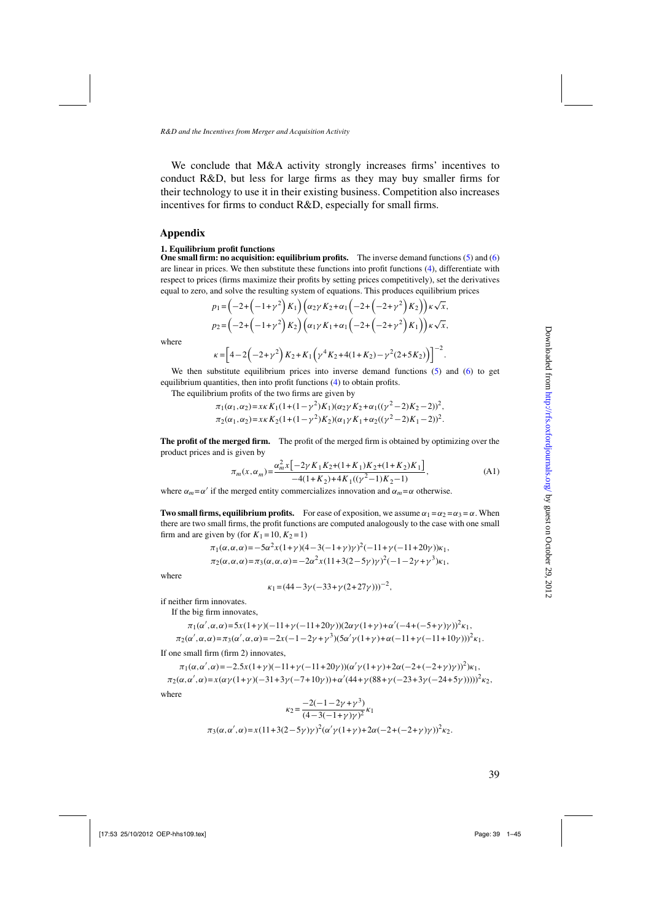We conclude that M&A activity strongly increases firms' incentives to conduct R&D, but less for large firms as they may buy smaller firms for their technology to use it in their existing business. Competition also increases incentives for firms to conduct R&D, especially for small firms.

## Appendix

### 1. Equilibrium profit functions

**One small firm: no acquisition: equilibrium profits.** The inverse demand functions (5) and (6) are linear in prices. We then substitute these functions into profit functions (4), differentiate with respect to prices (firms maximize their profits by setting prices competitively), set the derivatives equal to zero, and solve the resulting system of equations. This produces equilibrium prices

$$p_1 = \left(-2+\left(-1+\gamma^2\right)K_1\right)\left(\alpha_2\gamma K_2+\alpha_1\left(-2+\left(-2+\gamma^2\right)K_2\right)\right)\kappa\sqrt{x},$$
$$p_2 = \left(-2+\left(-1+\gamma^2\right)K_2\right)\left(\alpha_1\gamma K_1+\alpha_1\left(-2+\left(-2+\gamma^2\right)K_1\right)\right)\kappa\sqrt{x},$$

where

$$\kappa = \left[4-2\left(-2+\gamma^2\right)K_2+K_1\left(\gamma^4K_2+4(1+K_2)-\gamma^2(2+5K_2)\right)\right]^{-2}.$$

We then substitute equilibrium prices into inverse demand functions (5) and (6) to get equilibrium quantities, then into profit functions (4) to obtain profits.

The equilibrium profits of the two firms are given by

$$\pi_1(\alpha_1,\alpha_2) = x\kappa K_1(1+(1-\gamma^2)K_1)(\alpha_2\gamma K_2+\alpha_1((\gamma^2-2)K_2-2))^2,$$
$$\pi_2(\alpha_1,\alpha_2) = x\kappa K_2(1+(1-\gamma^2)K_2)(\alpha_1\gamma K_1+\alpha_2((\gamma^2-2)K_1-2))^2.$$

**The profit of the merged firm.** The profit of the merged firm is obtained by optimizing over the product prices and is given by

$$\pi_m(x,\alpha_m) = \frac{\alpha_m^2 x\left[-2\gamma K_1K_2+(1+K_1)K_2+(1+K_2)K_1\right]}{-4(1+K_2)+4K_1((\gamma^2-1)K_2-1)}, \tag{A1}$$

where $\alpha_m = \alpha'$ if the merged entity commercializes innovation and $\alpha_m = \alpha$ otherwise.

**Two small firms, equilibrium profits.** For ease of exposition, we assume $\alpha_1 = \alpha_2 = \alpha_3 = \alpha$. When there are two small firms, the profit functions are computed analogously to the case with one small firm and are given by (for $K_1 = 10, K_2 = 1$)

$$\pi_1(\alpha,\alpha,\alpha) = -5\alpha^2x(1+\gamma)(4-3(-1+\gamma)\gamma)^2(-11+\gamma(-11+20\gamma))\kappa_1,$$
$$\pi_2(\alpha,\alpha,\alpha) = \pi_3(\alpha,\alpha,\alpha) = -2\alpha^2x(11+3(2-5\gamma)\gamma)^2(-1-2\gamma+\gamma^3)\kappa_1,$$

where

$$\kappa_1 = (44-3\gamma(-33+\gamma(2+27\gamma)))^{-2},$$

if neither firm innovates.

If the big firm innovates,

$$\pi_1(\alpha',\alpha,\alpha) = 5x(1+\gamma)(-11+\gamma(-11+20\gamma))(2\alpha\gamma(1+\gamma)+\alpha'(-4+(-5+\gamma)\gamma))^2\kappa_1,$$
$$\pi_2(\alpha',\alpha,\alpha) = \pi_3(\alpha',\alpha,\alpha) = -2x(-1-2\gamma+\gamma^3)(5\alpha'\gamma(1+\gamma)+\alpha(-11+\gamma(-11+10\gamma)))^2\kappa_1.$$

If one small firm (firm 2) innovates,

$$\pi_1(\alpha,\alpha',\alpha) = -2.5x(1+\gamma)(-11+\gamma(-11+20\gamma))(\alpha'\gamma(1+\gamma)+2\alpha(-2+(-2+\gamma)\gamma))^2\kappa_1,$$
$$\pi_2(\alpha,\alpha',\alpha) = x(\alpha\gamma(1+\gamma)(-31+3\gamma(-7+10\gamma))+\alpha'(44+\gamma(88+\gamma(-23+3\gamma(-24+5\gamma)))))^2\kappa_2,$$

where

$$\kappa_2 = \frac{-2(-1-2\gamma+\gamma^3)}{(4-3(-1+\gamma)\gamma)^2}\kappa_1$$

$$\pi_3(\alpha,\alpha',\alpha) = x(11+3(2-5\gamma)\gamma)^2(\alpha'\gamma(1+\gamma)+2\alpha(-2+(-2+\gamma)\gamma))^2\kappa_2.$$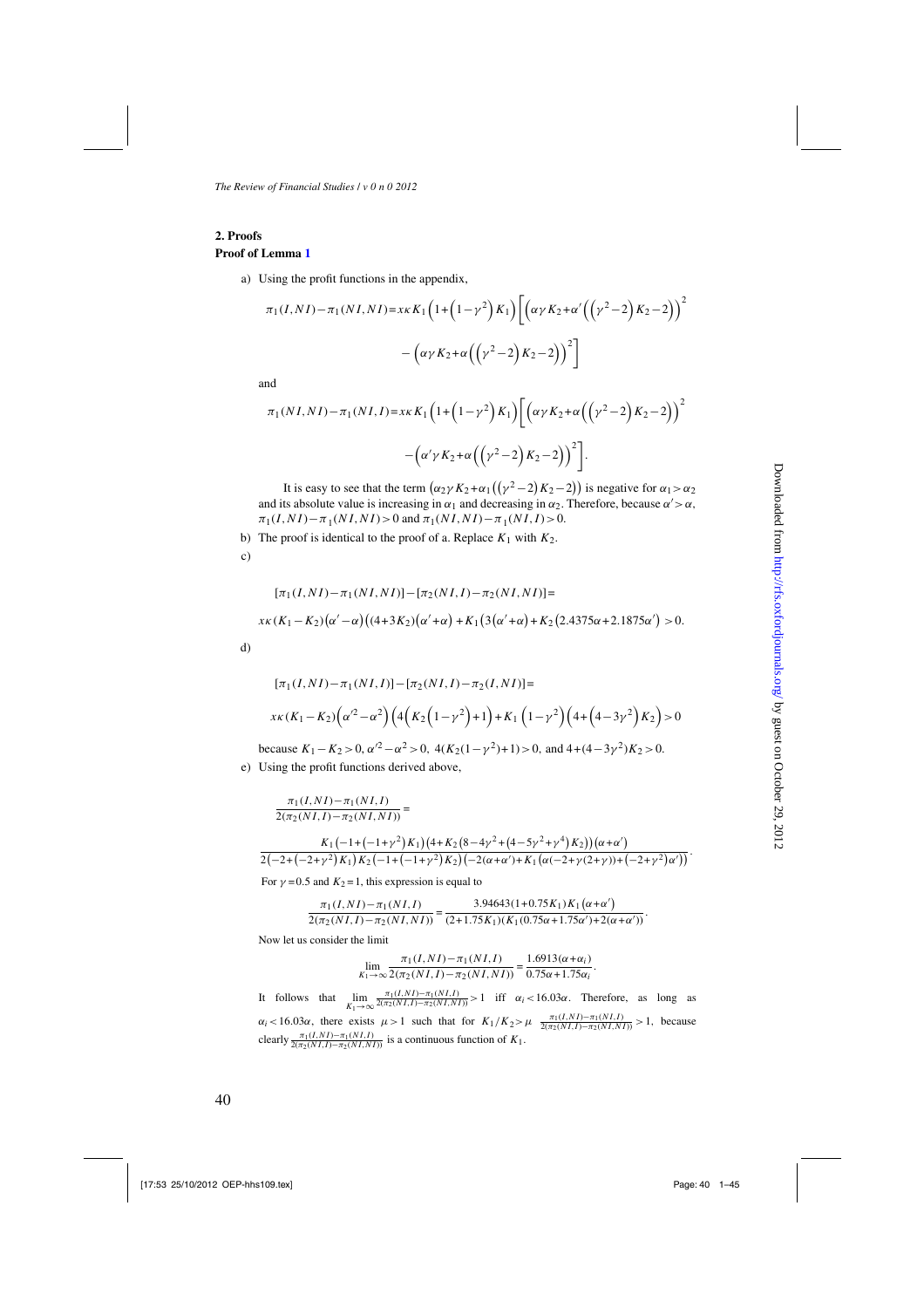## 2. Proofs

### Proof of Lemma 1

a) Using the profit functions in the appendix,

$$\pi_1(I,NI)-\pi_1(NI,NI)=x\kappa K_1\left(1+\left(1-\gamma^2\right)K_1\right)\left[\left(\alpha\gamma K_2+\alpha'\left(\left(\gamma^2-2\right)K_2-2\right)\right)^2\right.$$
$$\left.-\left(\alpha\gamma K_2+\alpha\left(\left(\gamma^2-2\right)K_2-2\right)\right)^2\right]$$

and

$$\pi_1(NI,NI)-\pi_1(NI,I)=x\kappa K_1\left(1+\left(1-\gamma^2\right)K_1\right)\left[\left(\alpha\gamma K_2+\alpha\left(\left(\gamma^2-2\right)K_2-2\right)\right)^2\right.$$
$$\left.-\left(\alpha'\gamma K_2+\alpha\left(\left(\gamma^2-2\right)K_2-2\right)\right)^2\right].$$

It is easy to see that the term $\left(\alpha_2\gamma K_2+\alpha_1\left(\left(\gamma^2-2\right)K_2-2\right)\right)$ is negative for $\alpha_1>\alpha_2$ and its absolute value is increasing in $\alpha_1$ and decreasing in $\alpha_2$. Therefore, because $\alpha'>\alpha$, $\pi_1(I,NI)-\pi_1(NI,NI)>0$ and $\pi_1(NI,NI)-\pi_1(NI,I)>0$.

b) The proof is identical to the proof of a. Replace $K_1$ with $K_2$.

c)

$$[\pi_1(I,NI)-\pi_1(NI,NI)]-[\pi_2(NI,I)-\pi_2(NI,NI)]=$$
$$x\kappa(K_1-K_2)\left(\alpha'-\alpha\right)\left((4+3K_2)\left(\alpha'+\alpha\right)+K_1\left(3\left(\alpha'+\alpha\right)+K_2\left(2.4375\alpha+2.1875\alpha'\right)\right.\right)>0.$$

d)

$$[\pi_1(I,NI)-\pi_1(NI,I)]-[\pi_2(NI,I)-\pi_2(I,NI)]=$$
$$x\kappa(K_1-K_2)\left(\alpha'^2-\alpha^2\right)\left(4\left(K_2\left(1-\gamma^2\right)+1\right)+K_1\left(1-\gamma^2\right)\left(4+\left(4-3\gamma^2\right)K_2\right)>0\right.$$

because $K_1-K_2>0$, $\alpha'^2-\alpha^2>0$, $4(K_2(1-\gamma^2)+1)>0$, and $4+(4-3\gamma^2)K_2>0$.

e) Using the profit functions derived above,

$$\frac{\pi_1(I,NI)-\pi_1(NI,I)}{2(\pi_2(NI,I)-\pi_2(NI,NI))}=$$

$$\frac{K_1\left(-1+\left(-1+\gamma^2\right)K_1\right)\left(4+K_2\left(8-4\gamma^2+\left(4-5\gamma^2+\gamma^4\right)K_2\right)\right)\left(\alpha+\alpha'\right)}{2\left(-2+\left(-2+\gamma^2\right)K_1\right)K_2\left(-1+\left(-1+\gamma^2\right)K_2\right)\left(-2(\alpha+\alpha')+K_1\left(\alpha(-2+\gamma(2+\gamma))+\left(-2+\gamma^2\right)\alpha'\right)\right)}.$$

For $\gamma=0.5$ and $K_2=1$, this expression is equal to

$$\frac{\pi_1(I,NI)-\pi_1(NI,I)}{2(\pi_2(NI,I)-\pi_2(NI,NI))}=\frac{3.94643(1+0.75K_1)K_1\left(\alpha+\alpha'\right)}{(2+1.75K_1)(K_1(0.75\alpha+1.75\alpha')+2(\alpha+\alpha'))}.$$

Now let us consider the limit

$$\lim_{K_1\to\infty}\frac{\pi_1(I,NI)-\pi_1(NI,I)}{2(\pi_2(NI,I)-\pi_2(NI,NI))}=\frac{1.6913(\alpha+\alpha_i)}{0.75\alpha+1.75\alpha_i}.$$

It follows that $\lim_{K_1\to\infty}\frac{\pi_1(I,NI)-\pi_1(NI,I)}{2(\pi_2(NI,I)-\pi_2(NI,NI))}>1$ iff $\alpha_i<16.03\alpha$. Therefore, as long as $\alpha_i<16.03\alpha$, there exists $\mu>1$ such that for $K_1/K_2>\mu$ $\frac{\pi_1(I,NI)-\pi_1(NI,I)}{2(\pi_2(NI,I)-\pi_2(NI,NI))}>1$, because clearly $\frac{\pi_1(I,NI)-\pi_1(NI,I)}{2(\pi_2(NI,I)-\pi_2(NI,NI))}$ is a continuous function of $K_1$.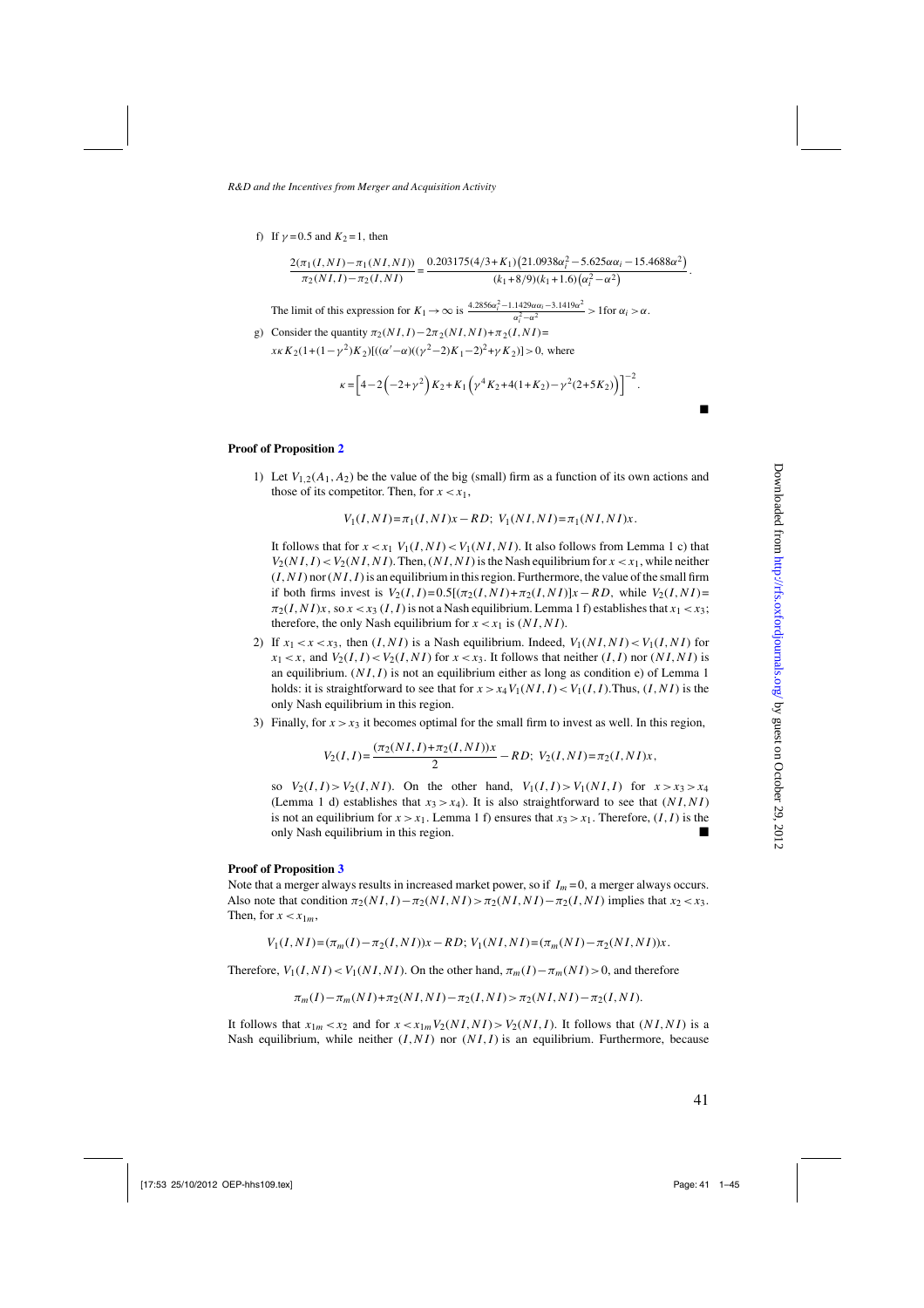f) If $\gamma = 0.5$ and $K_2 = 1$, then

$$\frac{2(\pi_1(I,NI) - \pi_1(NI,NI))}{\pi_2(NI,I) - \pi_2(I,NI)} = \frac{0.203175(4/3 + K_1)\left(21.0938\alpha_i^2 - 5.625\alpha\alpha_i - 15.4688\alpha^2\right)}{(k_1 + 8/9)(k_1 + 1.6)\left(\alpha_i^2 - \alpha^2\right)}.$$

The limit of this expression for $K_1 \to \infty$ is $\frac{4.2856\alpha_i^2 - 1.1429\alpha\alpha_i - 3.1419\alpha^2}{\alpha_i^2 - \alpha^2} > 1$ for $\alpha_i > \alpha$.

g) Consider the quantity $\pi_2(NI,I) - 2\pi_2(NI,NI) + \pi_2(I,NI) =$
$x\kappa K_2(1 + (1-\gamma^2)K_2)[((\alpha' - \alpha)((\gamma^2 - 2)K_1 - 2)^2 + \gamma K_2)] > 0$, where

$$\kappa = \left[4 - 2\left(-2 + \gamma^2\right)K_2 + K_1\left(\gamma^4 K_2 + 4(1 + K_2) - \gamma^2(2 + 5K_2)\right)\right]^{-2}.$$

■

**Proof of Proposition 2**

1) Let $V_{1,2}(A_1, A_2)$ be the value of the big (small) firm as a function of its own actions and those of its competitor. Then, for $x < x_1$,

$$V_1(I,NI) = \pi_1(I,NI)x - RD; \; V_1(NI,NI) = \pi_1(NI,NI)x.$$

It follows that for $x < x_1$ $V_1(I,NI) < V_1(NI,NI)$. It also follows from Lemma 1 c) that $V_2(NI,I) < V_2(NI,NI)$. Then, $(NI,NI)$ is the Nash equilibrium for $x < x_1$, while neither $(I,NI)$ nor $(NI,I)$ is an equilibrium in this region. Furthermore, the value of the small firm if both firms invest is $V_2(I,I) = 0.5[(\pi_2(I,NI) + \pi_2(I,NI)]x - RD$, while $V_2(I,NI) = \pi_2(I,NI)x$, so $x < x_3$ $(I,I)$ is not a Nash equilibrium. Lemma 1 f) establishes that $x_1 < x_3$; therefore, the only Nash equilibrium for $x < x_1$ is $(NI,NI)$.

2) If $x_1 < x < x_3$, then $(I,NI)$ is a Nash equilibrium. Indeed, $V_1(NI,NI) < V_1(I,NI)$ for $x_1 < x$, and $V_2(I,I) < V_2(I,NI)$ for $x < x_3$. It follows that neither $(I,I)$ nor $(NI,NI)$ is an equilibrium. $(NI,I)$ is not an equilibrium either as long as condition e) of Lemma 1 holds: it is straightforward to see that for $x > x_4 V_1(NI,I) < V_1(I,I)$. Thus, $(I,NI)$ is the only Nash equilibrium in this region.

3) Finally, for $x > x_3$ it becomes optimal for the small firm to invest as well. In this region,

$$V_2(I,I) = \frac{(\pi_2(NI,I) + \pi_2(I,NI))x}{2} - RD; \; V_2(I,NI) = \pi_2(I,NI)x,$$

so $V_2(I,I) > V_2(I,NI)$. On the other hand, $V_1(I,I) > V_1(NI,I)$ for $x > x_3 > x_4$ (Lemma 1 d) establishes that $x_3 > x_4$). It is also straightforward to see that $(NI,NI)$ is not an equilibrium for $x > x_1$. Lemma 1 f) ensures that $x_3 > x_1$. Therefore, $(I,I)$ is the only Nash equilibrium in this region. ■

**Proof of Proposition 3**

Note that a merger always results in increased market power, so if $I_m = 0$, a merger always occurs. Also note that condition $\pi_2(NI,I) - \pi_2(NI,NI) > \pi_2(NI,NI) - \pi_2(I,NI)$ implies that $x_2 < x_3$. Then, for $x < x_{1m}$,

$$V_1(I,NI) = (\pi_m(I) - \pi_2(I,NI))x - RD; \; V_1(NI,NI) = (\pi_m(NI) - \pi_2(NI,NI))x.$$

Therefore, $V_1(I,NI) < V_1(NI,NI)$. On the other hand, $\pi_m(I) - \pi_m(NI) > 0$, and therefore

$$\pi_m(I) - \pi_m(NI) + \pi_2(NI,NI) - \pi_2(I,NI) > \pi_2(NI,NI) - \pi_2(I,NI).$$

It follows that $x_{1m} < x_2$ and for $x < x_{1m} V_2(NI,NI) > V_2(NI,I)$. It follows that $(NI,NI)$ is a Nash equilibrium, while neither $(I,NI)$ nor $(NI,I)$ is an equilibrium. Furthermore, because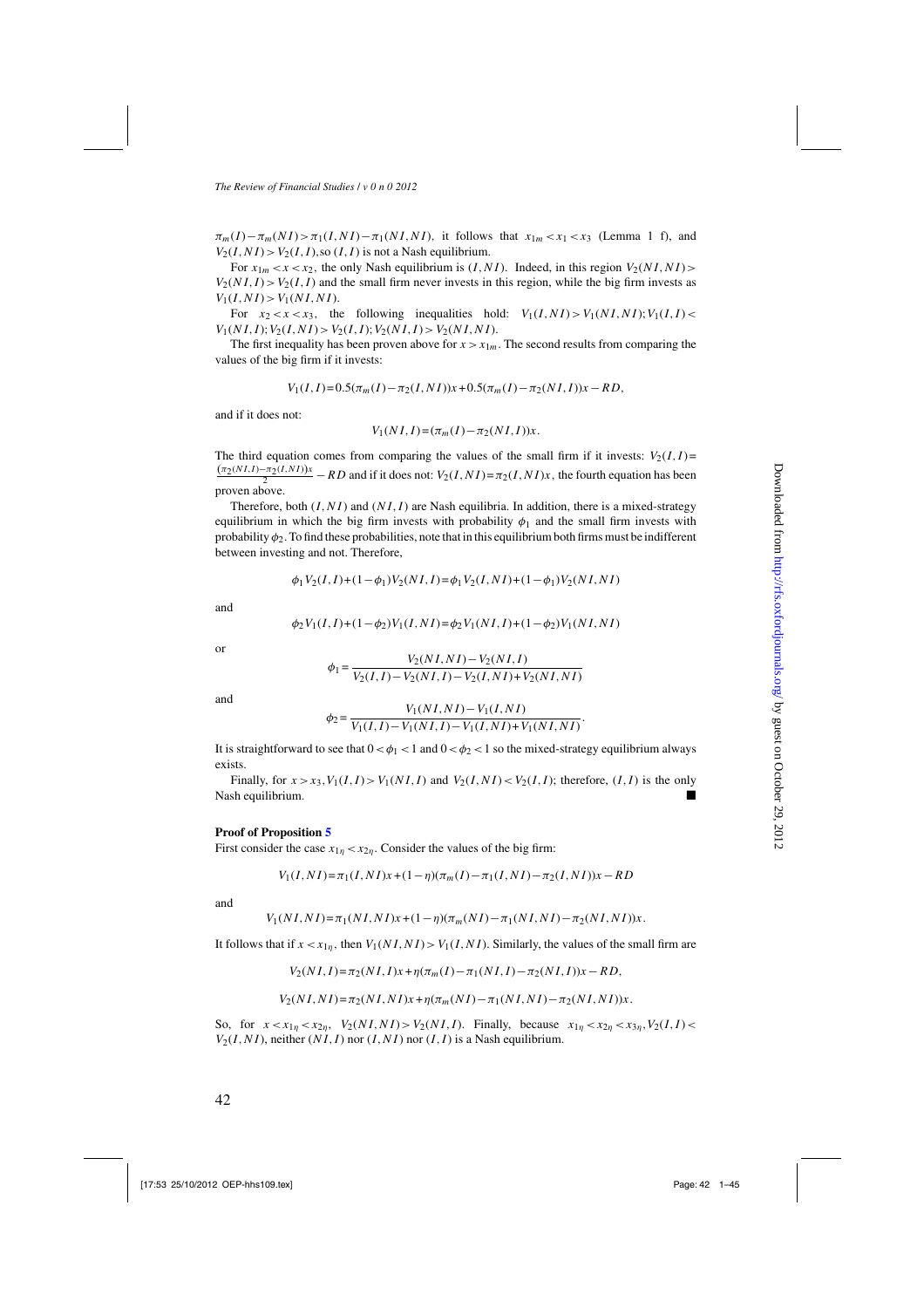$\pi_m(I)-\pi_m(NI)>\pi_1(I,NI)-\pi_1(NI,NI)$, it follows that $x_{1m}<x_1<x_3$ (Lemma 1 f), and $V_2(I,NI)>V_2(I,I)$, so $(I,I)$ is not a Nash equilibrium.

For $x_{1m}<x<x_2$, the only Nash equilibrium is $(I,NI)$. Indeed, in this region $V_2(NI,NI)>V_2(NI,I)>V_2(I,I)$ and the small firm never invests in this region, while the big firm invests as $V_1(I,NI)>V_1(NI,NI)$.

For $x_2<x<x_3$, the following inequalities hold: $V_1(I,NI)>V_1(NI,NI); V_1(I,I)<V_1(NI,I); V_2(I,NI)>V_2(I,I); V_2(NI,I)>V_2(NI,NI)$.

The first inequality has been proven above for $x>x_{1m}$. The second results from comparing the values of the big firm if it invests:

$$V_1(I,I)=0.5(\pi_m(I)-\pi_2(I,NI))x+0.5(\pi_m(I)-\pi_2(NI,I))x-RD,$$

and if it does not:

$$V_1(NI,I)=(\pi_m(I)-\pi_2(NI,I))x.$$

The third equation comes from comparing the values of the small firm if it invests: $V_2(I,I)=\frac{(\pi_2(NI,I)-\pi_2(I,NI))x}{2}-RD$ and if it does not: $V_2(I,NI)=\pi_2(I,NI)x$, the fourth equation has been proven above.

Therefore, both $(I,NI)$ and $(NI,I)$ are Nash equilibria. In addition, there is a mixed-strategy equilibrium in which the big firm invests with probability $\phi_1$ and the small firm invests with probability $\phi_2$. To find these probabilities, note that in this equilibrium both firms must be indifferent between investing and not. Therefore,

$$\phi_1 V_2(I,I)+(1-\phi_1)V_2(NI,I)=\phi_1 V_2(I,NI)+(1-\phi_1)V_2(NI,NI)$$

and

$$\phi_2 V_1(I,I)+(1-\phi_2)V_1(I,NI)=\phi_2 V_1(NI,I)+(1-\phi_2)V_1(NI,NI)$$

or

$$\phi_1=\frac{V_2(NI,NI)-V_2(NI,I)}{V_2(I,I)-V_2(NI,I)-V_2(I,NI)+V_2(NI,NI)}$$

and

$$\phi_2=\frac{V_1(NI,NI)-V_1(I,NI)}{V_1(I,I)-V_1(NI,I)-V_1(I,NI)+V_1(NI,NI)}.$$

It is straightforward to see that $0<\phi_1<1$ and $0<\phi_2<1$ so the mixed-strategy equilibrium always exists.

Finally, for $x>x_3, V_1(I,I)>V_1(NI,I)$ and $V_2(I,NI)<V_2(I,I)$; therefore, $(I,I)$ is the only Nash equilibrium. ■

**Proof of Proposition 5**

First consider the case $x_{1\eta}<x_{2\eta}$. Consider the values of the big firm:

$$V_1(I,NI)=\pi_1(I,NI)x+(1-\eta)(\pi_m(I)-\pi_1(I,NI)-\pi_2(I,NI))x-RD$$

and

$$V_1(NI,NI)=\pi_1(NI,NI)x+(1-\eta)(\pi_m(NI)-\pi_1(NI,NI)-\pi_2(NI,NI))x.$$

It follows that if $x<x_{1\eta}$, then $V_1(NI,NI)>V_1(I,NI)$. Similarly, the values of the small firm are

$$V_2(NI,I)=\pi_2(NI,I)x+\eta(\pi_m(I)-\pi_1(NI,I)-\pi_2(NI,I))x-RD,$$

$$V_2(NI,NI)=\pi_2(NI,NI)x+\eta(\pi_m(NI)-\pi_1(NI,NI)-\pi_2(NI,NI))x.$$

So, for $x<x_{1\eta}<x_{2\eta}$, $V_2(NI,NI)>V_2(NI,I)$. Finally, because $x_{1\eta}<x_{2\eta}<x_{3\eta}, V_2(I,I)<V_2(I,NI)$, neither $(NI,I)$ nor $(I,NI)$ nor $(I,I)$ is a Nash equilibrium.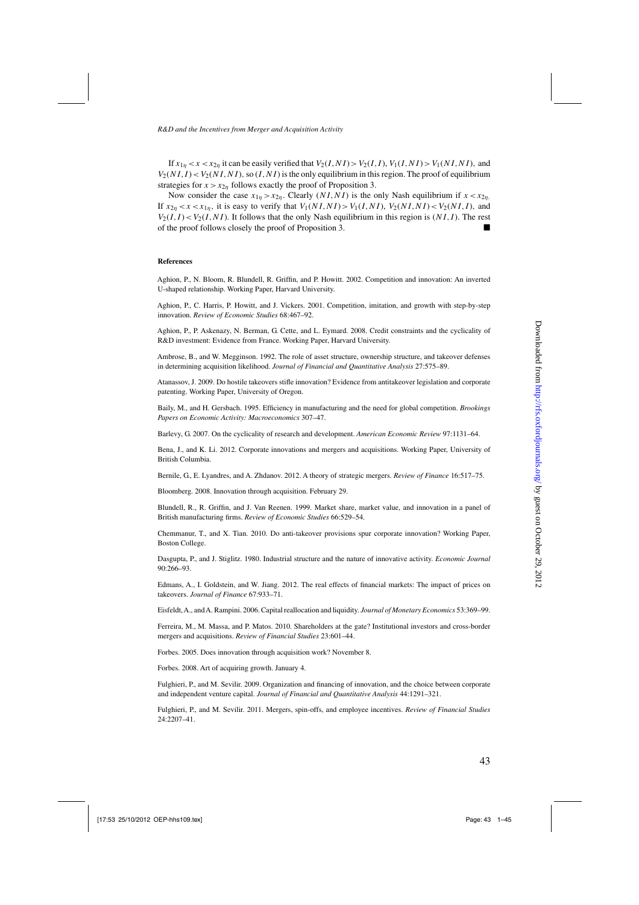If $x_{1\eta} < x < x_{2\eta}$ it can be easily verified that $V_2(I,NI) > V_2(I,I)$, $V_1(I,NI) > V_1(NI,NI)$, and $V_2(NI,I) < V_2(NI,NI)$, so $(I,NI)$ is the only equilibrium in this region. The proof of equilibrium strategies for $x > x_{2\eta}$ follows exactly the proof of Proposition 3.

Now consider the case $x_{1\eta} > x_{2\eta}$. Clearly $(NI,NI)$ is the only Nash equilibrium if $x < x_{2\eta}$. If $x_{2\eta} < x < x_{1\eta}$, it is easy to verify that $V_1(NI,NI) > V_1(I,NI)$, $V_2(NI,NI) < V_2(NI,I)$, and $V_2(I,I) < V_2(I,NI)$. It follows that the only Nash equilibrium in this region is $(NI,I)$. The rest of the proof follows closely the proof of Proposition 3. ■

**References**

Aghion, P., N. Bloom, R. Blundell, R. Griffin, and P. Howitt. 2002. Competition and innovation: An inverted U-shaped relationship. Working Paper, Harvard University.

Aghion, P., C. Harris, P. Howitt, and J. Vickers. 2001. Competition, imitation, and growth with step-by-step innovation. *Review of Economic Studies* 68:467–92.

Aghion, P., P. Askenazy, N. Berman, G. Cette, and L. Eymard. 2008. Credit constraints and the cyclicality of R&D investment: Evidence from France. Working Paper, Harvard University.

Ambrose, B., and W. Megginson. 1992. The role of asset structure, ownership structure, and takeover defenses in determining acquisition likelihood. *Journal of Financial and Quantitative Analysis* 27:575–89.

Atanassov, J. 2009. Do hostile takeovers stifle innovation? Evidence from antitakeover legislation and corporate patenting. Working Paper, University of Oregon.

Baily, M., and H. Gersbach. 1995. Efficiency in manufacturing and the need for global competition. *Brookings Papers on Economic Activity: Macroeconomics* 307–47.

Barlevy, G. 2007. On the cyclicality of research and development. *American Economic Review* 97:1131–64.

Bena, J., and K. Li. 2012. Corporate innovations and mergers and acquisitions. Working Paper, University of British Columbia.

Bernile, G., E. Lyandres, and A. Zhdanov. 2012. A theory of strategic mergers. *Review of Finance* 16:517–75.

Bloomberg. 2008. Innovation through acquisition. February 29.

Blundell, R., R. Griffin, and J. Van Reenen. 1999. Market share, market value, and innovation in a panel of British manufacturing firms. *Review of Economic Studies* 66:529–54.

Chemmanur, T., and X. Tian. 2010. Do anti-takeover provisions spur corporate innovation? Working Paper, Boston College.

Dasgupta, P., and J. Stiglitz. 1980. Industrial structure and the nature of innovative activity. *Economic Journal* 90:266–93.

Edmans, A., I. Goldstein, and W. Jiang. 2012. The real effects of financial markets: The impact of prices on takeovers. *Journal of Finance* 67:933–71.

Eisfeldt, A., and A. Rampini. 2006. Capital reallocation and liquidity. *Journal of Monetary Economics* 53:369–99.

Ferreira, M., M. Massa, and P. Matos. 2010. Shareholders at the gate? Institutional investors and cross-border mergers and acquisitions. *Review of Financial Studies* 23:601–44.

Forbes. 2005. Does innovation through acquisition work? November 8.

Forbes. 2008. Art of acquiring growth. January 4.

Fulghieri, P., and M. Sevilir. 2009. Organization and financing of innovation, and the choice between corporate and independent venture capital. *Journal of Financial and Quantitative Analysis* 44:1291–321.

Fulghieri, P., and M. Sevilir. 2011. Mergers, spin-offs, and employee incentives. *Review of Financial Studies* 24:2207–41.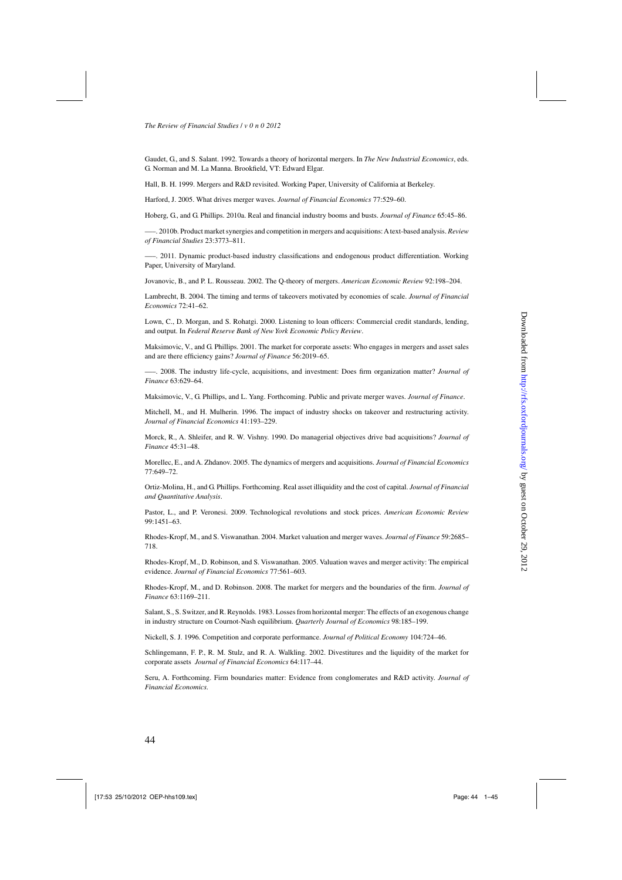Gaudet, G., and S. Salant. 1992. Towards a theory of horizontal mergers. In *The New Industrial Economics*, eds. G. Norman and M. La Manna. Brookfield, VT: Edward Elgar.

Hall, B. H. 1999. Mergers and R&D revisited. Working Paper, University of California at Berkeley.

Harford, J. 2005. What drives merger waves. *Journal of Financial Economics* 77:529–60.

Hoberg, G., and G. Phillips. 2010a. Real and financial industry booms and busts. *Journal of Finance* 65:45–86.

——. 2010b. Product market synergies and competition in mergers and acquisitions: A text-based analysis. *Review of Financial Studies* 23:3773–811.

——. 2011. Dynamic product-based industry classifications and endogenous product differentiation. Working Paper, University of Maryland.

Jovanovic, B., and P. L. Rousseau. 2002. The Q-theory of mergers. *American Economic Review* 92:198–204.

Lambrecht, B. 2004. The timing and terms of takeovers motivated by economies of scale. *Journal of Financial Economics* 72:41–62.

Lown, C., D. Morgan, and S. Rohatgi. 2000. Listening to loan officers: Commercial credit standards, lending, and output. In *Federal Reserve Bank of New York Economic Policy Review*.

Maksimovic, V., and G. Phillips. 2001. The market for corporate assets: Who engages in mergers and asset sales and are there efficiency gains? *Journal of Finance* 56:2019–65.

——. 2008. The industry life-cycle, acquisitions, and investment: Does firm organization matter? *Journal of Finance* 63:629–64.

Maksimovic, V., G. Phillips, and L. Yang. Forthcoming. Public and private merger waves. *Journal of Finance*.

Mitchell, M., and H. Mulherin. 1996. The impact of industry shocks on takeover and restructuring activity. *Journal of Financial Economics* 41:193–229.

Morck, R., A. Shleifer, and R. W. Vishny. 1990. Do managerial objectives drive bad acquisitions? *Journal of Finance* 45:31–48.

Morellec, E., and A. Zhdanov. 2005. The dynamics of mergers and acquisitions. *Journal of Financial Economics* 77:649–72.

Ortiz-Molina, H., and G. Phillips. Forthcoming. Real asset illiquidity and the cost of capital. *Journal of Financial and Quantitative Analysis*.

Pastor, L., and P. Veronesi. 2009. Technological revolutions and stock prices. *American Economic Review* 99:1451–63.

Rhodes-Kropf, M., and S. Viswanathan. 2004. Market valuation and merger waves. *Journal of Finance* 59:2685–718.

Rhodes-Kropf, M., D. Robinson, and S. Viswanathan. 2005. Valuation waves and merger activity: The empirical evidence. *Journal of Financial Economics* 77:561–603.

Rhodes-Kropf, M., and D. Robinson. 2008. The market for mergers and the boundaries of the firm. *Journal of Finance* 63:1169–211.

Salant, S., S. Switzer, and R. Reynolds. 1983. Losses from horizontal merger: The effects of an exogenous change in industry structure on Cournot-Nash equilibrium. *Quarterly Journal of Economics* 98:185–199.

Nickell, S. J. 1996. Competition and corporate performance. *Journal of Political Economy* 104:724–46.

Schlingemann, F. P., R. M. Stulz, and R. A. Walkling. 2002. Divestitures and the liquidity of the market for corporate assets *Journal of Financial Economics* 64:117–44.

Seru, A. Forthcoming. Firm boundaries matter: Evidence from conglomerates and R&D activity. *Journal of Financial Economics.*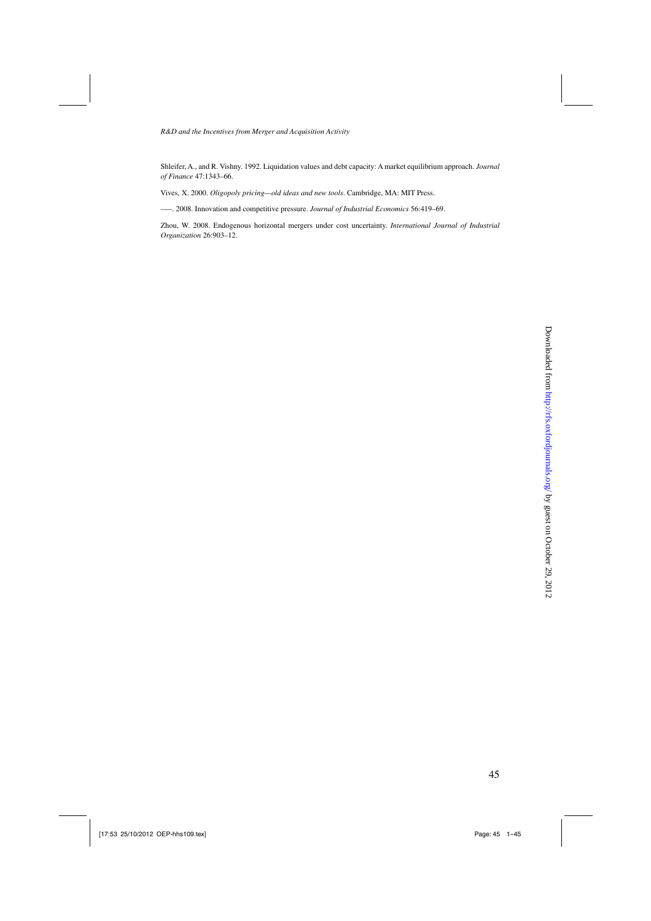Shleifer, A., and R. Vishny. 1992. Liquidation values and debt capacity: A market equilibrium approach. *Journal of Finance* 47:1343–66.

Vives, X. 2000. *Oligopoly pricing—old ideas and new tools*. Cambridge, MA: MIT Press.

——. 2008. Innovation and competitive pressure. *Journal of Industrial Economics* 56:419–69.

Zhou, W. 2008. Endogenous horizontal mergers under cost uncertainty. *International Journal of Industrial Organization* 26:903–12.